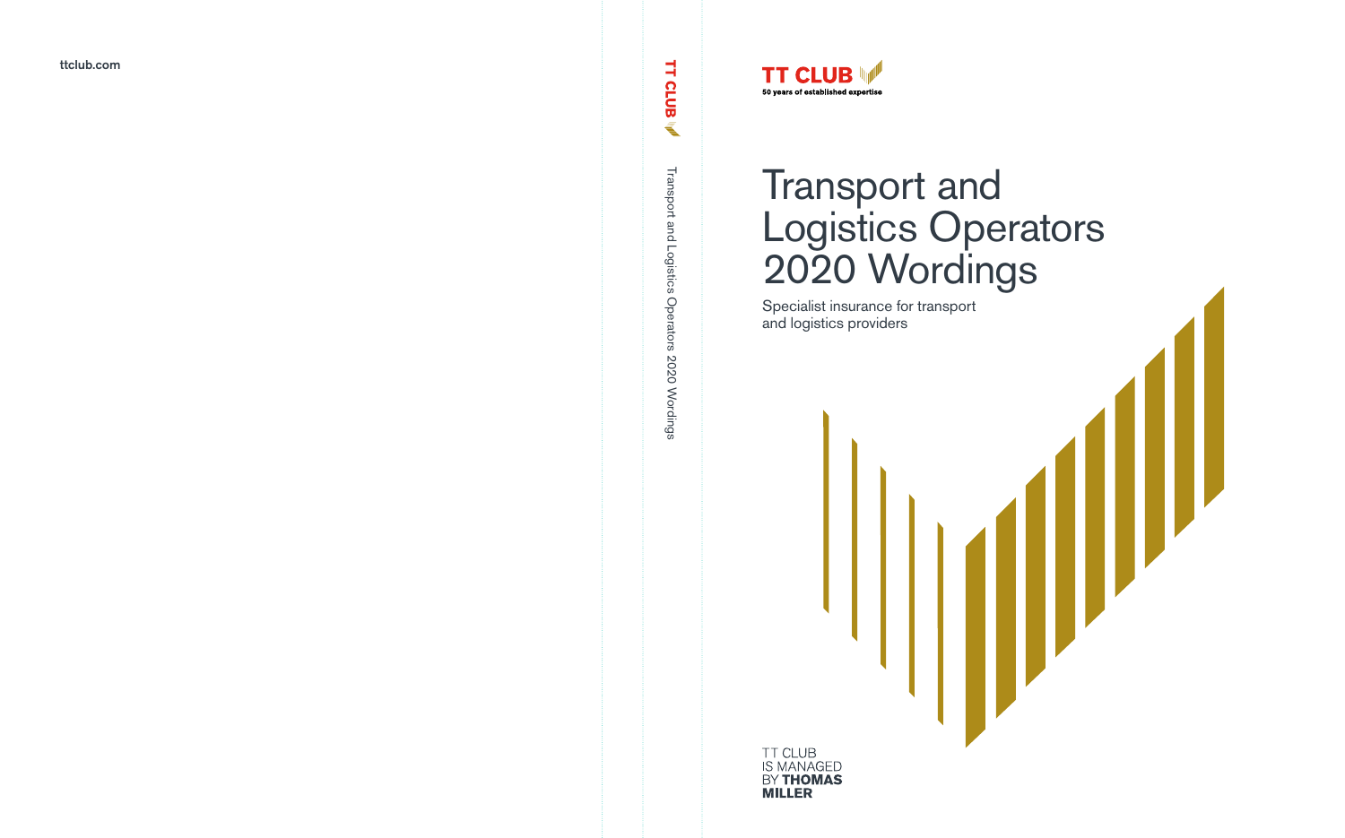ttclub.com

TT CLUB

Transport and Logistics Operators 2020 Wordings

TT CLUB
50 years of established expertise

# Transport and Logistics Operators 2020 Wordings

Specialist insurance for transport and logistics providers

TT CLUB IS MANAGED BY **THOMAS MILLER**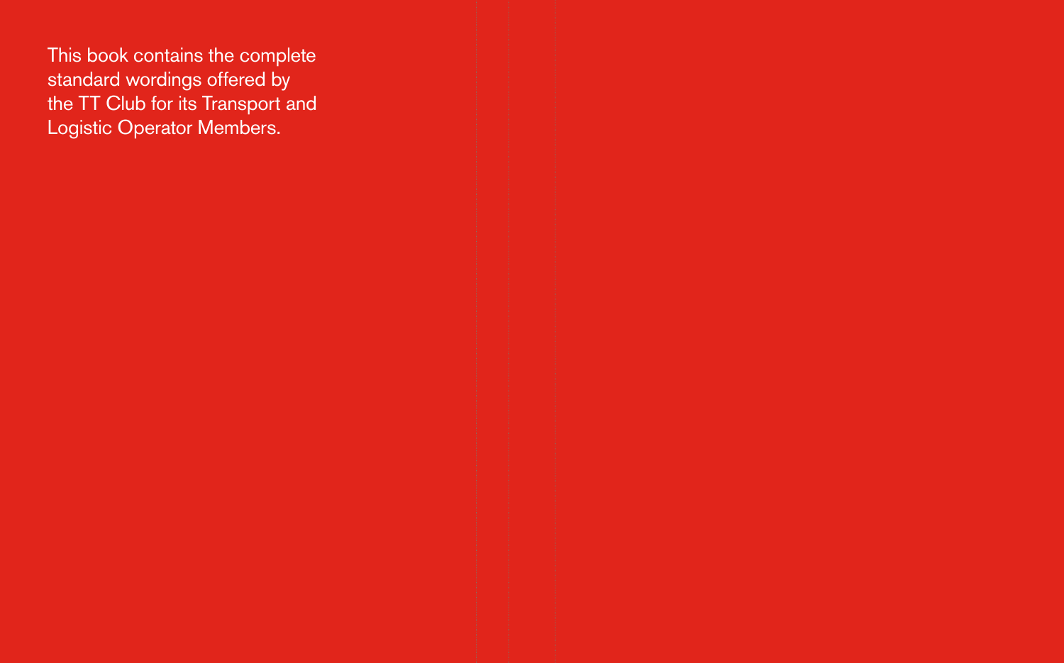This book contains the complete standard wordings offered by the TT Club for its Transport and Logistic Operator Members.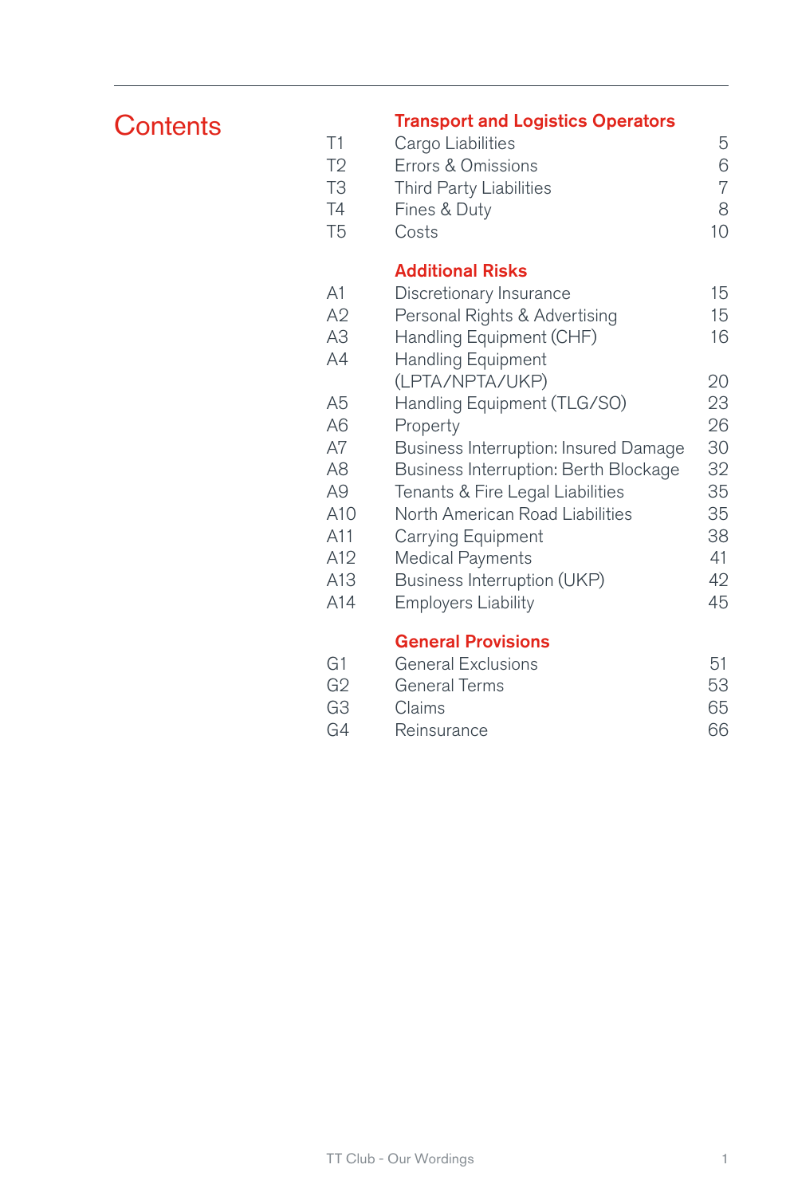# Contents

## Transport and Logistics Operators

| | | |
|---|---|---|
| T1 | Cargo Liabilities | 5 |
| T2 | Errors & Omissions | 6 |
| T3 | Third Party Liabilities | 7 |
| T4 | Fines & Duty | 8 |
| T5 | Costs | 10 |

## Additional Risks

| | | |
|---|---|---|
| A1 | Discretionary Insurance | 15 |
| A2 | Personal Rights & Advertising | 15 |
| A3 | Handling Equipment (CHF) | 16 |
| A4 | Handling Equipment (LPTA/NPTA/UKP) | 20 |
| A5 | Handling Equipment (TLG/SO) | 23 |
| A6 | Property | 26 |
| A7 | Business Interruption: Insured Damage | 30 |
| A8 | Business Interruption: Berth Blockage | 32 |
| A9 | Tenants & Fire Legal Liabilities | 35 |
| A10 | North American Road Liabilities | 35 |
| A11 | Carrying Equipment | 38 |
| A12 | Medical Payments | 41 |
| A13 | Business Interruption (UKP) | 42 |
| A14 | Employers Liability | 45 |

## General Provisions

| | | |
|---|---|---|
| G1 | General Exclusions | 51 |
| G2 | General Terms | 53 |
| G3 | Claims | 65 |
| G4 | Reinsurance | 66 |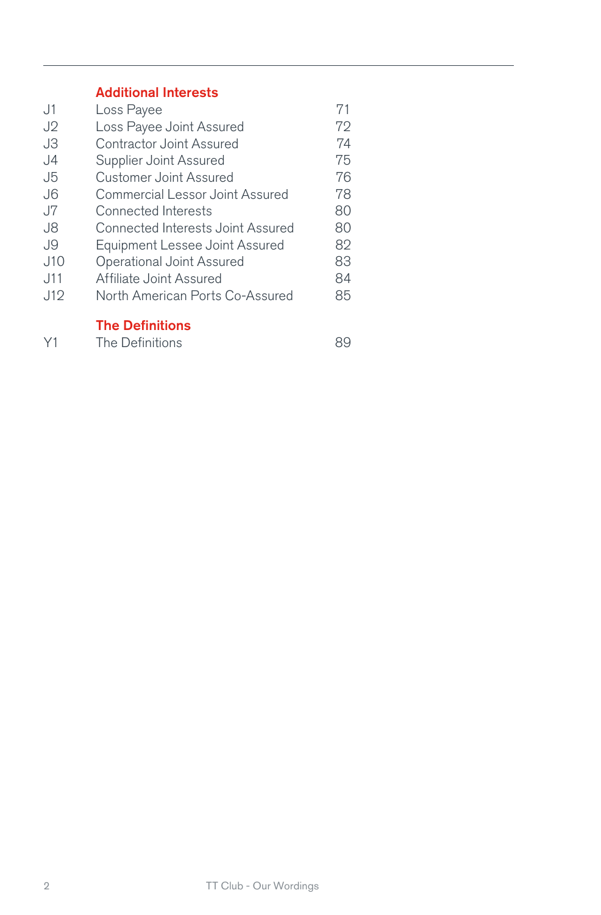## Additional Interests

| | | |
|---|---|---|
| J1 | Loss Payee | 71 |
| J2 | Loss Payee Joint Assured | 72 |
| J3 | Contractor Joint Assured | 74 |
| J4 | Supplier Joint Assured | 75 |
| J5 | Customer Joint Assured | 76 |
| J6 | Commercial Lessor Joint Assured | 78 |
| J7 | Connected Interests | 80 |
| J8 | Connected Interests Joint Assured | 80 |
| J9 | Equipment Lessee Joint Assured | 82 |
| J10 | Operational Joint Assured | 83 |
| J11 | Affiliate Joint Assured | 84 |
| J12 | North American Ports Co-Assured | 85 |

## The Definitions

| | | |
|---|---|---|
| Y1 | The Definitions | 89 |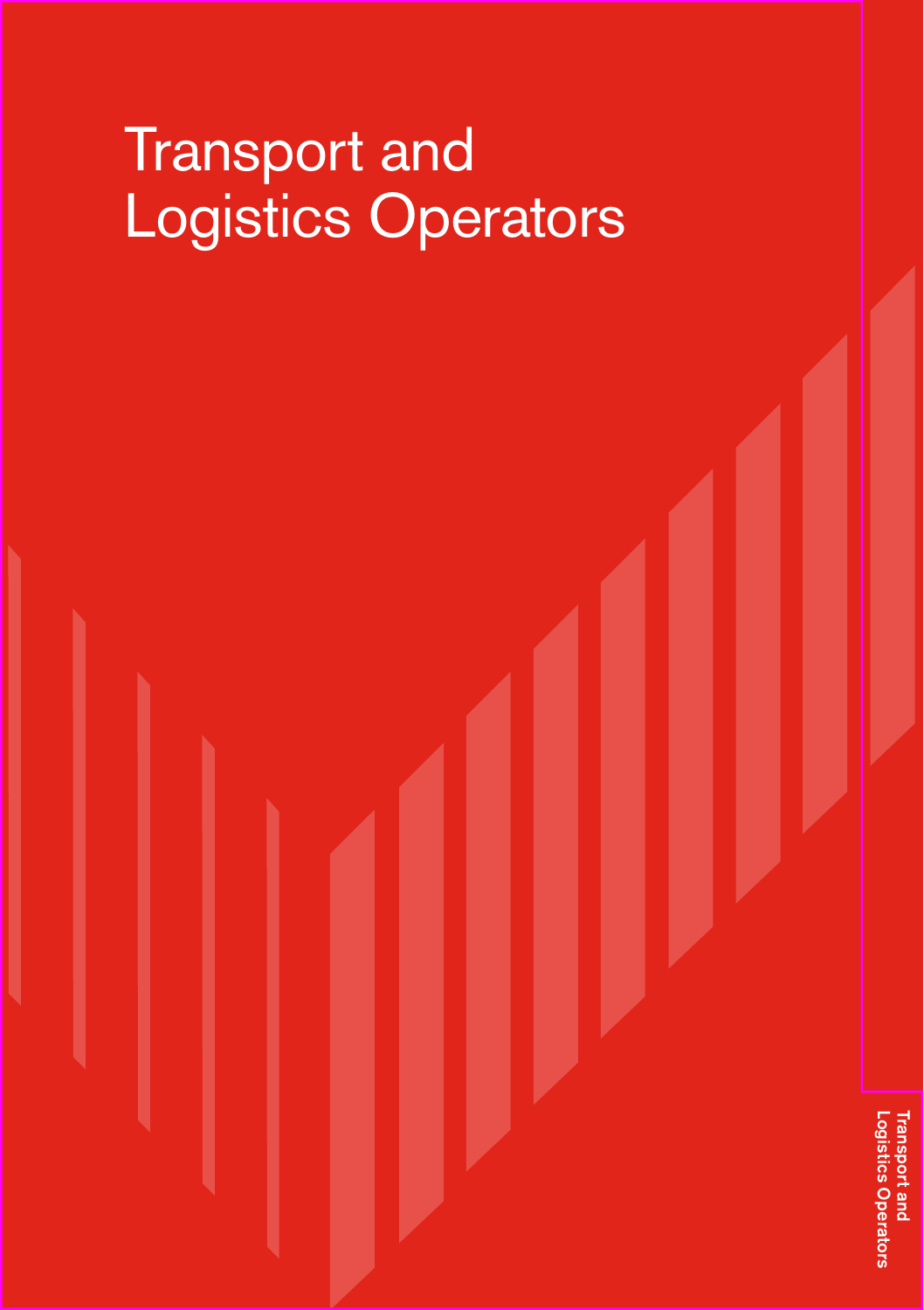# Transport and Logistics Operators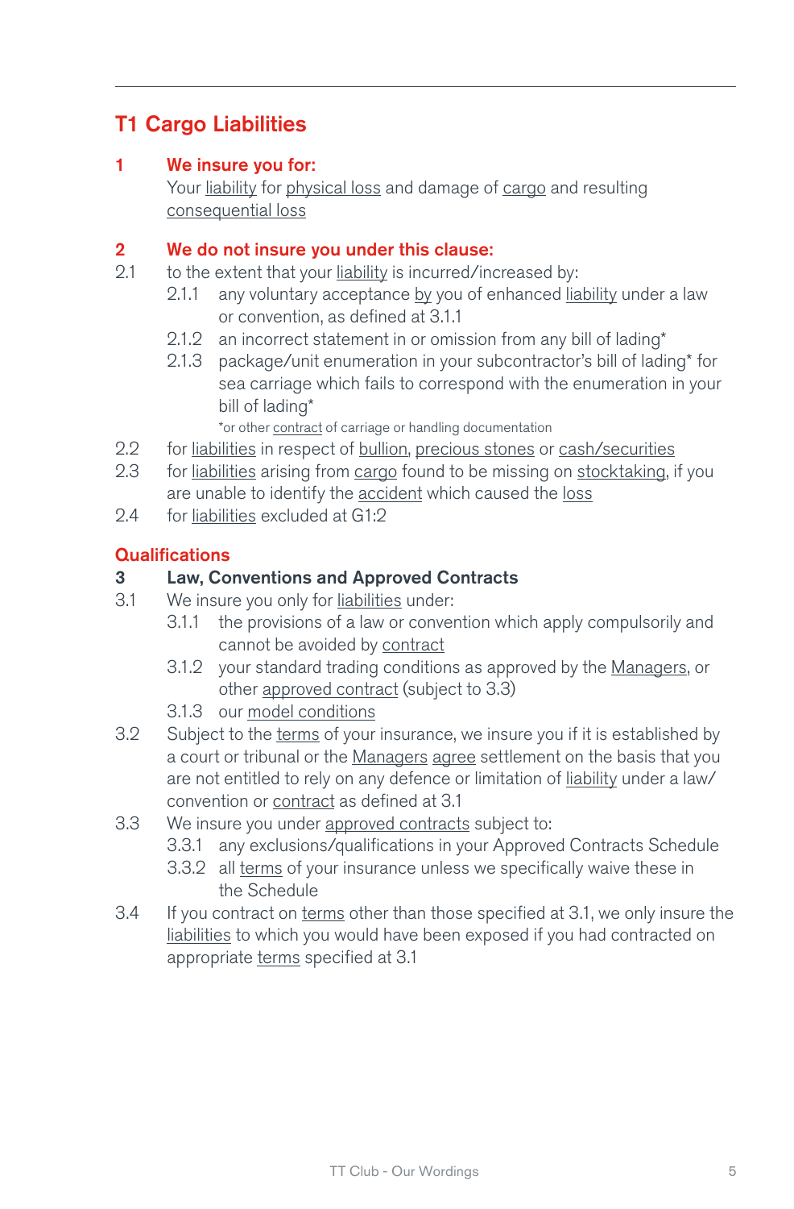## T1 Cargo Liabilities

**1 We insure you for:**

Your liability for physical loss and damage of cargo and resulting consequential loss

**2 We do not insure you under this clause:**

2.1 to the extent that your liability is incurred/increased by:

- 2.1.1 any voluntary acceptance by you of enhanced liability under a law or convention, as defined at 3.1.1
- 2.1.2 an incorrect statement in or omission from any bill of lading*
- 2.1.3 package/unit enumeration in your subcontractor's bill of lading* for sea carriage which fails to correspond with the enumeration in your bill of lading*

  *or other contract of carriage or handling documentation

2.2 for liabilities in respect of bullion, precious stones or cash/securities

2.3 for liabilities arising from cargo found to be missing on stocktaking, if you are unable to identify the accident which caused the loss

2.4 for liabilities excluded at G1:2

### Qualifications

**3 Law, Conventions and Approved Contracts**

3.1 We insure you only for liabilities under:

- 3.1.1 the provisions of a law or convention which apply compulsorily and cannot be avoided by contract
- 3.1.2 your standard trading conditions as approved by the Managers, or other approved contract (subject to 3.3)
- 3.1.3 our model conditions

3.2 Subject to the terms of your insurance, we insure you if it is established by a court or tribunal or the Managers agree settlement on the basis that you are not entitled to rely on any defence or limitation of liability under a law/convention or contract as defined at 3.1

3.3 We insure you under approved contracts subject to:

- 3.3.1 any exclusions/qualifications in your Approved Contracts Schedule
- 3.3.2 all terms of your insurance unless we specifically waive these in the Schedule

3.4 If you contract on terms other than those specified at 3.1, we only insure the liabilities to which you would have been exposed if you had contracted on appropriate terms specified at 3.1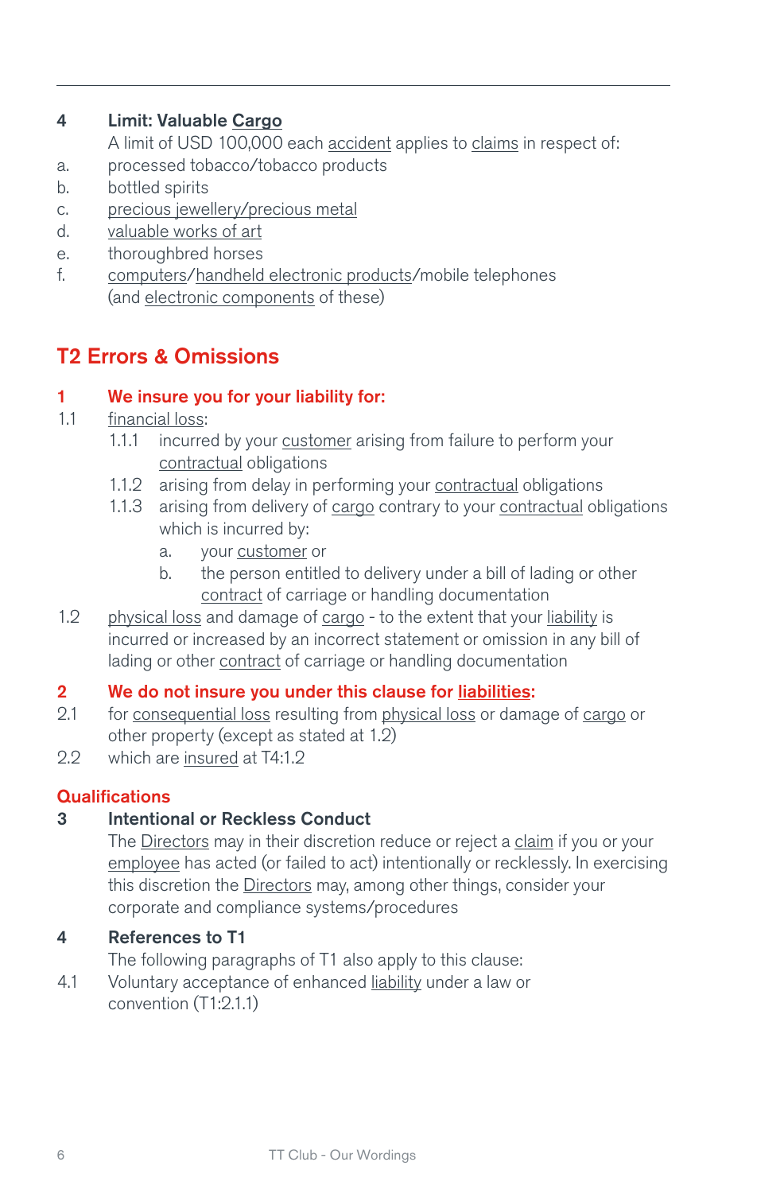**4 Limit: Valuable Cargo**

A limit of USD 100,000 each accident applies to claims in respect of:

a. processed tobacco/tobacco products

b. bottled spirits

c. precious jewellery/precious metal

d. valuable works of art

e. thoroughbred horses

f. computers/handheld electronic products/mobile telephones (and electronic components of these)

## T2 Errors & Omissions

### 1 We insure you for your liability for:

1.1 financial loss:

- 1.1.1 incurred by your customer arising from failure to perform your contractual obligations
- 1.1.2 arising from delay in performing your contractual obligations
- 1.1.3 arising from delivery of cargo contrary to your contractual obligations which is incurred by:
  - a. your customer or
  - b. the person entitled to delivery under a bill of lading or other contract of carriage or handling documentation

1.2 physical loss and damage of cargo - to the extent that your liability is incurred or increased by an incorrect statement or omission in any bill of lading or other contract of carriage or handling documentation

### 2 We do not insure you under this clause for liabilities:

2.1 for consequential loss resulting from physical loss or damage of cargo or other property (except as stated at 1.2)

2.2 which are insured at T4:1.2

### Qualifications

**3 Intentional or Reckless Conduct**

The Directors may in their discretion reduce or reject a claim if you or your employee has acted (or failed to act) intentionally or recklessly. In exercising this discretion the Directors may, among other things, consider your corporate and compliance systems/procedures

**4 References to T1**

The following paragraphs of T1 also apply to this clause:

4.1 Voluntary acceptance of enhanced liability under a law or convention (T1:2.1.1)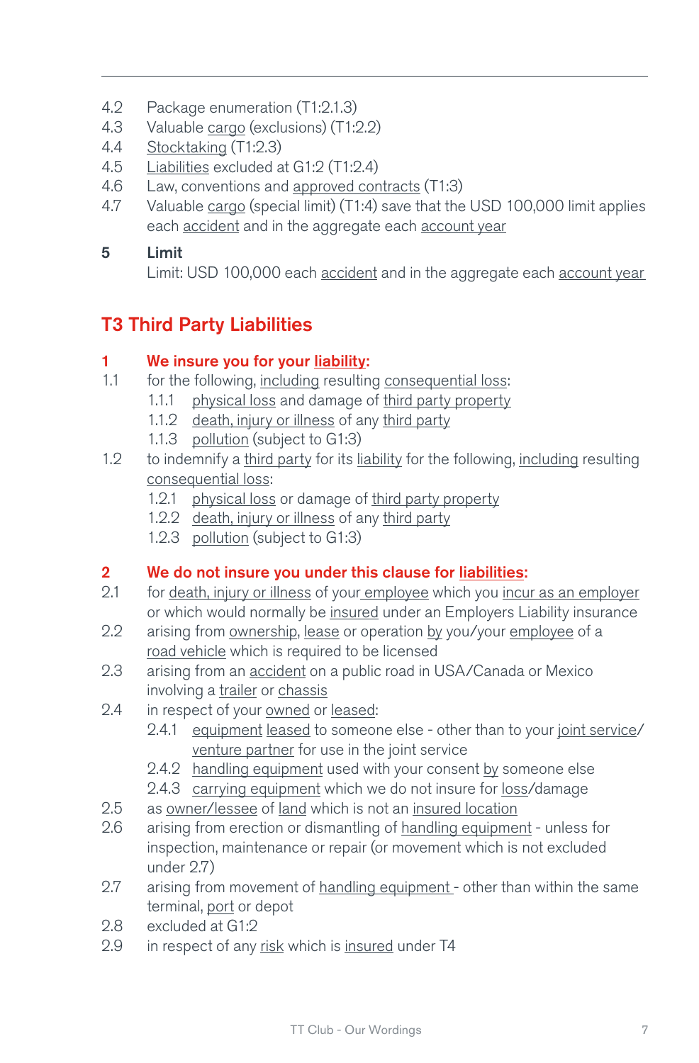4.2 Package enumeration (T1:2.1.3)
4.3 Valuable cargo (exclusions) (T1:2.2)
4.4 Stocktaking (T1:2.3)
4.5 Liabilities excluded at G1:2 (T1:2.4)
4.6 Law, conventions and approved contracts (T1:3)
4.7 Valuable cargo (special limit) (T1:4) save that the USD 100,000 limit applies each accident and in the aggregate each account year

**5 Limit**

Limit: USD 100,000 each accident and in the aggregate each account year

## T3 Third Party Liabilities

### 1 We insure you for your liability:

1.1 for the following, including resulting consequential loss:
- 1.1.1 physical loss and damage of third party property
- 1.1.2 death, injury or illness of any third party
- 1.1.3 pollution (subject to G1:3)

1.2 to indemnify a third party for its liability for the following, including resulting consequential loss:
- 1.2.1 physical loss or damage of third party property
- 1.2.2 death, injury or illness of any third party
- 1.2.3 pollution (subject to G1:3)

### 2 We do not insure you under this clause for liabilities:

2.1 for death, injury or illness of your employee which you incur as an employer or which would normally be insured under an Employers Liability insurance
2.2 arising from ownership, lease or operation by you/your employee of a road vehicle which is required to be licensed
2.3 arising from an accident on a public road in USA/Canada or Mexico involving a trailer or chassis
2.4 in respect of your owned or leased:
- 2.4.1 equipment leased to someone else - other than to your joint service/venture partner for use in the joint service
- 2.4.2 handling equipment used with your consent by someone else
- 2.4.3 carrying equipment which we do not insure for loss/damage

2.5 as owner/lessee of land which is not an insured location
2.6 arising from erection or dismantling of handling equipment - unless for inspection, maintenance or repair (or movement which is not excluded under 2.7)
2.7 arising from movement of handling equipment - other than within the same terminal, port or depot
2.8 excluded at G1:2
2.9 in respect of any risk which is insured under T4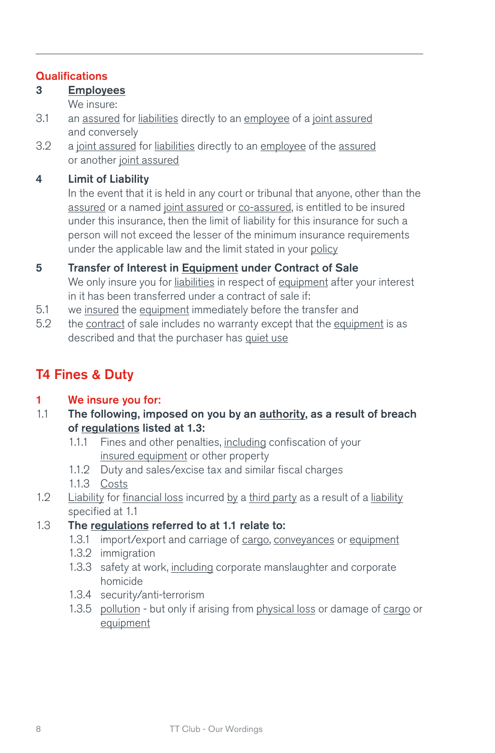**Qualifications**

**3 Employees**

We insure:

3.1 an assured for liabilities directly to an employee of a joint assured and conversely

3.2 a joint assured for liabilities directly to an employee of the assured or another joint assured

**4 Limit of Liability**

In the event that it is held in any court or tribunal that anyone, other than the assured or a named joint assured or co-assured, is entitled to be insured under this insurance, then the limit of liability for this insurance for such a person will not exceed the lesser of the minimum insurance requirements under the applicable law and the limit stated in your policy

**5 Transfer of Interest in Equipment under Contract of Sale**

We only insure you for liabilities in respect of equipment after your interest in it has been transferred under a contract of sale if:

5.1 we insured the equipment immediately before the transfer and

5.2 the contract of sale includes no warranty except that the equipment is as described and that the purchaser has quiet use

## T4 Fines & Duty

**1 We insure you for:**

**1.1 The following, imposed on you by an authority, as a result of breach of regulations listed at 1.3:**

- 1.1.1 Fines and other penalties, including confiscation of your insured equipment or other property
- 1.1.2 Duty and sales/excise tax and similar fiscal charges
- 1.1.3 Costs

1.2 Liability for financial loss incurred by a third party as a result of a liability specified at 1.1

**1.3 The regulations referred to at 1.1 relate to:**

- 1.3.1 import/export and carriage of cargo, conveyances or equipment
- 1.3.2 immigration
- 1.3.3 safety at work, including corporate manslaughter and corporate homicide
- 1.3.4 security/anti-terrorism
- 1.3.5 pollution - but only if arising from physical loss or damage of cargo or equipment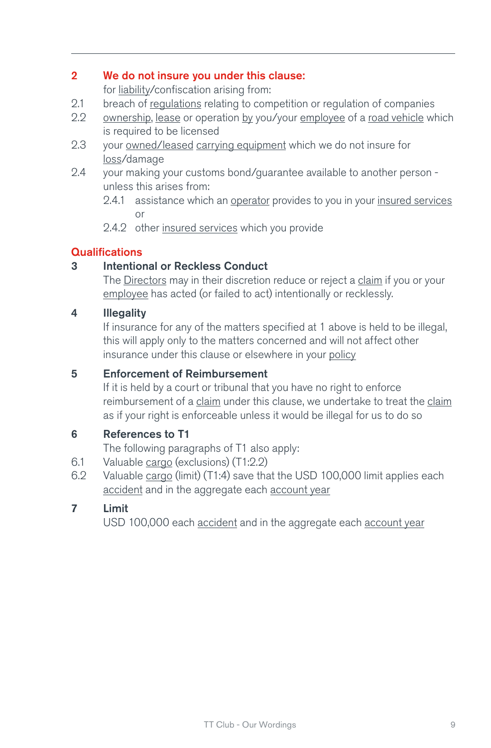**2 We do not insure you under this clause:**

for liability/confiscation arising from:

2.1 breach of regulations relating to competition or regulation of companies

2.2 ownership, lease or operation by you/your employee of a road vehicle which is required to be licensed

2.3 your owned/leased carrying equipment which we do not insure for loss/damage

2.4 your making your customs bond/guarantee available to another person - unless this arises from:

- 2.4.1 assistance which an operator provides to you in your insured services or
- 2.4.2 other insured services which you provide

## Qualifications

**3 Intentional or Reckless Conduct**

The Directors may in their discretion reduce or reject a claim if you or your employee has acted (or failed to act) intentionally or recklessly.

**4 Illegality**

If insurance for any of the matters specified at 1 above is held to be illegal, this will apply only to the matters concerned and will not affect other insurance under this clause or elsewhere in your policy

**5 Enforcement of Reimbursement**

If it is held by a court or tribunal that you have no right to enforce reimbursement of a claim under this clause, we undertake to treat the claim as if your right is enforceable unless it would be illegal for us to do so

**6 References to T1**

The following paragraphs of T1 also apply:

6.1 Valuable cargo (exclusions) (T1:2.2)

6.2 Valuable cargo (limit) (T1:4) save that the USD 100,000 limit applies each accident and in the aggregate each account year

**7 Limit**

USD 100,000 each accident and in the aggregate each account year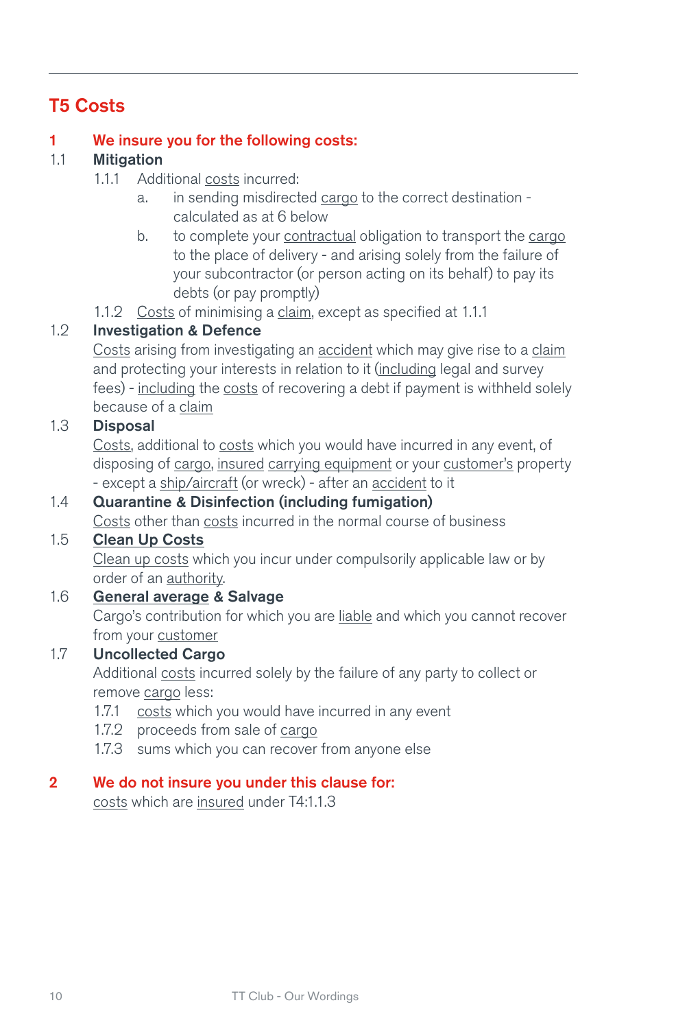## T5 Costs

**1 We insure you for the following costs:**

1.1 **Mitigation**

1.1.1 Additional costs incurred:

a. in sending misdirected cargo to the correct destination - calculated as at 6 below

b. to complete your contractual obligation to transport the cargo to the place of delivery - and arising solely from the failure of your subcontractor (or person acting on its behalf) to pay its debts (or pay promptly)

1.1.2 Costs of minimising a claim, except as specified at 1.1.1

1.2 **Investigation & Defence**

Costs arising from investigating an accident which may give rise to a claim and protecting your interests in relation to it (including legal and survey fees) - including the costs of recovering a debt if payment is withheld solely because of a claim

1.3 **Disposal**

Costs, additional to costs which you would have incurred in any event, of disposing of cargo, insured carrying equipment or your customer's property - except a ship/aircraft (or wreck) - after an accident to it

1.4 **Quarantine & Disinfection (including fumigation)**

Costs other than costs incurred in the normal course of business

1.5 **Clean Up Costs**

Clean up costs which you incur under compulsorily applicable law or by order of an authority.

1.6 **General average & Salvage**

Cargo's contribution for which you are liable and which you cannot recover from your customer

1.7 **Uncollected Cargo**

Additional costs incurred solely by the failure of any party to collect or remove cargo less:

1.7.1 costs which you would have incurred in any event

1.7.2 proceeds from sale of cargo

1.7.3 sums which you can recover from anyone else

**2 We do not insure you under this clause for:**

costs which are insured under T4:1.1.3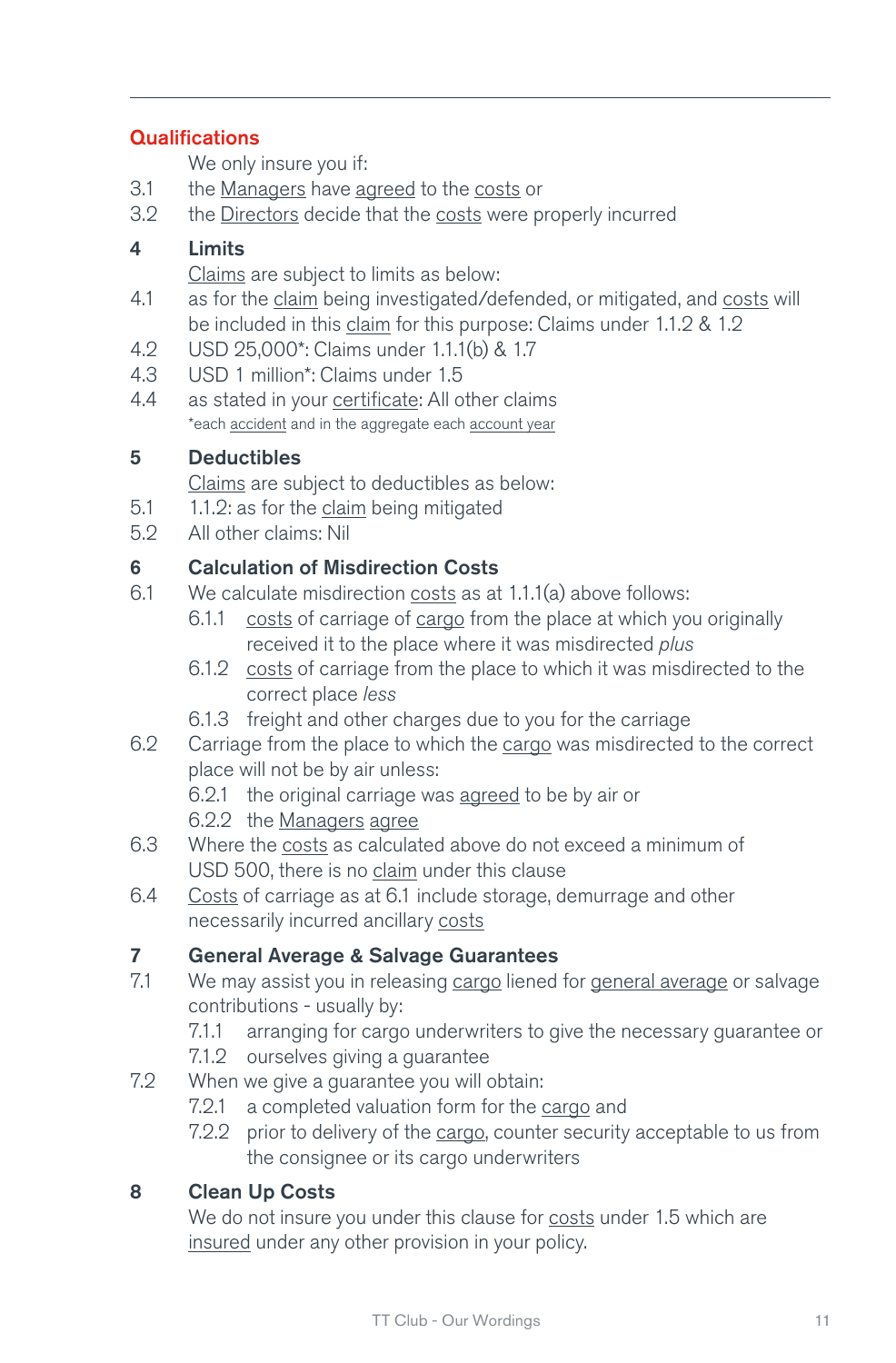## Qualifications

We only insure you if:

3.1 the Managers have agreed to the costs or

3.2 the Directors decide that the costs were properly incurred

## 4 Limits

Claims are subject to limits as below:

4.1 as for the claim being investigated/defended, or mitigated, and costs will be included in this claim for this purpose: Claims under 1.1.2 & 1.2

4.2 USD 25,000*: Claims under 1.1.1(b) & 1.7

4.3 USD 1 million*: Claims under 1.5

4.4 as stated in your certificate: All other claims

*each accident and in the aggregate each account year

## 5 Deductibles

Claims are subject to deductibles as below:

5.1 1.1.2: as for the claim being mitigated

5.2 All other claims: Nil

## 6 Calculation of Misdirection Costs

6.1 We calculate misdirection costs as at 1.1.1(a) above follows:

- 6.1.1 costs of carriage of cargo from the place at which you originally received it to the place where it was misdirected *plus*
- 6.1.2 costs of carriage from the place to which it was misdirected to the correct place *less*
- 6.1.3 freight and other charges due to you for the carriage

6.2 Carriage from the place to which the cargo was misdirected to the correct place will not be by air unless:

- 6.2.1 the original carriage was agreed to be by air or
- 6.2.2 the Managers agree

6.3 Where the costs as calculated above do not exceed a minimum of USD 500, there is no claim under this clause

6.4 Costs of carriage as at 6.1 include storage, demurrage and other necessarily incurred ancillary costs

## 7 General Average & Salvage Guarantees

7.1 We may assist you in releasing cargo liened for general average or salvage contributions - usually by:

- 7.1.1 arranging for cargo underwriters to give the necessary guarantee or
- 7.1.2 ourselves giving a guarantee

7.2 When we give a guarantee you will obtain:

- 7.2.1 a completed valuation form for the cargo and
- 7.2.2 prior to delivery of the cargo, counter security acceptable to us from the consignee or its cargo underwriters

## 8 Clean Up Costs

We do not insure you under this clause for costs under 1.5 which are insured under any other provision in your policy.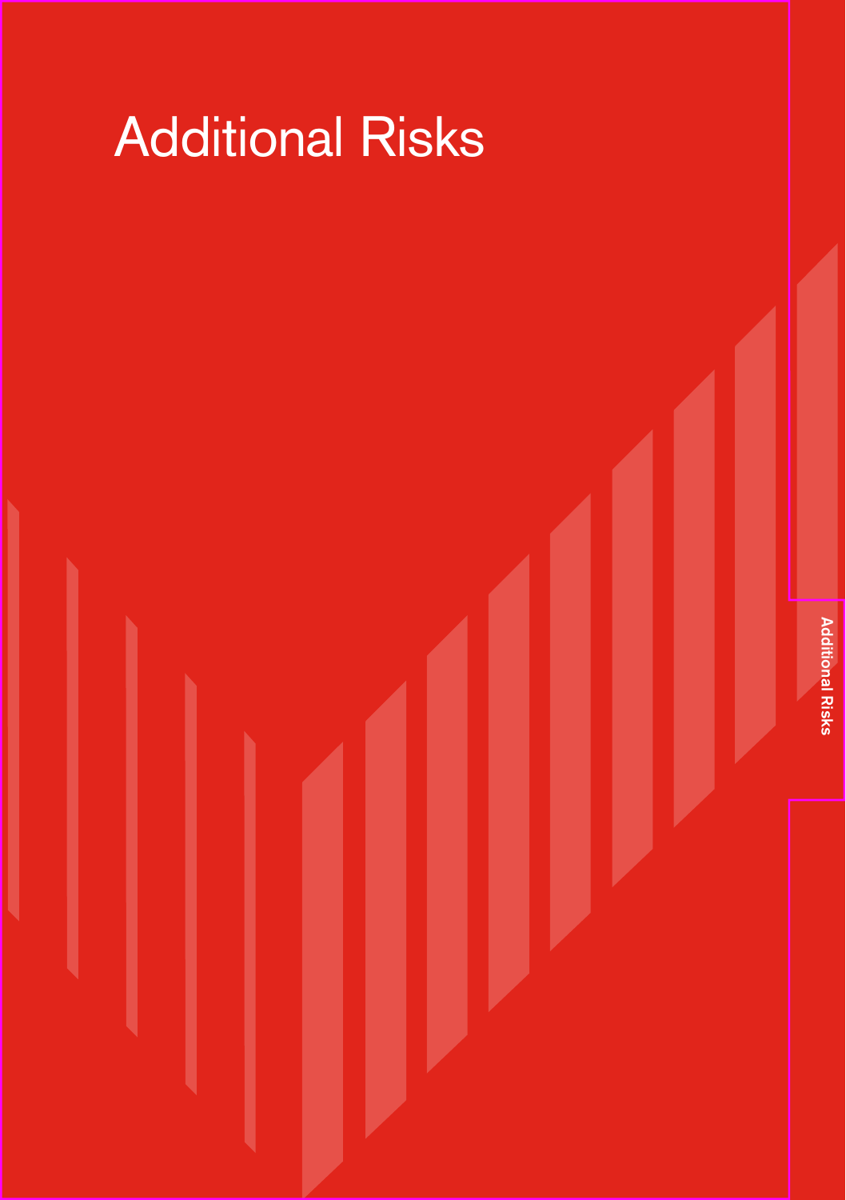# Additional Risks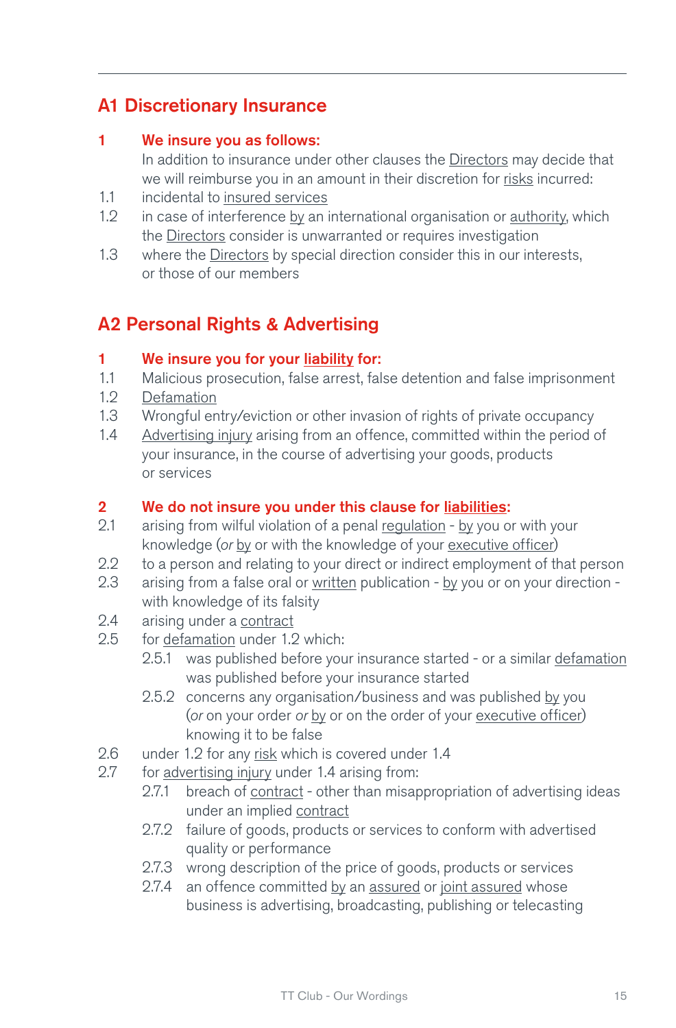## A1 Discretionary Insurance

**1 We insure you as follows:**

In addition to insurance under other clauses the Directors may decide that we will reimburse you in an amount in their discretion for risks incurred:

1.1 incidental to insured services

1.2 in case of interference by an international organisation or authority, which the Directors consider is unwarranted or requires investigation

1.3 where the Directors by special direction consider this in our interests, or those of our members

## A2 Personal Rights & Advertising

**1 We insure you for your liability for:**

1.1 Malicious prosecution, false arrest, false detention and false imprisonment

1.2 Defamation

1.3 Wrongful entry/eviction or other invasion of rights of private occupancy

1.4 Advertising injury arising from an offence, committed within the period of your insurance, in the course of advertising your goods, products or services

**2 We do not insure you under this clause for liabilities:**

2.1 arising from wilful violation of a penal regulation - by you or with your knowledge (*or* by or with the knowledge of your executive officer)

2.2 to a person and relating to your direct or indirect employment of that person

2.3 arising from a false oral or written publication - by you or on your direction - with knowledge of its falsity

2.4 arising under a contract

2.5 for defamation under 1.2 which:

- 2.5.1 was published before your insurance started - or a similar defamation was published before your insurance started
- 2.5.2 concerns any organisation/business and was published by you (*or* on your order *or* by or on the order of your executive officer) knowing it to be false

2.6 under 1.2 for any risk which is covered under 1.4

2.7 for advertising injury under 1.4 arising from:

- 2.7.1 breach of contract - other than misappropriation of advertising ideas under an implied contract
- 2.7.2 failure of goods, products or services to conform with advertised quality or performance
- 2.7.3 wrong description of the price of goods, products or services
- 2.7.4 an offence committed by an assured or joint assured whose business is advertising, broadcasting, publishing or telecasting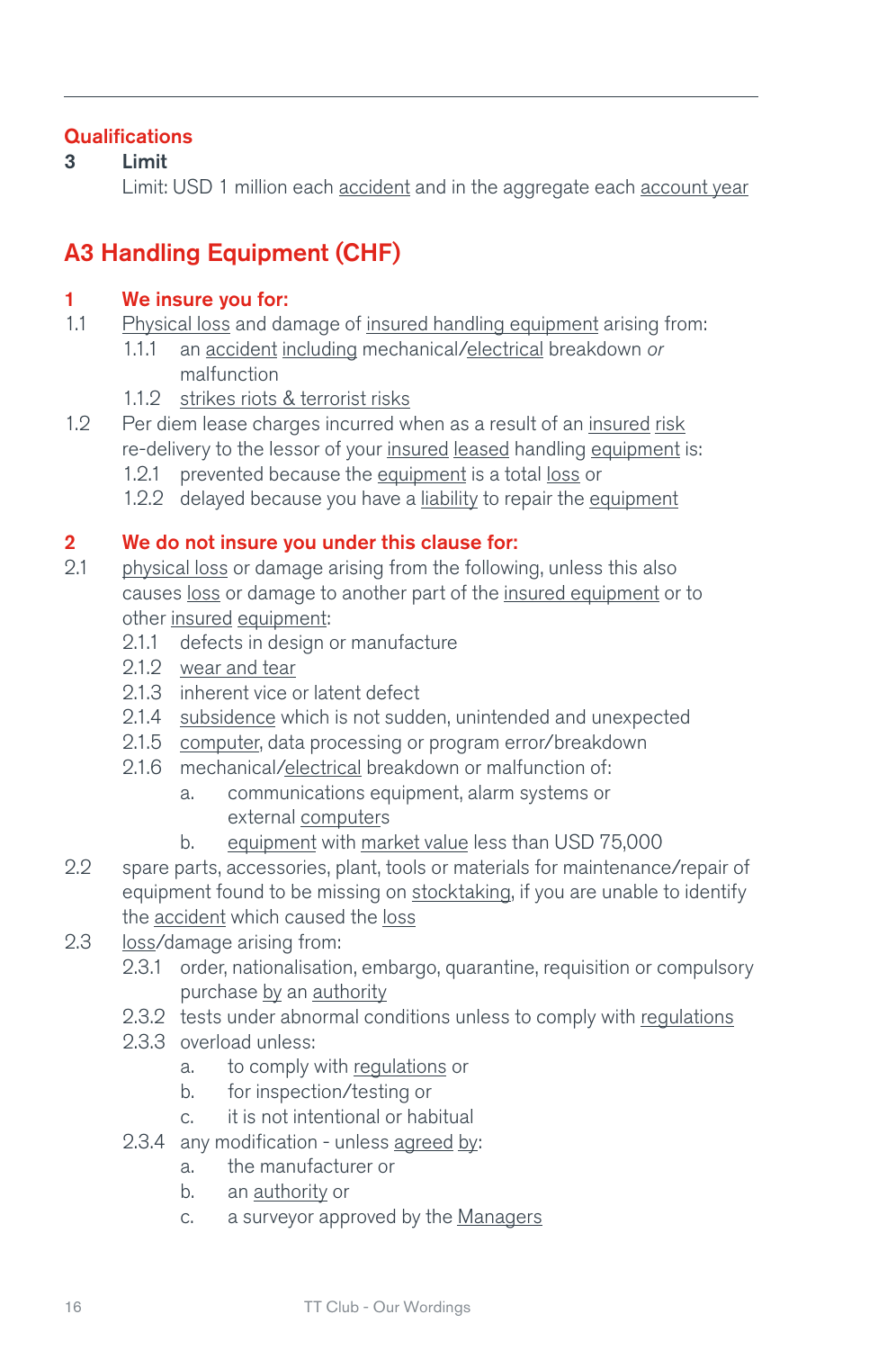**Qualifications**

**3 Limit**

Limit: USD 1 million each accident and in the aggregate each account year

## A3 Handling Equipment (CHF)

**1 We insure you for:**

1.1 Physical loss and damage of insured handling equipment arising from:

- 1.1.1 an accident including mechanical/electrical breakdown *or* malfunction
- 1.1.2 strikes riots & terrorist risks

1.2 Per diem lease charges incurred when as a result of an insured risk re-delivery to the lessor of your insured leased handling equipment is:

- 1.2.1 prevented because the equipment is a total loss or
- 1.2.2 delayed because you have a liability to repair the equipment

**2 We do not insure you under this clause for:**

2.1 physical loss or damage arising from the following, unless this also causes loss or damage to another part of the insured equipment or to other insured equipment:

- 2.1.1 defects in design or manufacture
- 2.1.2 wear and tear
- 2.1.3 inherent vice or latent defect
- 2.1.4 subsidence which is not sudden, unintended and unexpected
- 2.1.5 computer, data processing or program error/breakdown
- 2.1.6 mechanical/electrical breakdown or malfunction of:
  - a. communications equipment, alarm systems or external computers
  - b. equipment with market value less than USD 75,000

2.2 spare parts, accessories, plant, tools or materials for maintenance/repair of equipment found to be missing on stocktaking, if you are unable to identify the accident which caused the loss

2.3 loss/damage arising from:

- 2.3.1 order, nationalisation, embargo, quarantine, requisition or compulsory purchase by an authority
- 2.3.2 tests under abnormal conditions unless to comply with regulations
- 2.3.3 overload unless:
  - a. to comply with regulations or
  - b. for inspection/testing or
  - c. it is not intentional or habitual
- 2.3.4 any modification - unless agreed by:
  - a. the manufacturer or
  - b. an authority or
  - c. a surveyor approved by the Managers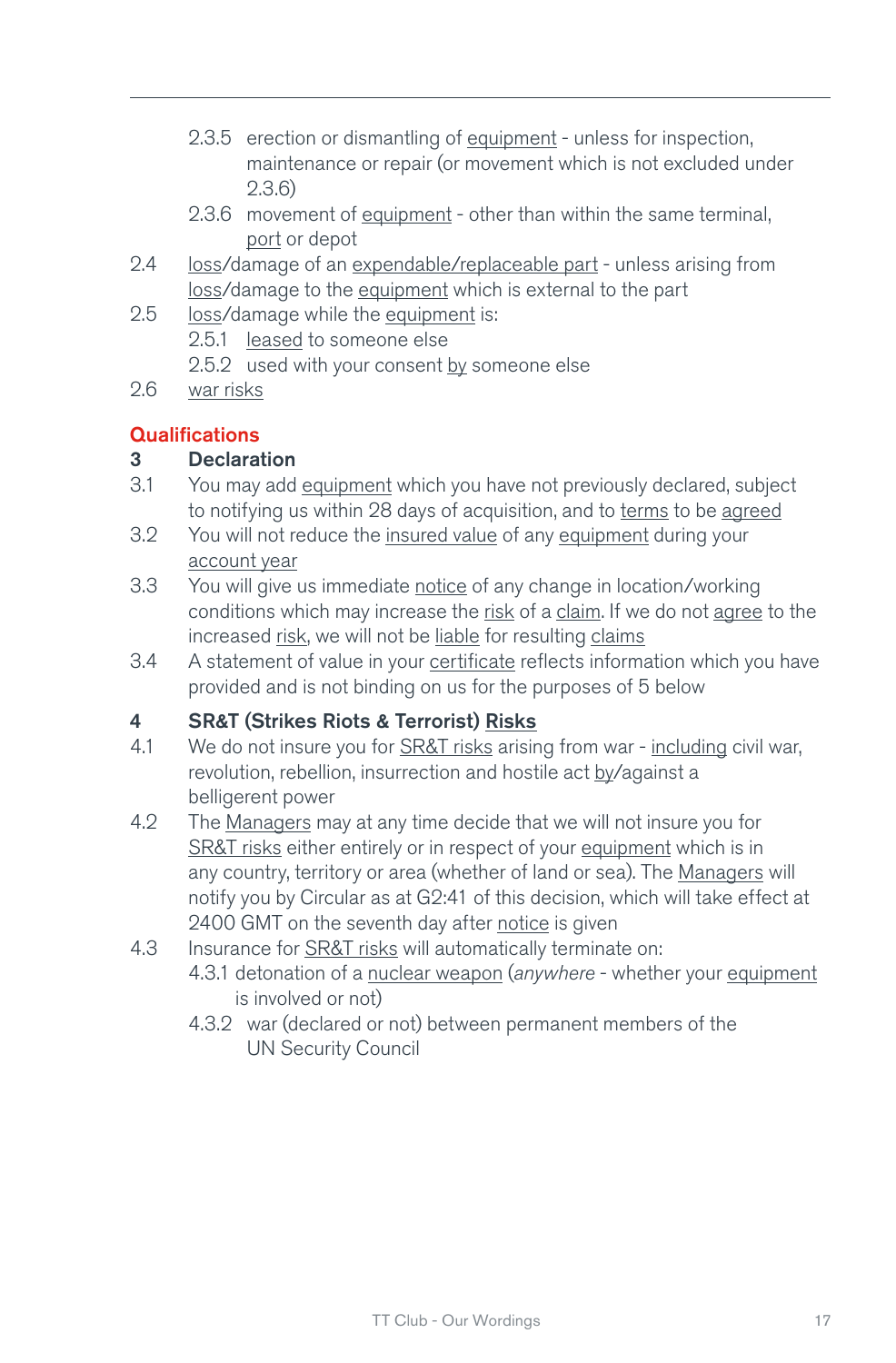2.3.5 erection or dismantling of equipment - unless for inspection, maintenance or repair (or movement which is not excluded under 2.3.6)

2.3.6 movement of equipment - other than within the same terminal, port or depot

2.4 loss/damage of an expendable/replaceable part - unless arising from loss/damage to the equipment which is external to the part

2.5 loss/damage while the equipment is:

2.5.1 leased to someone else

2.5.2 used with your consent by someone else

2.6 war risks

## Qualifications

### 3 Declaration

3.1 You may add equipment which you have not previously declared, subject to notifying us within 28 days of acquisition, and to terms to be agreed

3.2 You will not reduce the insured value of any equipment during your account year

3.3 You will give us immediate notice of any change in location/working conditions which may increase the risk of a claim. If we do not agree to the increased risk, we will not be liable for resulting claims

3.4 A statement of value in your certificate reflects information which you have provided and is not binding on us for the purposes of 5 below

### 4 SR&T (Strikes Riots & Terrorist) Risks

4.1 We do not insure you for SR&T risks arising from war - including civil war, revolution, rebellion, insurrection and hostile act by/against a belligerent power

4.2 The Managers may at any time decide that we will not insure you for SR&T risks either entirely or in respect of your equipment which is in any country, territory or area (whether of land or sea). The Managers will notify you by Circular as at G2:41 of this decision, which will take effect at 2400 GMT on the seventh day after notice is given

4.3 Insurance for SR&T risks will automatically terminate on:

4.3.1 detonation of a nuclear weapon (*anywhere* - whether your equipment is involved or not)

4.3.2 war (declared or not) between permanent members of the UN Security Council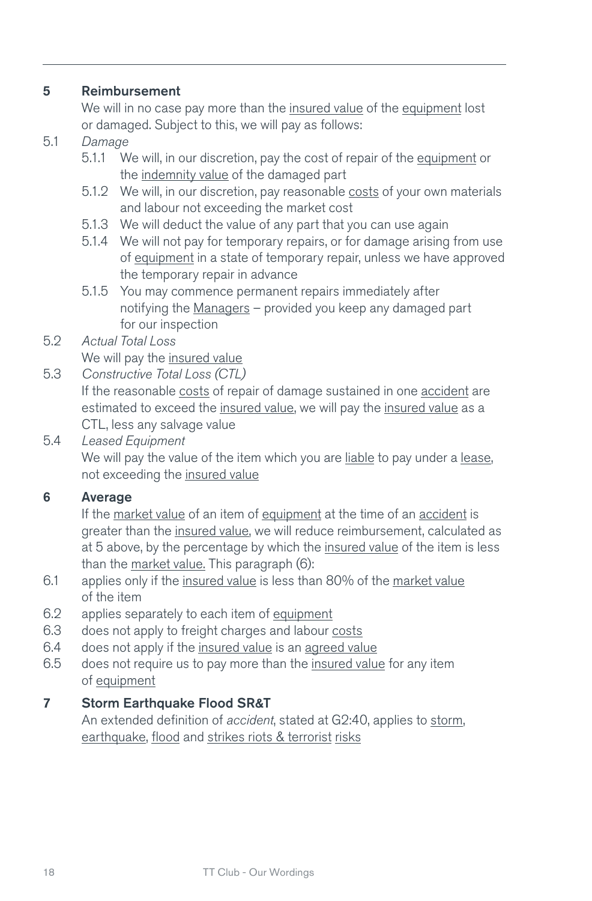## 5 Reimbursement

We will in no case pay more than the insured value of the equipment lost or damaged. Subject to this, we will pay as follows:

5.1 *Damage*

- 5.1.1 We will, in our discretion, pay the cost of repair of the equipment or the indemnity value of the damaged part
- 5.1.2 We will, in our discretion, pay reasonable costs of your own materials and labour not exceeding the market cost
- 5.1.3 We will deduct the value of any part that you can use again
- 5.1.4 We will not pay for temporary repairs, or for damage arising from use of equipment in a state of temporary repair, unless we have approved the temporary repair in advance
- 5.1.5 You may commence permanent repairs immediately after notifying the Managers – provided you keep any damaged part for our inspection

5.2 *Actual Total Loss*

We will pay the insured value

5.3 *Constructive Total Loss (CTL)*

If the reasonable costs of repair of damage sustained in one accident are estimated to exceed the insured value, we will pay the insured value as a CTL, less any salvage value

5.4 *Leased Equipment*

We will pay the value of the item which you are liable to pay under a lease, not exceeding the insured value

## 6 Average

If the market value of an item of equipment at the time of an accident is greater than the insured value, we will reduce reimbursement, calculated as at 5 above, by the percentage by which the insured value of the item is less than the market value. This paragraph (6):

- 6.1 applies only if the insured value is less than 80% of the market value of the item
- 6.2 applies separately to each item of equipment
- 6.3 does not apply to freight charges and labour costs
- 6.4 does not apply if the insured value is an agreed value
- 6.5 does not require us to pay more than the insured value for any item of equipment

## 7 Storm Earthquake Flood SR&T

An extended definition of *accident*, stated at G2:40, applies to storm, earthquake, flood and strikes riots & terrorist risks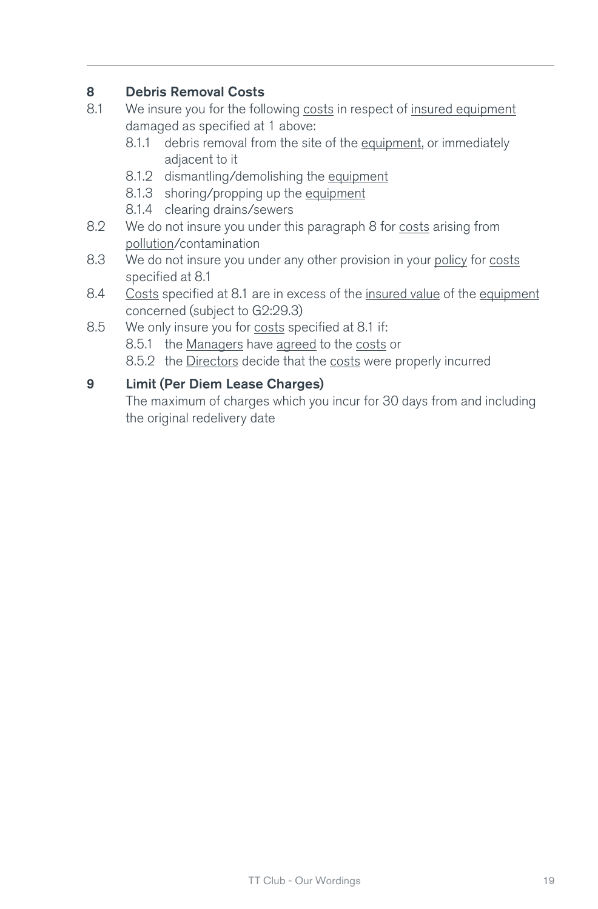## 8 Debris Removal Costs

8.1 We insure you for the following costs in respect of insured equipment damaged as specified at 1 above:

- 8.1.1 debris removal from the site of the equipment, or immediately adjacent to it
- 8.1.2 dismantling/demolishing the equipment
- 8.1.3 shoring/propping up the equipment
- 8.1.4 clearing drains/sewers

8.2 We do not insure you under this paragraph 8 for costs arising from pollution/contamination

8.3 We do not insure you under any other provision in your policy for costs specified at 8.1

8.4 Costs specified at 8.1 are in excess of the insured value of the equipment concerned (subject to G2:29.3)

8.5 We only insure you for costs specified at 8.1 if:

- 8.5.1 the Managers have agreed to the costs or
- 8.5.2 the Directors decide that the costs were properly incurred

## 9 Limit (Per Diem Lease Charges)

The maximum of charges which you incur for 30 days from and including the original redelivery date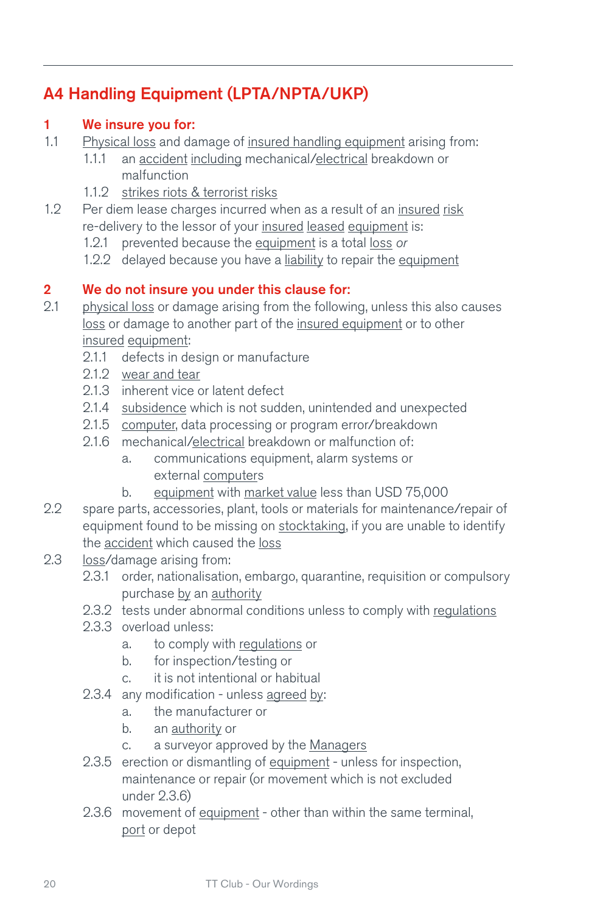## A4 Handling Equipment (LPTA/NPTA/UKP)

**1 We insure you for:**

1.1 Physical loss and damage of insured handling equipment arising from:

- 1.1.1 an accident including mechanical/electrical breakdown or malfunction
- 1.1.2 strikes riots & terrorist risks

1.2 Per diem lease charges incurred when as a result of an insured risk re-delivery to the lessor of your insured leased equipment is:

- 1.2.1 prevented because the equipment is a total loss *or*
- 1.2.2 delayed because you have a liability to repair the equipment

**2 We do not insure you under this clause for:**

2.1 physical loss or damage arising from the following, unless this also causes loss or damage to another part of the insured equipment or to other insured equipment:

- 2.1.1 defects in design or manufacture
- 2.1.2 wear and tear
- 2.1.3 inherent vice or latent defect
- 2.1.4 subsidence which is not sudden, unintended and unexpected
- 2.1.5 computer, data processing or program error/breakdown
- 2.1.6 mechanical/electrical breakdown or malfunction of:
  - a. communications equipment, alarm systems or external computers
  - b. equipment with market value less than USD 75,000

2.2 spare parts, accessories, plant, tools or materials for maintenance/repair of equipment found to be missing on stocktaking, if you are unable to identify the accident which caused the loss

2.3 loss/damage arising from:

- 2.3.1 order, nationalisation, embargo, quarantine, requisition or compulsory purchase by an authority
- 2.3.2 tests under abnormal conditions unless to comply with regulations
- 2.3.3 overload unless:
  - a. to comply with regulations or
  - b. for inspection/testing or
  - c. it is not intentional or habitual
- 2.3.4 any modification - unless agreed by:
  - a. the manufacturer or
  - b. an authority or
  - c. a surveyor approved by the Managers
- 2.3.5 erection or dismantling of equipment - unless for inspection, maintenance or repair (or movement which is not excluded under 2.3.6)
- 2.3.6 movement of equipment - other than within the same terminal, port or depot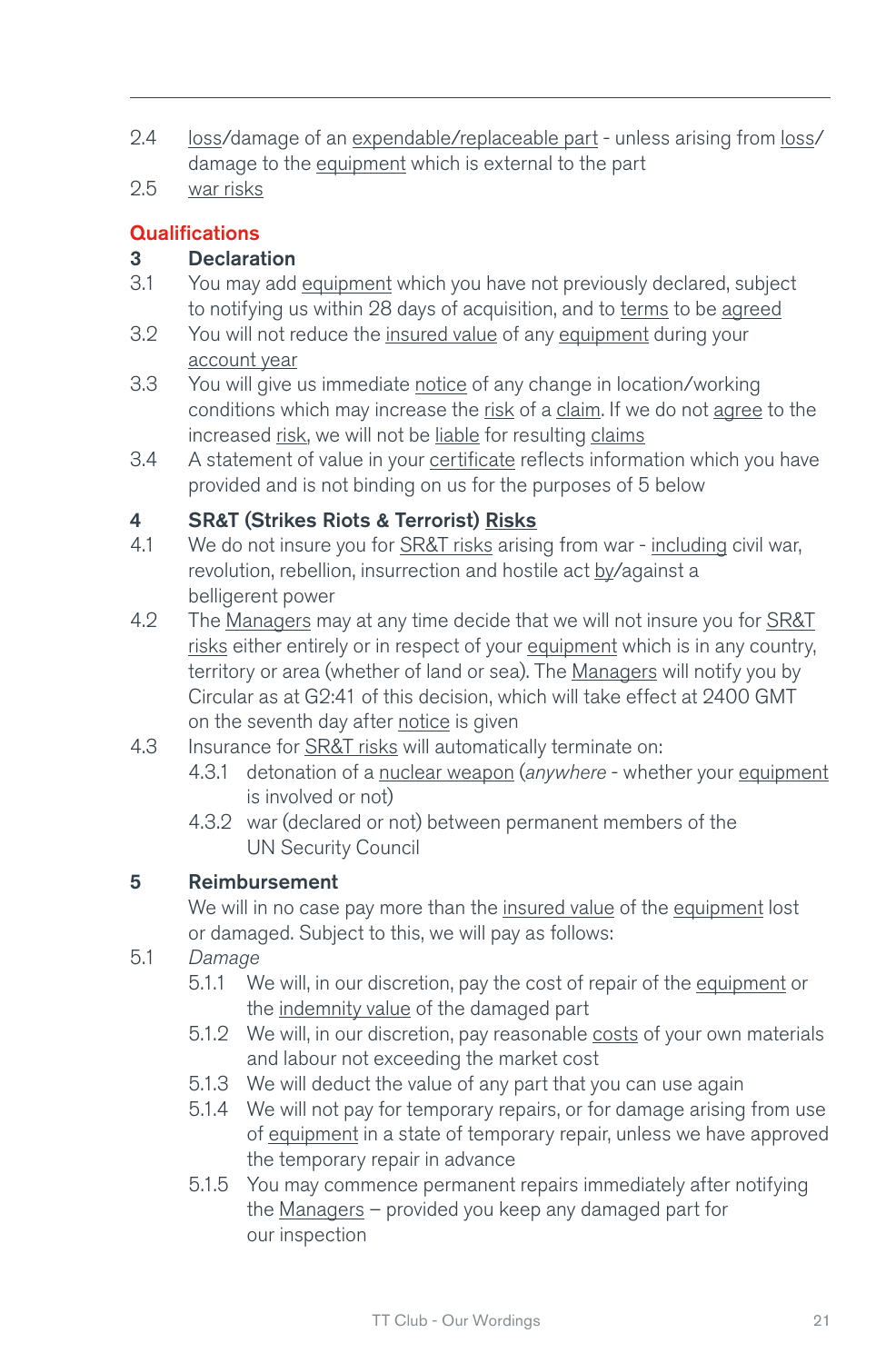2.4 loss/damage of an expendable/replaceable part - unless arising from loss/damage to the equipment which is external to the part

2.5 war risks

## Qualifications

### 3 Declaration

3.1 You may add equipment which you have not previously declared, subject to notifying us within 28 days of acquisition, and to terms to be agreed

3.2 You will not reduce the insured value of any equipment during your account year

3.3 You will give us immediate notice of any change in location/working conditions which may increase the risk of a claim. If we do not agree to the increased risk, we will not be liable for resulting claims

3.4 A statement of value in your certificate reflects information which you have provided and is not binding on us for the purposes of 5 below

### 4 SR&T (Strikes Riots & Terrorist) Risks

4.1 We do not insure you for SR&T risks arising from war - including civil war, revolution, rebellion, insurrection and hostile act by/against a belligerent power

4.2 The Managers may at any time decide that we will not insure you for SR&T risks either entirely or in respect of your equipment which is in any country, territory or area (whether of land or sea). The Managers will notify you by Circular as at G2:41 of this decision, which will take effect at 2400 GMT on the seventh day after notice is given

4.3 Insurance for SR&T risks will automatically terminate on:

- 4.3.1 detonation of a nuclear weapon (*anywhere* - whether your equipment is involved or not)
- 4.3.2 war (declared or not) between permanent members of the UN Security Council

### 5 Reimbursement

We will in no case pay more than the insured value of the equipment lost or damaged. Subject to this, we will pay as follows:

5.1 *Damage*

- 5.1.1 We will, in our discretion, pay the cost of repair of the equipment or the indemnity value of the damaged part
- 5.1.2 We will, in our discretion, pay reasonable costs of your own materials and labour not exceeding the market cost
- 5.1.3 We will deduct the value of any part that you can use again
- 5.1.4 We will not pay for temporary repairs, or for damage arising from use of equipment in a state of temporary repair, unless we have approved the temporary repair in advance
- 5.1.5 You may commence permanent repairs immediately after notifying the Managers – provided you keep any damaged part for our inspection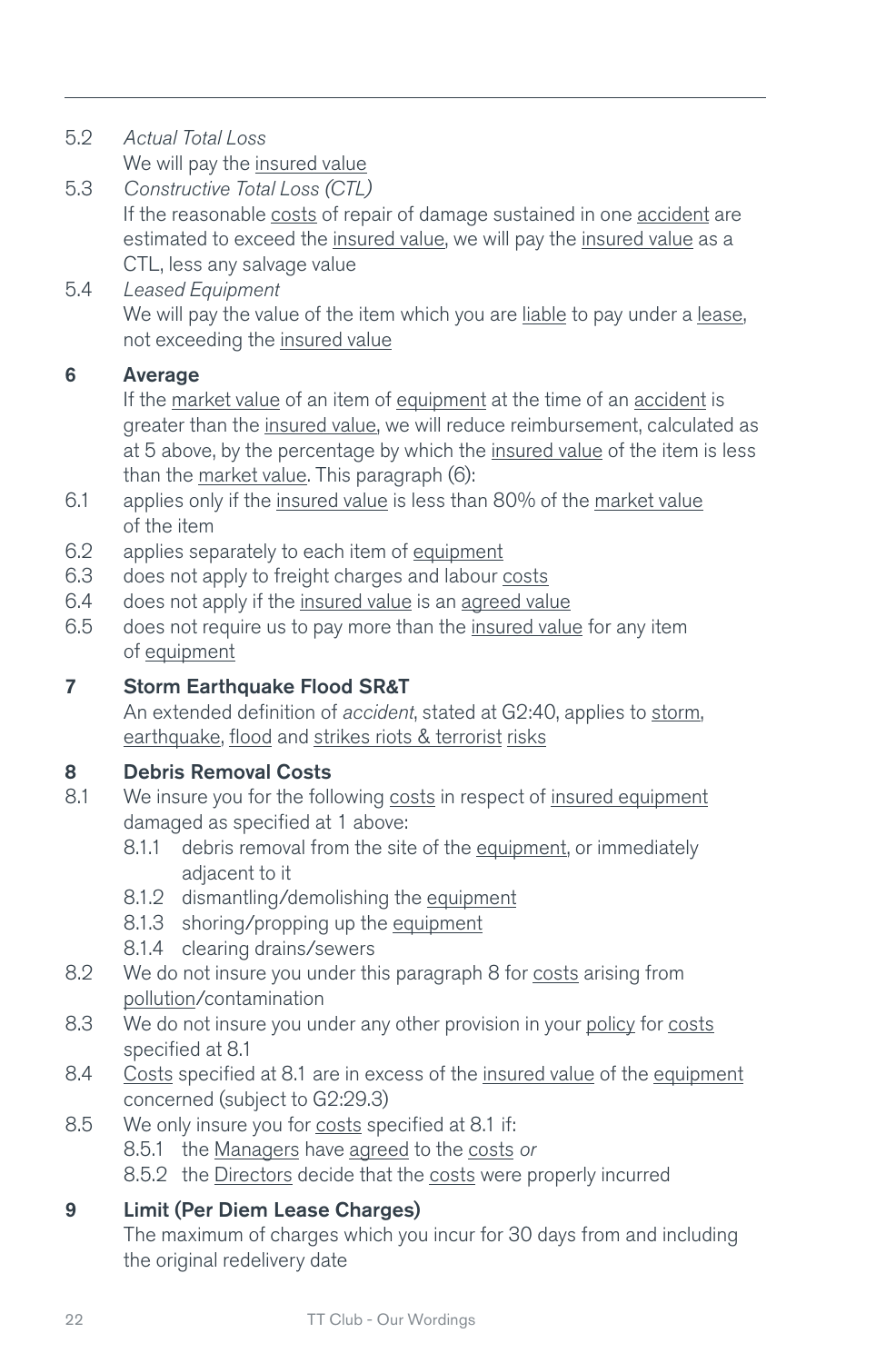5.2 *Actual Total Loss*
We will pay the insured value

5.3 *Constructive Total Loss (CTL)*
If the reasonable costs of repair of damage sustained in one accident are estimated to exceed the insured value, we will pay the insured value as a CTL, less any salvage value

5.4 *Leased Equipment*
We will pay the value of the item which you are liable to pay under a lease, not exceeding the insured value

## 6 Average

If the market value of an item of equipment at the time of an accident is greater than the insured value, we will reduce reimbursement, calculated as at 5 above, by the percentage by which the insured value of the item is less than the market value. This paragraph (6):

6.1 applies only if the insured value is less than 80% of the market value of the item

6.2 applies separately to each item of equipment

6.3 does not apply to freight charges and labour costs

6.4 does not apply if the insured value is an agreed value

6.5 does not require us to pay more than the insured value for any item of equipment

## 7 Storm Earthquake Flood SR&T

An extended definition of *accident*, stated at G2:40, applies to storm, earthquake, flood and strikes riots & terrorist risks

## 8 Debris Removal Costs

8.1 We insure you for the following costs in respect of insured equipment damaged as specified at 1 above:

- 8.1.1 debris removal from the site of the equipment, or immediately adjacent to it
- 8.1.2 dismantling/demolishing the equipment
- 8.1.3 shoring/propping up the equipment
- 8.1.4 clearing drains/sewers

8.2 We do not insure you under this paragraph 8 for costs arising from pollution/contamination

8.3 We do not insure you under any other provision in your policy for costs specified at 8.1

8.4 Costs specified at 8.1 are in excess of the insured value of the equipment concerned (subject to G2:29.3)

8.5 We only insure you for costs specified at 8.1 if:

- 8.5.1 the Managers have agreed to the costs *or*
- 8.5.2 the Directors decide that the costs were properly incurred

## 9 Limit (Per Diem Lease Charges)

The maximum of charges which you incur for 30 days from and including the original redelivery date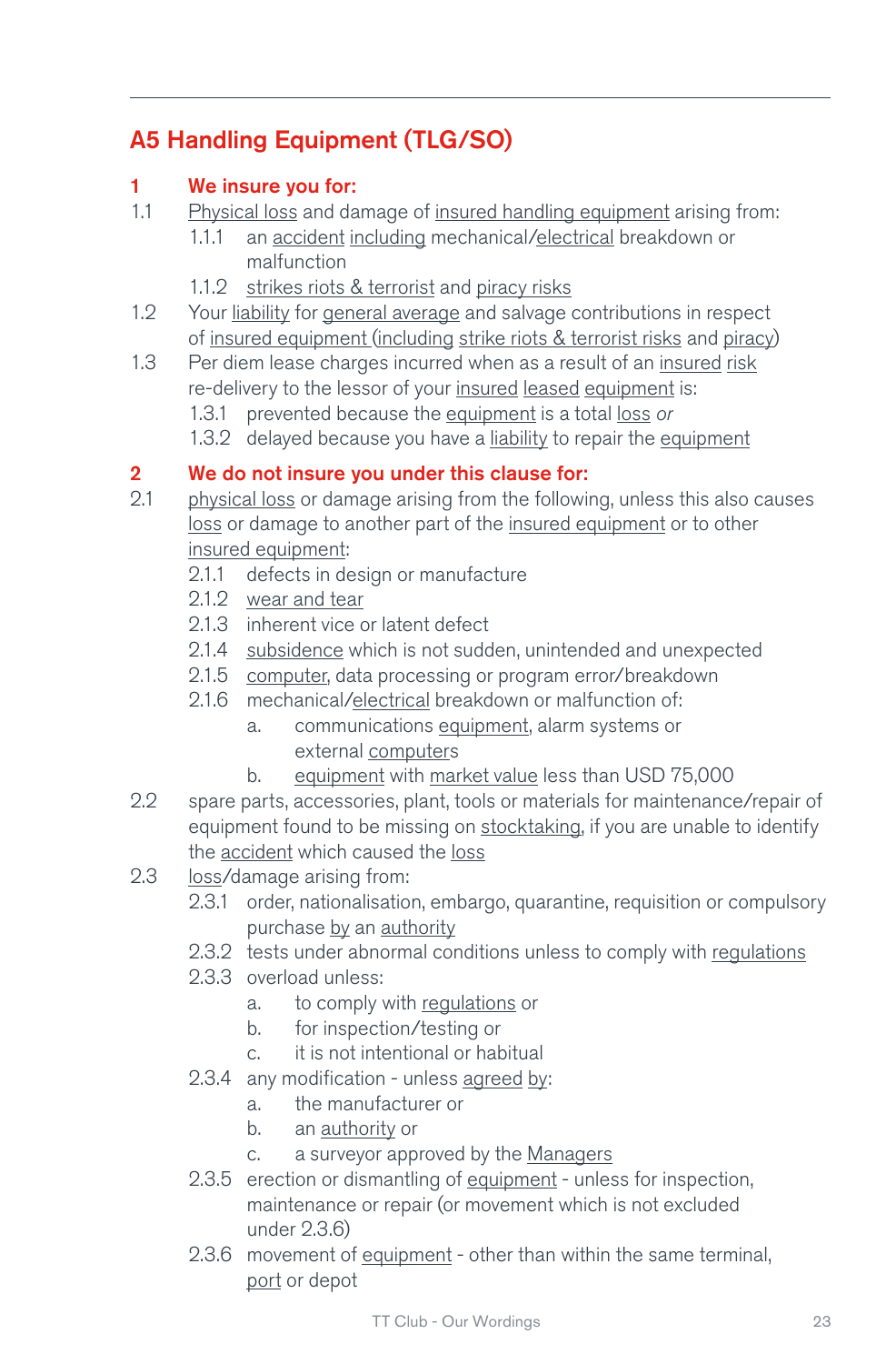## A5 Handling Equipment (TLG/SO)

**1 We insure you for:**

1.1 Physical loss and damage of insured handling equipment arising from:

- 1.1.1 an accident including mechanical/electrical breakdown or malfunction
- 1.1.2 strikes riots & terrorist and piracy risks

1.2 Your liability for general average and salvage contributions in respect of insured equipment (including strike riots & terrorist risks and piracy)

1.3 Per diem lease charges incurred when as a result of an insured risk re-delivery to the lessor of your insured leased equipment is:

- 1.3.1 prevented because the equipment is a total loss *or*
- 1.3.2 delayed because you have a liability to repair the equipment

**2 We do not insure you under this clause for:**

2.1 physical loss or damage arising from the following, unless this also causes loss or damage to another part of the insured equipment or to other insured equipment:

- 2.1.1 defects in design or manufacture
- 2.1.2 wear and tear
- 2.1.3 inherent vice or latent defect
- 2.1.4 subsidence which is not sudden, unintended and unexpected
- 2.1.5 computer, data processing or program error/breakdown
- 2.1.6 mechanical/electrical breakdown or malfunction of:
  - a. communications equipment, alarm systems or external computers
  - b. equipment with market value less than USD 75,000

2.2 spare parts, accessories, plant, tools or materials for maintenance/repair of equipment found to be missing on stocktaking, if you are unable to identify the accident which caused the loss

2.3 loss/damage arising from:

- 2.3.1 order, nationalisation, embargo, quarantine, requisition or compulsory purchase by an authority
- 2.3.2 tests under abnormal conditions unless to comply with regulations
- 2.3.3 overload unless:
  - a. to comply with regulations or
  - b. for inspection/testing or
  - c. it is not intentional or habitual
- 2.3.4 any modification - unless agreed by:
  - a. the manufacturer or
  - b. an authority or
  - c. a surveyor approved by the Managers
- 2.3.5 erection or dismantling of equipment - unless for inspection, maintenance or repair (or movement which is not excluded under 2.3.6)
- 2.3.6 movement of equipment - other than within the same terminal, port or depot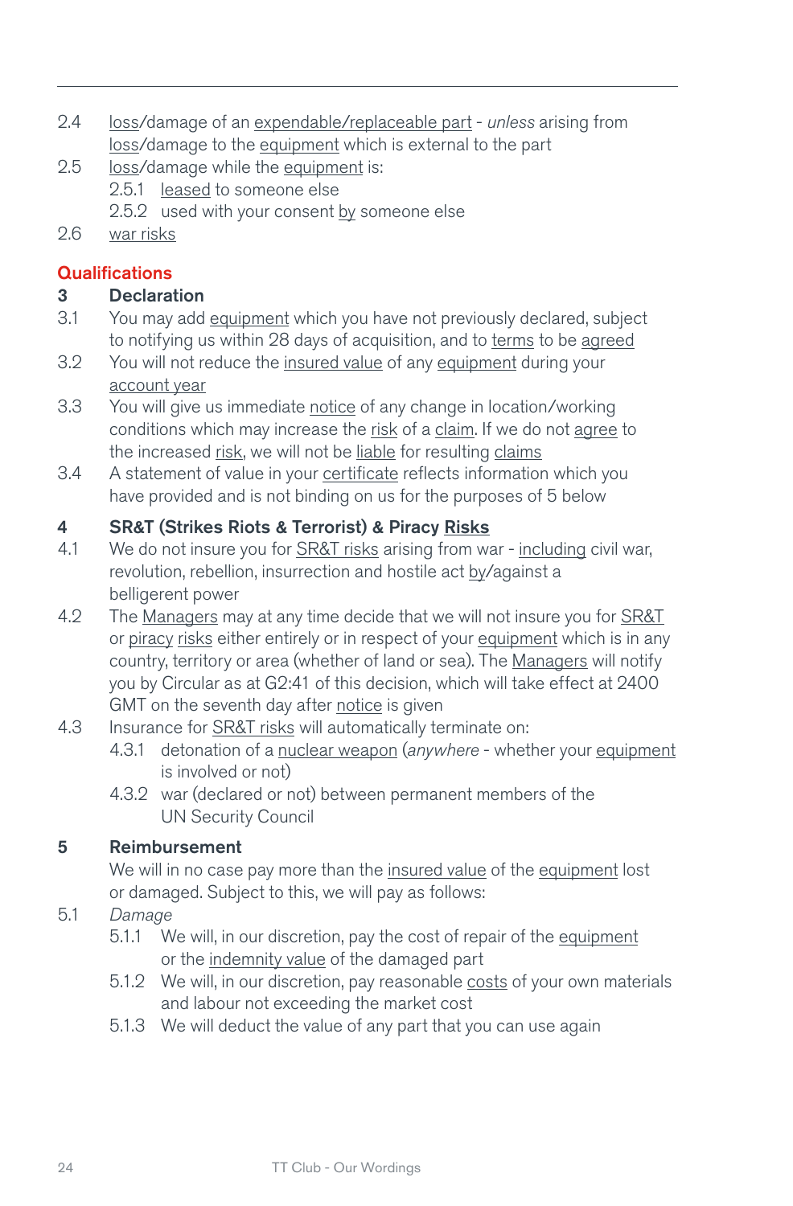2.4 loss/damage of an expendable/replaceable part - *unless* arising from loss/damage to the equipment which is external to the part

2.5 loss/damage while the equipment is:

- 2.5.1 leased to someone else
- 2.5.2 used with your consent by someone else

2.6 war risks

## Qualifications

### 3 Declaration

3.1 You may add equipment which you have not previously declared, subject to notifying us within 28 days of acquisition, and to terms to be agreed

3.2 You will not reduce the insured value of any equipment during your account year

3.3 You will give us immediate notice of any change in location/working conditions which may increase the risk of a claim. If we do not agree to the increased risk, we will not be liable for resulting claims

3.4 A statement of value in your certificate reflects information which you have provided and is not binding on us for the purposes of 5 below

### 4 SR&T (Strikes Riots & Terrorist) & Piracy Risks

4.1 We do not insure you for SR&T risks arising from war - including civil war, revolution, rebellion, insurrection and hostile act by/against a belligerent power

4.2 The Managers may at any time decide that we will not insure you for SR&T or piracy risks either entirely or in respect of your equipment which is in any country, territory or area (whether of land or sea). The Managers will notify you by Circular as at G2:41 of this decision, which will take effect at 2400 GMT on the seventh day after notice is given

4.3 Insurance for SR&T risks will automatically terminate on:

- 4.3.1 detonation of a nuclear weapon (*anywhere* - whether your equipment is involved or not)
- 4.3.2 war (declared or not) between permanent members of the UN Security Council

### 5 Reimbursement

We will in no case pay more than the insured value of the equipment lost or damaged. Subject to this, we will pay as follows:

5.1 *Damage*

- 5.1.1 We will, in our discretion, pay the cost of repair of the equipment or the indemnity value of the damaged part
- 5.1.2 We will, in our discretion, pay reasonable costs of your own materials and labour not exceeding the market cost
- 5.1.3 We will deduct the value of any part that you can use again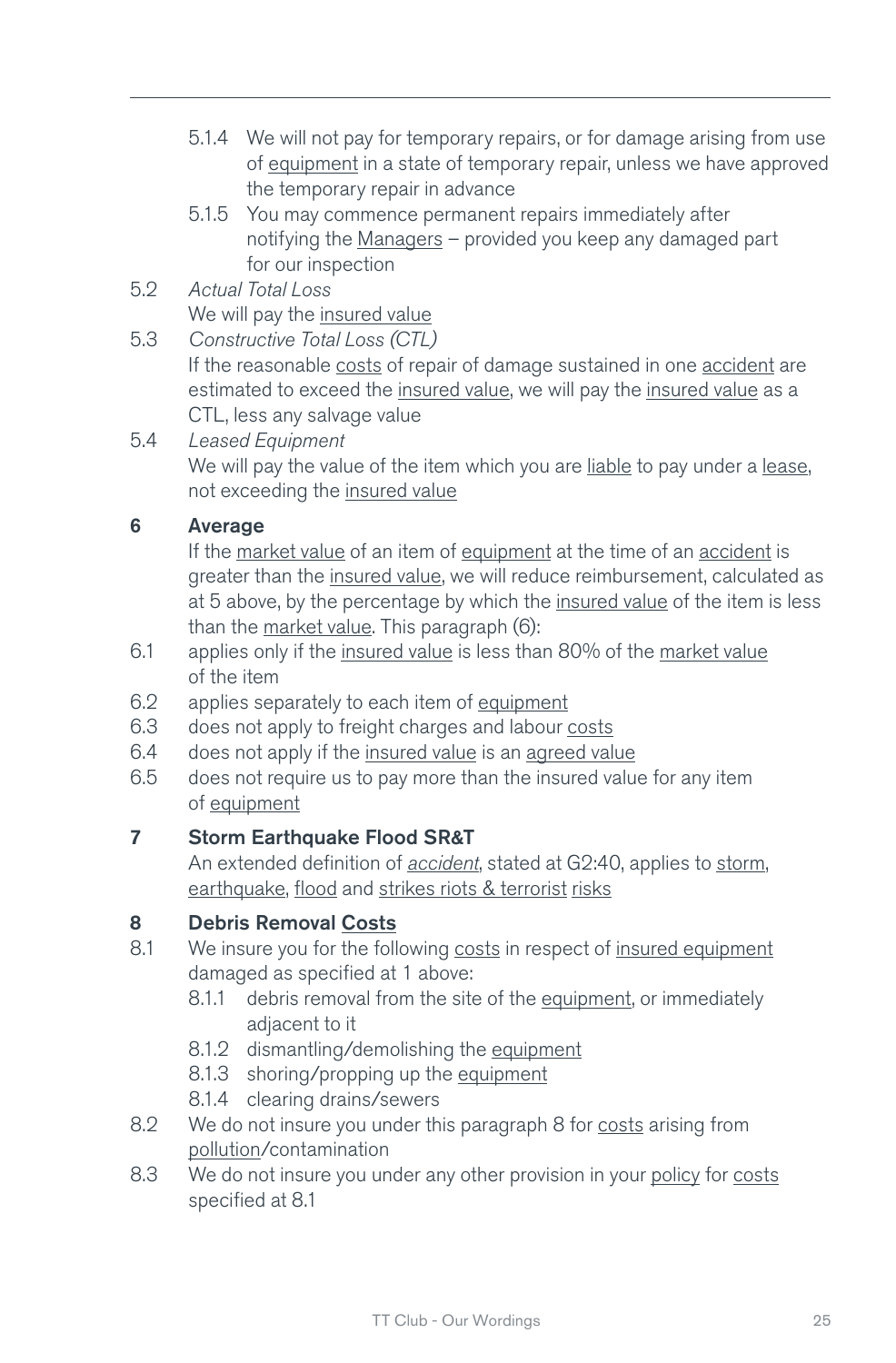5.1.4 We will not pay for temporary repairs, or for damage arising from use of equipment in a state of temporary repair, unless we have approved the temporary repair in advance

5.1.5 You may commence permanent repairs immediately after notifying the Managers – provided you keep any damaged part for our inspection

5.2 *Actual Total Loss*
We will pay the insured value

5.3 *Constructive Total Loss (CTL)*
If the reasonable costs of repair of damage sustained in one accident are estimated to exceed the insured value, we will pay the insured value as a CTL, less any salvage value

5.4 *Leased Equipment*
We will pay the value of the item which you are liable to pay under a lease, not exceeding the insured value

## 6 Average

If the market value of an item of equipment at the time of an accident is greater than the insured value, we will reduce reimbursement, calculated as at 5 above, by the percentage by which the insured value of the item is less than the market value. This paragraph (6):

6.1 applies only if the insured value is less than 80% of the market value of the item

6.2 applies separately to each item of equipment

6.3 does not apply to freight charges and labour costs

6.4 does not apply if the insured value is an agreed value

6.5 does not require us to pay more than the insured value for any item of equipment

## 7 Storm Earthquake Flood SR&T

An extended definition of *accident*, stated at G2:40, applies to storm, earthquake, flood and strikes riots & terrorist risks

## 8 Debris Removal Costs

8.1 We insure you for the following costs in respect of insured equipment damaged as specified at 1 above:

8.1.1 debris removal from the site of the equipment, or immediately adjacent to it

8.1.2 dismantling/demolishing the equipment

8.1.3 shoring/propping up the equipment

8.1.4 clearing drains/sewers

8.2 We do not insure you under this paragraph 8 for costs arising from pollution/contamination

8.3 We do not insure you under any other provision in your policy for costs specified at 8.1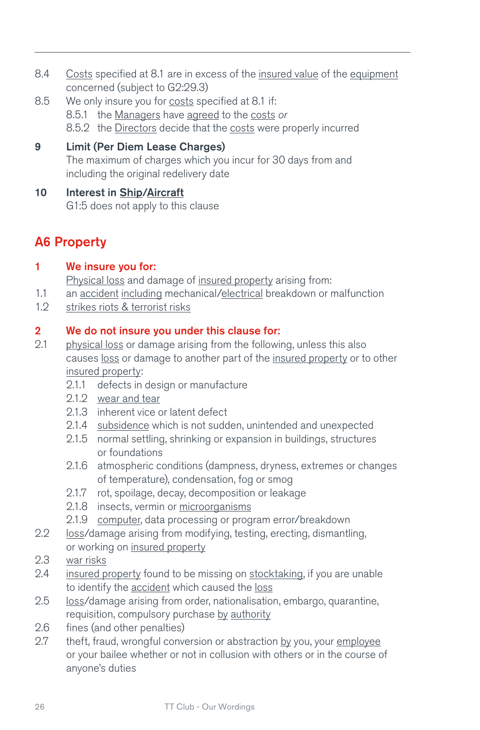8.4 Costs specified at 8.1 are in excess of the insured value of the equipment concerned (subject to G2:29.3)

8.5 We only insure you for costs specified at 8.1 if:

- 8.5.1 the Managers have agreed to the costs *or*
- 8.5.2 the Directors decide that the costs were properly incurred

**9 Limit (Per Diem Lease Charges)**

The maximum of charges which you incur for 30 days from and including the original redelivery date

**10 Interest in Ship/Aircraft**

G1:5 does not apply to this clause

## A6 Property

### 1 We insure you for:

Physical loss and damage of insured property arising from:

1.1 an accident including mechanical/electrical breakdown or malfunction

1.2 strikes riots & terrorist risks

### 2 We do not insure you under this clause for:

2.1 physical loss or damage arising from the following, unless this also causes loss or damage to another part of the insured property or to other insured property:

- 2.1.1 defects in design or manufacture
- 2.1.2 wear and tear
- 2.1.3 inherent vice or latent defect
- 2.1.4 subsidence which is not sudden, unintended and unexpected
- 2.1.5 normal settling, shrinking or expansion in buildings, structures or foundations
- 2.1.6 atmospheric conditions (dampness, dryness, extremes or changes of temperature), condensation, fog or smog
- 2.1.7 rot, spoilage, decay, decomposition or leakage
- 2.1.8 insects, vermin or microorganisms
- 2.1.9 computer, data processing or program error/breakdown

2.2 loss/damage arising from modifying, testing, erecting, dismantling, or working on insured property

2.3 war risks

2.4 insured property found to be missing on stocktaking, if you are unable to identify the accident which caused the loss

2.5 loss/damage arising from order, nationalisation, embargo, quarantine, requisition, compulsory purchase by authority

2.6 fines (and other penalties)

2.7 theft, fraud, wrongful conversion or abstraction by you, your employee or your bailee whether or not in collusion with others or in the course of anyone's duties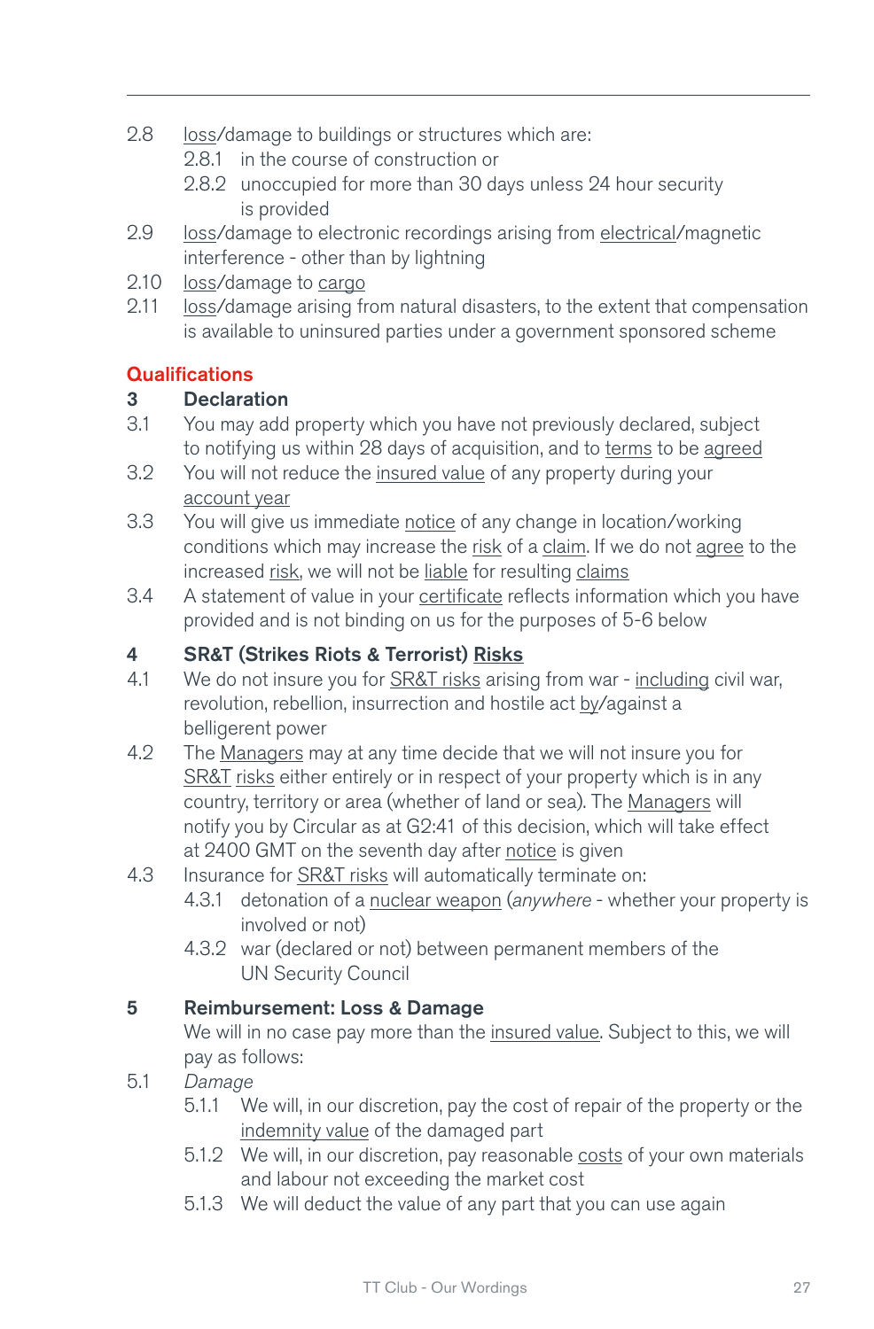2.8 loss/damage to buildings or structures which are:

  2.8.1 in the course of construction or

  2.8.2 unoccupied for more than 30 days unless 24 hour security is provided

2.9 loss/damage to electronic recordings arising from electrical/magnetic interference - other than by lightning

2.10 loss/damage to cargo

2.11 loss/damage arising from natural disasters, to the extent that compensation is available to uninsured parties under a government sponsored scheme

## Qualifications

### 3 Declaration

3.1 You may add property which you have not previously declared, subject to notifying us within 28 days of acquisition, and to terms to be agreed

3.2 You will not reduce the insured value of any property during your account year

3.3 You will give us immediate notice of any change in location/working conditions which may increase the risk of a claim. If we do not agree to the increased risk, we will not be liable for resulting claims

3.4 A statement of value in your certificate reflects information which you have provided and is not binding on us for the purposes of 5-6 below

### 4 SR&T (Strikes Riots & Terrorist) Risks

4.1 We do not insure you for SR&T risks arising from war - including civil war, revolution, rebellion, insurrection and hostile act by/against a belligerent power

4.2 The Managers may at any time decide that we will not insure you for SR&T risks either entirely or in respect of your property which is in any country, territory or area (whether of land or sea). The Managers will notify you by Circular as at G2:41 of this decision, which will take effect at 2400 GMT on the seventh day after notice is given

4.3 Insurance for SR&T risks will automatically terminate on:

  4.3.1 detonation of a nuclear weapon (*anywhere* - whether your property is involved or not)

  4.3.2 war (declared or not) between permanent members of the UN Security Council

### 5 Reimbursement: Loss & Damage

We will in no case pay more than the insured value. Subject to this, we will pay as follows:

5.1 *Damage*

  5.1.1 We will, in our discretion, pay the cost of repair of the property or the indemnity value of the damaged part

  5.1.2 We will, in our discretion, pay reasonable costs of your own materials and labour not exceeding the market cost

  5.1.3 We will deduct the value of any part that you can use again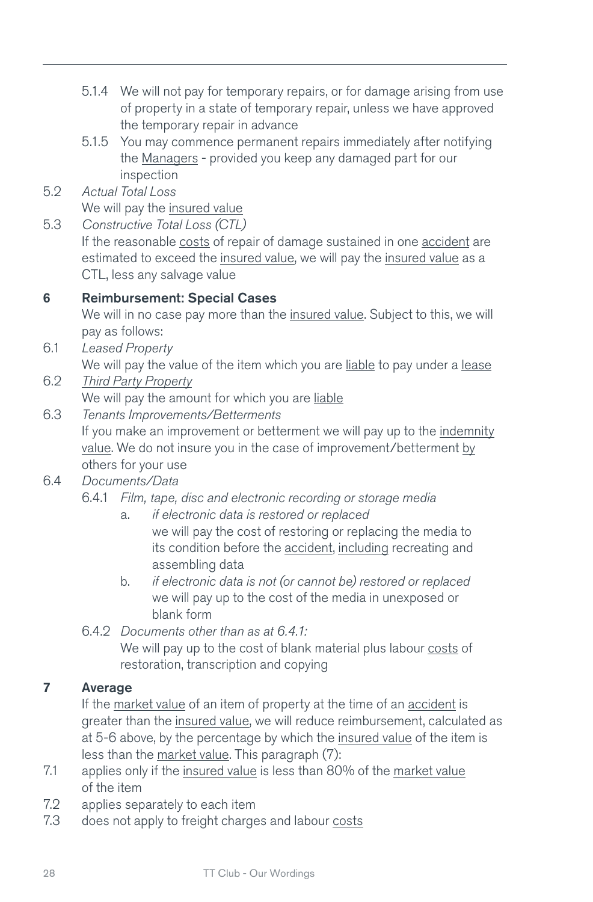5.1.4 We will not pay for temporary repairs, or for damage arising from use of property in a state of temporary repair, unless we have approved the temporary repair in advance

5.1.5 You may commence permanent repairs immediately after notifying the Managers - provided you keep any damaged part for our inspection

5.2 *Actual Total Loss*
We will pay the insured value

5.3 *Constructive Total Loss (CTL)*
If the reasonable costs of repair of damage sustained in one accident are estimated to exceed the insured value, we will pay the insured value as a CTL, less any salvage value

## 6 Reimbursement: Special Cases

We will in no case pay more than the insured value. Subject to this, we will pay as follows:

6.1 *Leased Property*
We will pay the value of the item which you are liable to pay under a lease

6.2 *Third Party Property*
We will pay the amount for which you are liable

6.3 *Tenants Improvements/Betterments*
If you make an improvement or betterment we will pay up to the indemnity value. We do not insure you in the case of improvement/betterment by others for your use

6.4 *Documents/Data*

6.4.1 *Film, tape, disc and electronic recording or storage media*

a. *if electronic data is restored or replaced*
we will pay the cost of restoring or replacing the media to its condition before the accident, including recreating and assembling data

b. *if electronic data is not (or cannot be) restored or replaced*
we will pay up to the cost of the media in unexposed or blank form

6.4.2 *Documents other than as at 6.4.1:*
We will pay up to the cost of blank material plus labour costs of restoration, transcription and copying

## 7 Average

If the market value of an item of property at the time of an accident is greater than the insured value, we will reduce reimbursement, calculated as at 5-6 above, by the percentage by which the insured value of the item is less than the market value. This paragraph (7):

7.1 applies only if the insured value is less than 80% of the market value of the item

7.2 applies separately to each item

7.3 does not apply to freight charges and labour costs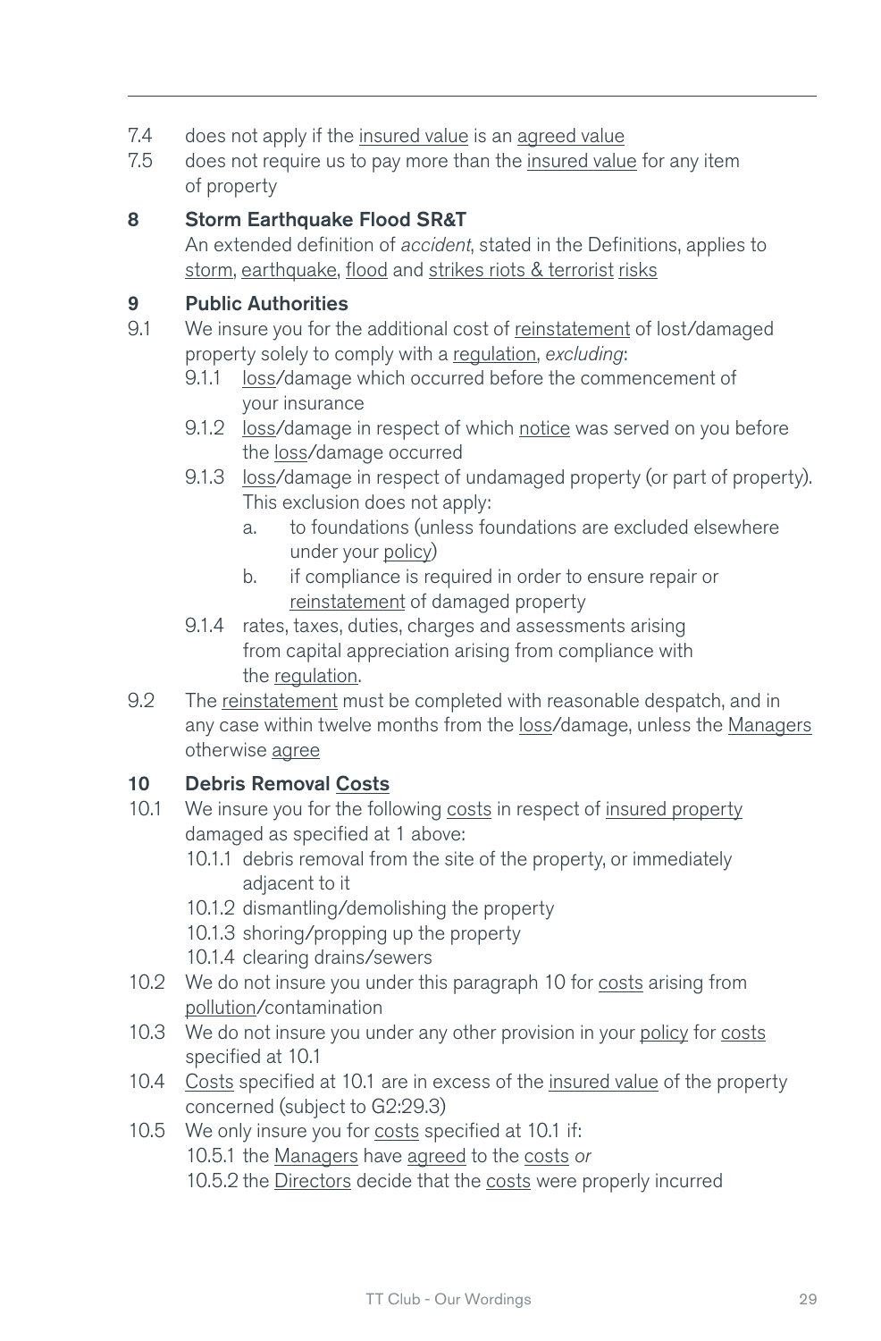7.4 does not apply if the insured value is an agreed value

7.5 does not require us to pay more than the insured value for any item of property

**8 Storm Earthquake Flood SR&T**

An extended definition of *accident*, stated in the Definitions, applies to storm, earthquake, flood and strikes riots & terrorist risks

**9 Public Authorities**

9.1 We insure you for the additional cost of reinstatement of lost/damaged property solely to comply with a regulation, *excluding*:

- 9.1.1 loss/damage which occurred before the commencement of your insurance
- 9.1.2 loss/damage in respect of which notice was served on you before the loss/damage occurred
- 9.1.3 loss/damage in respect of undamaged property (or part of property). This exclusion does not apply:
  - a. to foundations (unless foundations are excluded elsewhere under your policy)
  - b. if compliance is required in order to ensure repair or reinstatement of damaged property
- 9.1.4 rates, taxes, duties, charges and assessments arising from capital appreciation arising from compliance with the regulation.

9.2 The reinstatement must be completed with reasonable despatch, and in any case within twelve months from the loss/damage, unless the Managers otherwise agree

**10 Debris Removal Costs**

10.1 We insure you for the following costs in respect of insured property damaged as specified at 1 above:

- 10.1.1 debris removal from the site of the property, or immediately adjacent to it
- 10.1.2 dismantling/demolishing the property
- 10.1.3 shoring/propping up the property
- 10.1.4 clearing drains/sewers

10.2 We do not insure you under this paragraph 10 for costs arising from pollution/contamination

10.3 We do not insure you under any other provision in your policy for costs specified at 10.1

10.4 Costs specified at 10.1 are in excess of the insured value of the property concerned (subject to G2:29.3)

10.5 We only insure you for costs specified at 10.1 if:

- 10.5.1 the Managers have agreed to the costs *or*
- 10.5.2 the Directors decide that the costs were properly incurred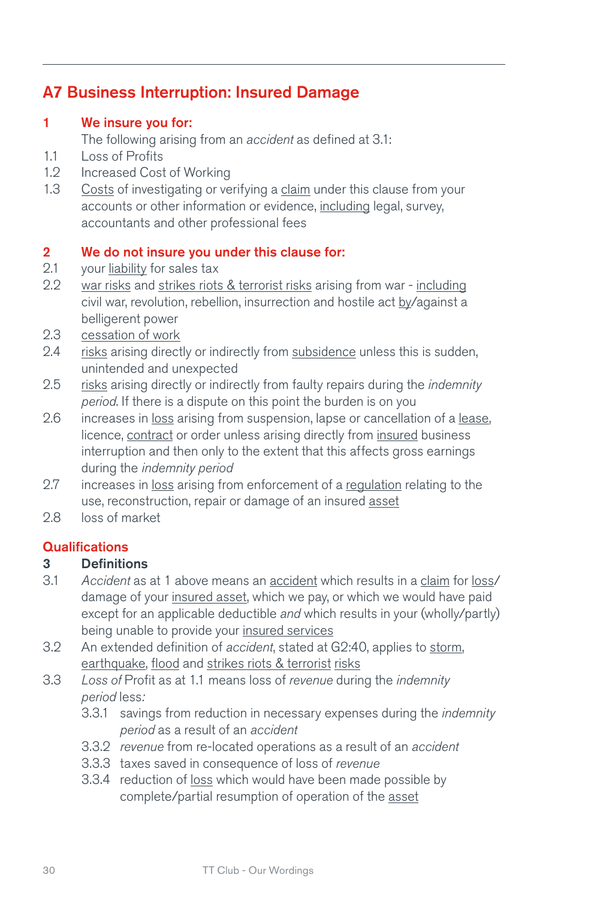## A7 Business Interruption: Insured Damage

**1 We insure you for:**

The following arising from an *accident* as defined at 3.1:

1.1 Loss of Profits

1.2 Increased Cost of Working

1.3 Costs of investigating or verifying a claim under this clause from your accounts or other information or evidence, including legal, survey, accountants and other professional fees

**2 We do not insure you under this clause for:**

2.1 your liability for sales tax

2.2 war risks and strikes riots & terrorist risks arising from war - including civil war, revolution, rebellion, insurrection and hostile act by/against a belligerent power

2.3 cessation of work

2.4 risks arising directly or indirectly from subsidence unless this is sudden, unintended and unexpected

2.5 risks arising directly or indirectly from faulty repairs during the *indemnity period*. If there is a dispute on this point the burden is on you

2.6 increases in loss arising from suspension, lapse or cancellation of a lease, licence, contract or order unless arising directly from insured business interruption and then only to the extent that this affects gross earnings during the *indemnity period*

2.7 increases in loss arising from enforcement of a regulation relating to the use, reconstruction, repair or damage of an insured asset

2.8 loss of market

### Qualifications

**3 Definitions**

3.1 *Accident* as at 1 above means an accident which results in a claim for loss/damage of your insured asset, which we pay, or which we would have paid except for an applicable deductible *and* which results in your (wholly/partly) being unable to provide your insured services

3.2 An extended definition of *accident*, stated at G2:40, applies to storm, earthquake, flood and strikes riots & terrorist risks

3.3 *Loss of* Profit as at 1.1 means loss of *revenue* during the *indemnity period* less:

- 3.3.1 savings from reduction in necessary expenses during the *indemnity period* as a result of an *accident*
- 3.3.2 *revenue* from re-located operations as a result of an *accident*
- 3.3.3 taxes saved in consequence of loss of *revenue*
- 3.3.4 reduction of loss which would have been made possible by complete/partial resumption of operation of the asset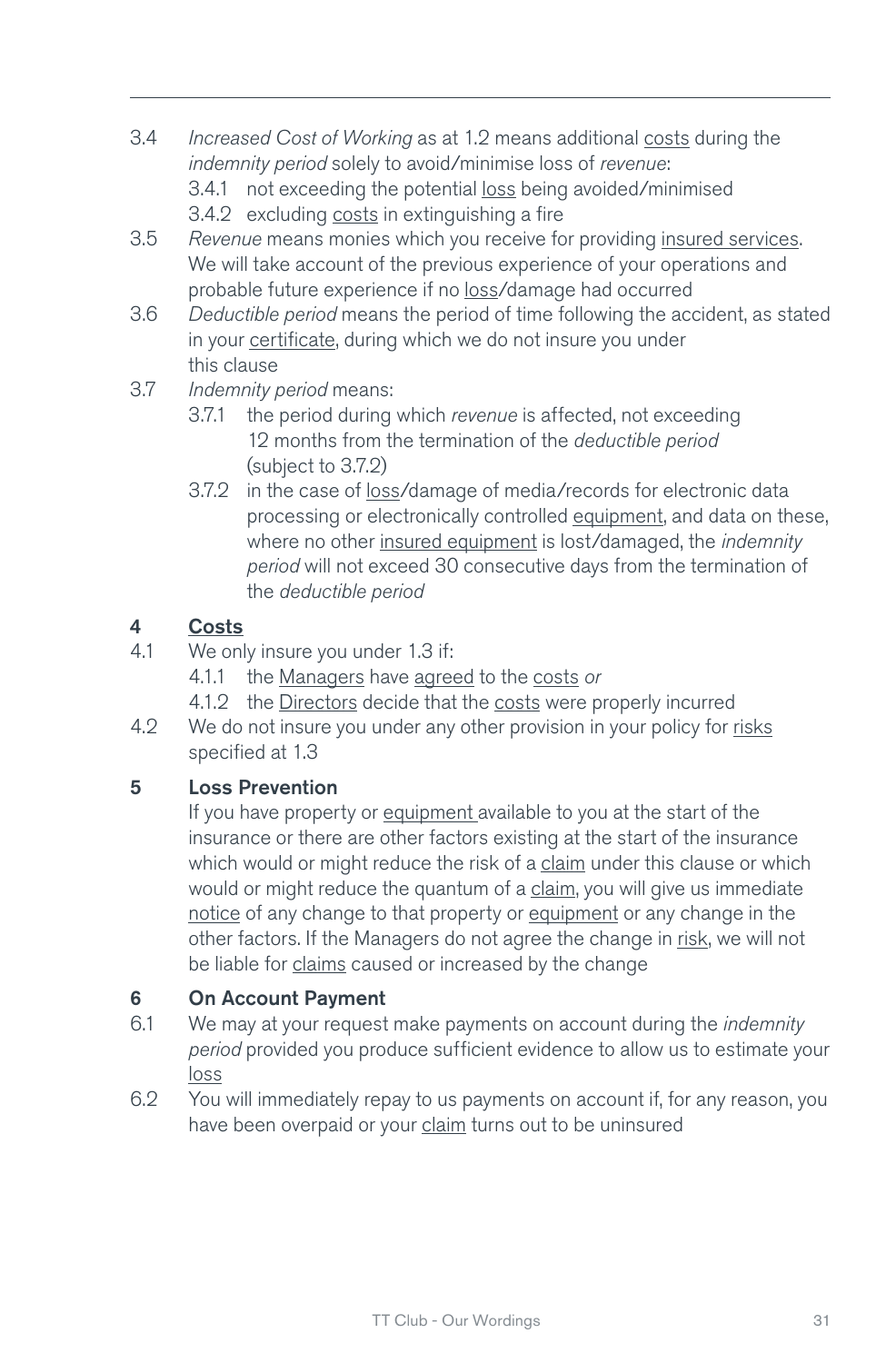3.4 *Increased Cost of Working* as at 1.2 means additional costs during the *indemnity period* solely to avoid/minimise loss of *revenue*:

  3.4.1 not exceeding the potential loss being avoided/minimised

  3.4.2 excluding costs in extinguishing a fire

3.5 *Revenue* means monies which you receive for providing insured services. We will take account of the previous experience of your operations and probable future experience if no loss/damage had occurred

3.6 *Deductible period* means the period of time following the accident, as stated in your certificate, during which we do not insure you under this clause

3.7 *Indemnity period* means:

  3.7.1 the period during which *revenue* is affected, not exceeding 12 months from the termination of the *deductible period* (subject to 3.7.2)

  3.7.2 in the case of loss/damage of media/records for electronic data processing or electronically controlled equipment, and data on these, where no other insured equipment is lost/damaged, the *indemnity period* will not exceed 30 consecutive days from the termination of the *deductible period*

## 4 Costs

4.1 We only insure you under 1.3 if:

  4.1.1 the Managers have agreed to the costs *or*

  4.1.2 the Directors decide that the costs were properly incurred

4.2 We do not insure you under any other provision in your policy for risks specified at 1.3

## 5 Loss Prevention

If you have property or equipment available to you at the start of the insurance or there are other factors existing at the start of the insurance which would or might reduce the risk of a claim under this clause or which would or might reduce the quantum of a claim, you will give us immediate notice of any change to that property or equipment or any change in the other factors. If the Managers do not agree the change in risk, we will not be liable for claims caused or increased by the change

## 6 On Account Payment

6.1 We may at your request make payments on account during the *indemnity period* provided you produce sufficient evidence to allow us to estimate your loss

6.2 You will immediately repay to us payments on account if, for any reason, you have been overpaid or your claim turns out to be uninsured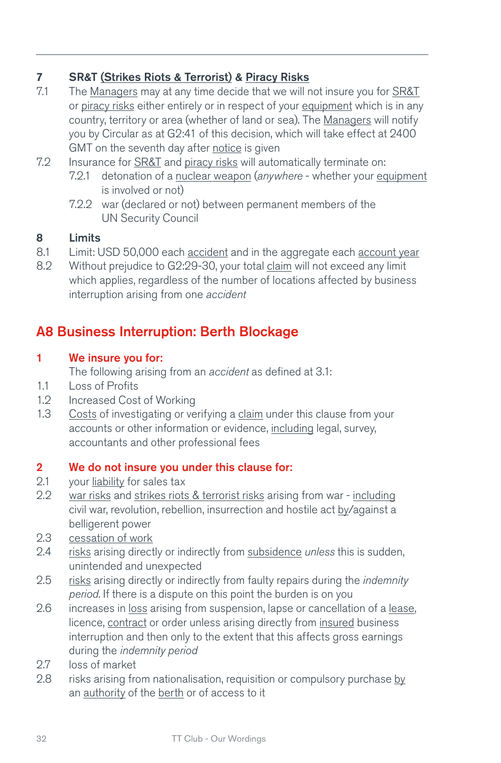## 7 SR&T (Strikes Riots & Terrorist) & Piracy Risks

7.1 The Managers may at any time decide that we will not insure you for SR&T or piracy risks either entirely or in respect of your equipment which is in any country, territory or area (whether of land or sea). The Managers will notify you by Circular as at G2:41 of this decision, which will take effect at 2400 GMT on the seventh day after notice is given

7.2 Insurance for SR&T and piracy risks will automatically terminate on:

- 7.2.1 detonation of a nuclear weapon (*anywhere* - whether your equipment is involved or not)
- 7.2.2 war (declared or not) between permanent members of the UN Security Council

## 8 Limits

8.1 Limit: USD 50,000 each accident and in the aggregate each account year

8.2 Without prejudice to G2:29-30, your total claim will not exceed any limit which applies, regardless of the number of locations affected by business interruption arising from one *accident*

# A8 Business Interruption: Berth Blockage

## 1 We insure you for:

The following arising from an *accident* as defined at 3.1:

1.1 Loss of Profits

1.2 Increased Cost of Working

1.3 Costs of investigating or verifying a claim under this clause from your accounts or other information or evidence, including legal, survey, accountants and other professional fees

## 2 We do not insure you under this clause for:

2.1 your liability for sales tax

2.2 war risks and strikes riots & terrorist risks arising from war - including civil war, revolution, rebellion, insurrection and hostile act by/against a belligerent power

2.3 cessation of work

2.4 risks arising directly or indirectly from subsidence *unless* this is sudden, unintended and unexpected

2.5 risks arising directly or indirectly from faulty repairs during the *indemnity period*. If there is a dispute on this point the burden is on you

2.6 increases in loss arising from suspension, lapse or cancellation of a lease, licence, contract or order unless arising directly from insured business interruption and then only to the extent that this affects gross earnings during the *indemnity period*

2.7 loss of market

2.8 risks arising from nationalisation, requisition or compulsory purchase by an authority of the berth or of access to it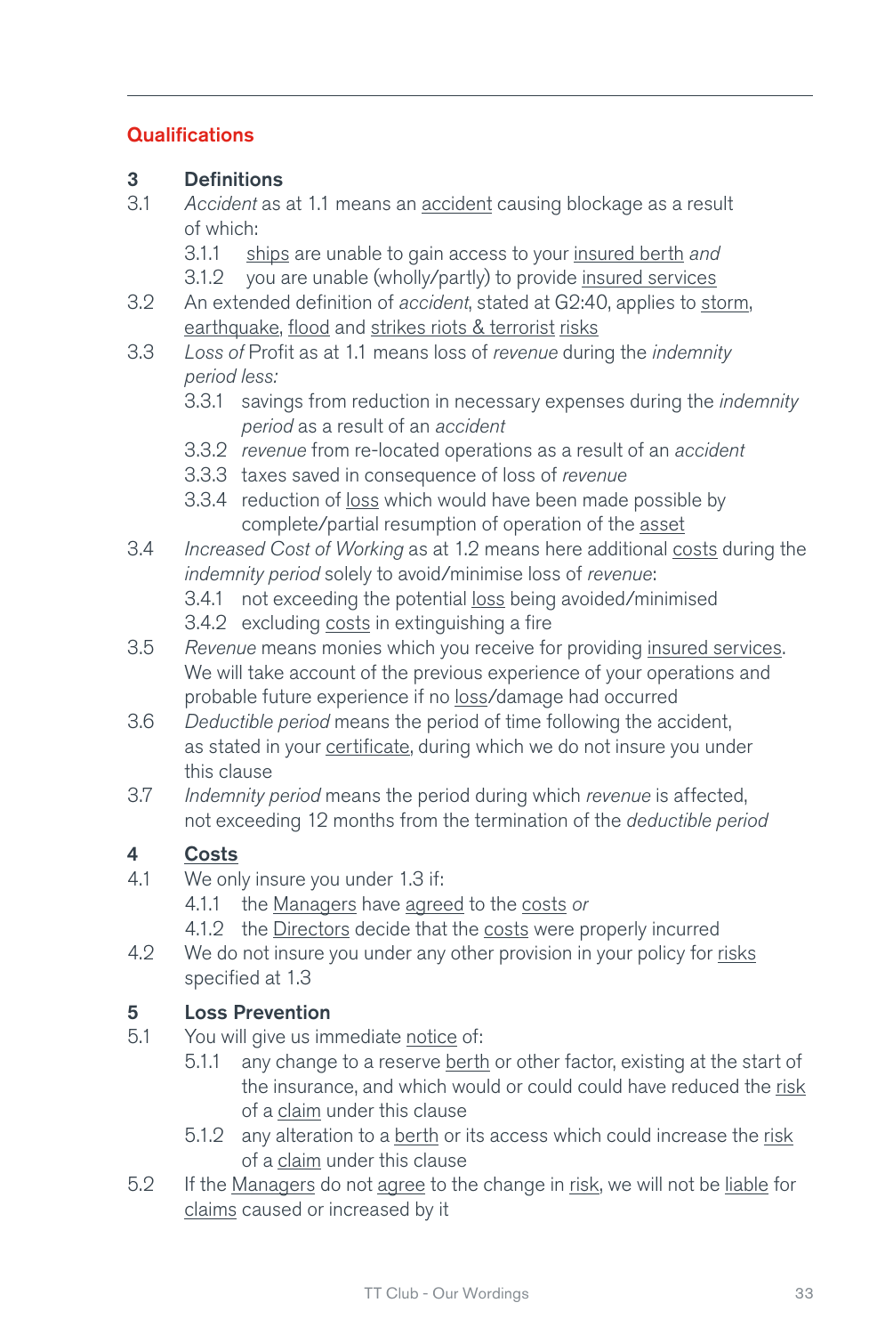## Qualifications

**3 Definitions**

3.1 *Accident* as at 1.1 means an accident causing blockage as a result of which:

- 3.1.1 ships are unable to gain access to your insured berth *and*
- 3.1.2 you are unable (wholly/partly) to provide insured services

3.2 An extended definition of *accident*, stated at G2:40, applies to storm, earthquake, flood and strikes riots & terrorist risks

3.3 *Loss of* Profit as at 1.1 means loss of *revenue* during the *indemnity period less:*

- 3.3.1 savings from reduction in necessary expenses during the *indemnity period* as a result of an *accident*
- 3.3.2 *revenue* from re-located operations as a result of an *accident*
- 3.3.3 taxes saved in consequence of loss of *revenue*
- 3.3.4 reduction of loss which would have been made possible by complete/partial resumption of operation of the asset

3.4 *Increased Cost of Working* as at 1.2 means here additional costs during the *indemnity period* solely to avoid/minimise loss of *revenue*:

- 3.4.1 not exceeding the potential loss being avoided/minimised
- 3.4.2 excluding costs in extinguishing a fire

3.5 *Revenue* means monies which you receive for providing insured services. We will take account of the previous experience of your operations and probable future experience if no loss/damage had occurred

3.6 *Deductible period* means the period of time following the accident, as stated in your certificate, during which we do not insure you under this clause

3.7 *Indemnity period* means the period during which *revenue* is affected, not exceeding 12 months from the termination of the *deductible period*

**4 Costs**

4.1 We only insure you under 1.3 if:

- 4.1.1 the Managers have agreed to the costs *or*
- 4.1.2 the Directors decide that the costs were properly incurred

4.2 We do not insure you under any other provision in your policy for risks specified at 1.3

**5 Loss Prevention**

5.1 You will give us immediate notice of:

- 5.1.1 any change to a reserve berth or other factor, existing at the start of the insurance, and which would or could could have reduced the risk of a claim under this clause
- 5.1.2 any alteration to a berth or its access which could increase the risk of a claim under this clause

5.2 If the Managers do not agree to the change in risk, we will not be liable for claims caused or increased by it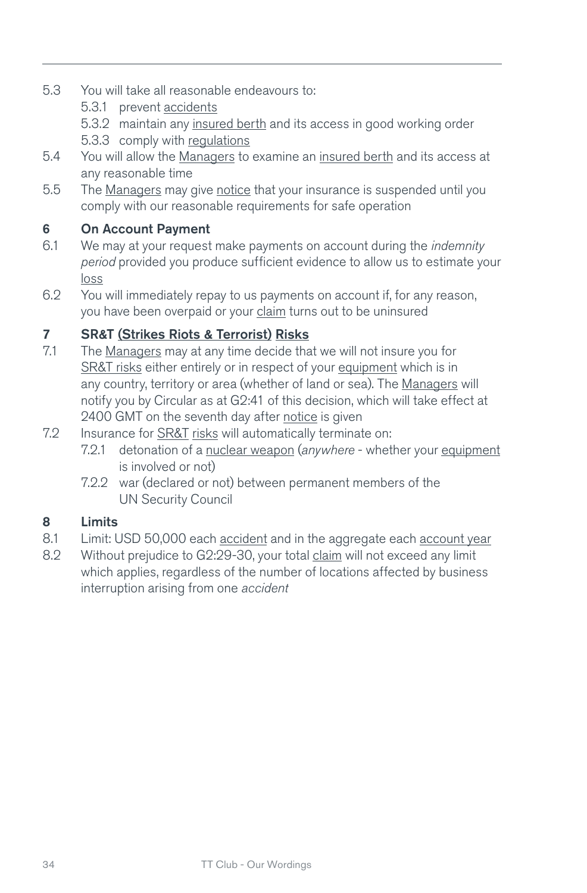5.3 You will take all reasonable endeavours to:

  5.3.1 prevent accidents

  5.3.2 maintain any insured berth and its access in good working order

  5.3.3 comply with regulations

5.4 You will allow the Managers to examine an insured berth and its access at any reasonable time

5.5 The Managers may give notice that your insurance is suspended until you comply with our reasonable requirements for safe operation

## 6 On Account Payment

6.1 We may at your request make payments on account during the *indemnity period* provided you produce sufficient evidence to allow us to estimate your loss

6.2 You will immediately repay to us payments on account if, for any reason, you have been overpaid or your claim turns out to be uninsured

## 7 SR&T (Strikes Riots & Terrorist) Risks

7.1 The Managers may at any time decide that we will not insure you for SR&T risks either entirely or in respect of your equipment which is in any country, territory or area (whether of land or sea). The Managers will notify you by Circular as at G2:41 of this decision, which will take effect at 2400 GMT on the seventh day after notice is given

7.2 Insurance for SR&T risks will automatically terminate on:

  7.2.1 detonation of a nuclear weapon (*anywhere* - whether your equipment is involved or not)

  7.2.2 war (declared or not) between permanent members of the UN Security Council

## 8 Limits

8.1 Limit: USD 50,000 each accident and in the aggregate each account year

8.2 Without prejudice to G2:29-30, your total claim will not exceed any limit which applies, regardless of the number of locations affected by business interruption arising from one *accident*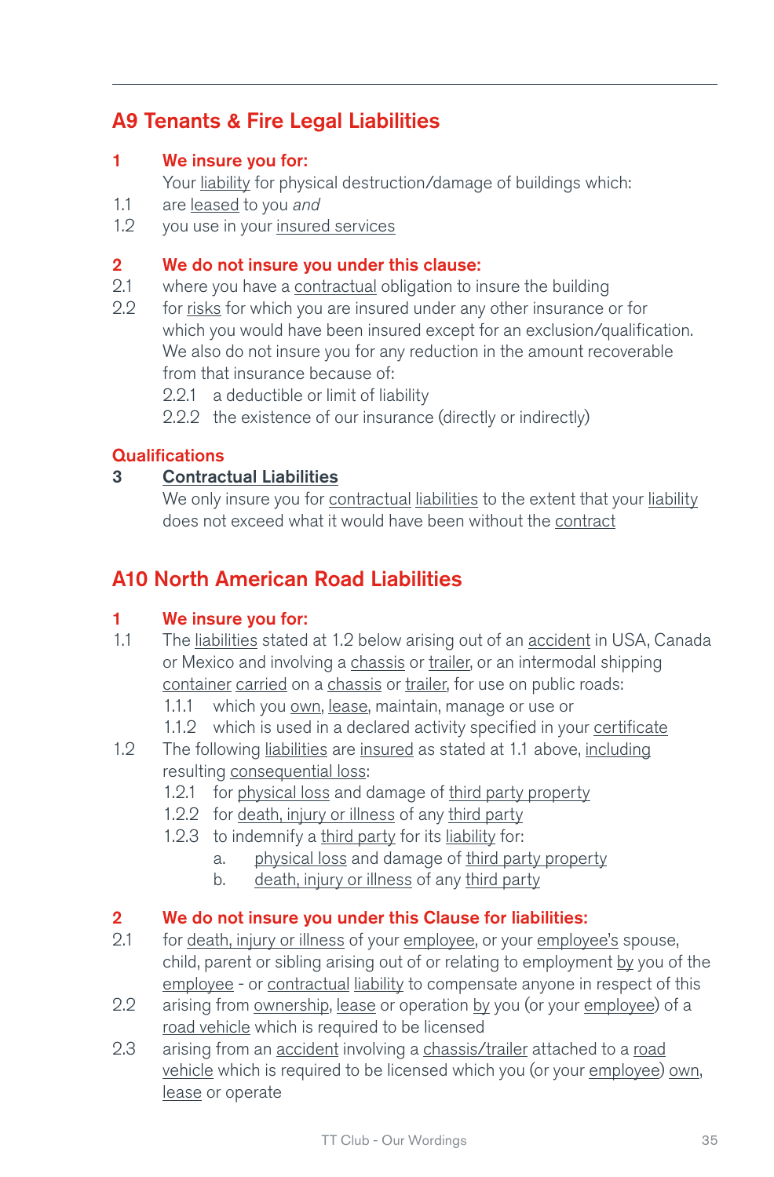## A9 Tenants & Fire Legal Liabilities

**1 We insure you for:**

Your liability for physical destruction/damage of buildings which:

1.1 are leased to you *and*

1.2 you use in your insured services

**2 We do not insure you under this clause:**

2.1 where you have a contractual obligation to insure the building

2.2 for risks for which you are insured under any other insurance or for which you would have been insured except for an exclusion/qualification. We also do not insure you for any reduction in the amount recoverable from that insurance because of:

- 2.2.1 a deductible or limit of liability
- 2.2.2 the existence of our insurance (directly or indirectly)

**Qualifications**

**3 Contractual Liabilities**

We only insure you for contractual liabilities to the extent that your liability does not exceed what it would have been without the contract

## A10 North American Road Liabilities

**1 We insure you for:**

1.1 The liabilities stated at 1.2 below arising out of an accident in USA, Canada or Mexico and involving a chassis or trailer, or an intermodal shipping container carried on a chassis or trailer, for use on public roads:

- 1.1.1 which you own, lease, maintain, manage or use or
- 1.1.2 which is used in a declared activity specified in your certificate

1.2 The following liabilities are insured as stated at 1.1 above, including resulting consequential loss:

- 1.2.1 for physical loss and damage of third party property
- 1.2.2 for death, injury or illness of any third party
- 1.2.3 to indemnify a third party for its liability for:
  - a. physical loss and damage of third party property
  - b. death, injury or illness of any third party

**2 We do not insure you under this Clause for liabilities:**

2.1 for death, injury or illness of your employee, or your employee's spouse, child, parent or sibling arising out of or relating to employment by you of the employee - or contractual liability to compensate anyone in respect of this

2.2 arising from ownership, lease or operation by you (or your employee) of a road vehicle which is required to be licensed

2.3 arising from an accident involving a chassis/trailer attached to a road vehicle which is required to be licensed which you (or your employee) own, lease or operate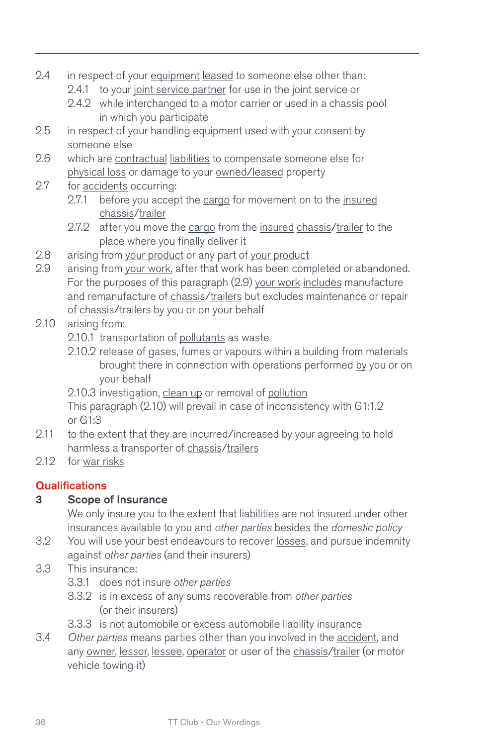2.4 in respect of your equipment leased to someone else other than:

  2.4.1 to your joint service partner for use in the joint service or

  2.4.2 while interchanged to a motor carrier or used in a chassis pool in which you participate

2.5 in respect of your handling equipment used with your consent by someone else

2.6 which are contractual liabilities to compensate someone else for physical loss or damage to your owned/leased property

2.7 for accidents occurring:

  2.7.1 before you accept the cargo for movement on to the insured chassis/trailer

  2.7.2 after you move the cargo from the insured chassis/trailer to the place where you finally deliver it

2.8 arising from your product or any part of your product

2.9 arising from your work, after that work has been completed or abandoned. For the purposes of this paragraph (2.9) your work includes manufacture and remanufacture of chassis/trailers but excludes maintenance or repair of chassis/trailers by you or on your behalf

2.10 arising from:

  2.10.1 transportation of pollutants as waste

  2.10.2 release of gases, fumes or vapours within a building from materials brought there in connection with operations performed by you or on your behalf

  2.10.3 investigation, clean up or removal of pollution

  This paragraph (2.10) will prevail in case of inconsistency with G1:1.2 or G1:3

2.11 to the extent that they are incurred/increased by your agreeing to hold harmless a transporter of chassis/trailers

2.12 for war risks

## Qualifications

### 3 Scope of Insurance

We only insure you to the extent that liabilities are not insured under other insurances available to you and *other parties* besides the *domestic policy*

3.2 You will use your best endeavours to recover losses, and pursue indemnity against *other parties* (and their insurers)

3.3 This insurance:

  3.3.1 does not insure *other parties*

  3.3.2 is in excess of any sums recoverable from *other parties* (or their insurers)

  3.3.3 is not automobile or excess automobile liability insurance

3.4 *Other parties* means parties other than you involved in the accident, and any owner, lessor, lessee, operator or user of the chassis/trailer (or motor vehicle towing it)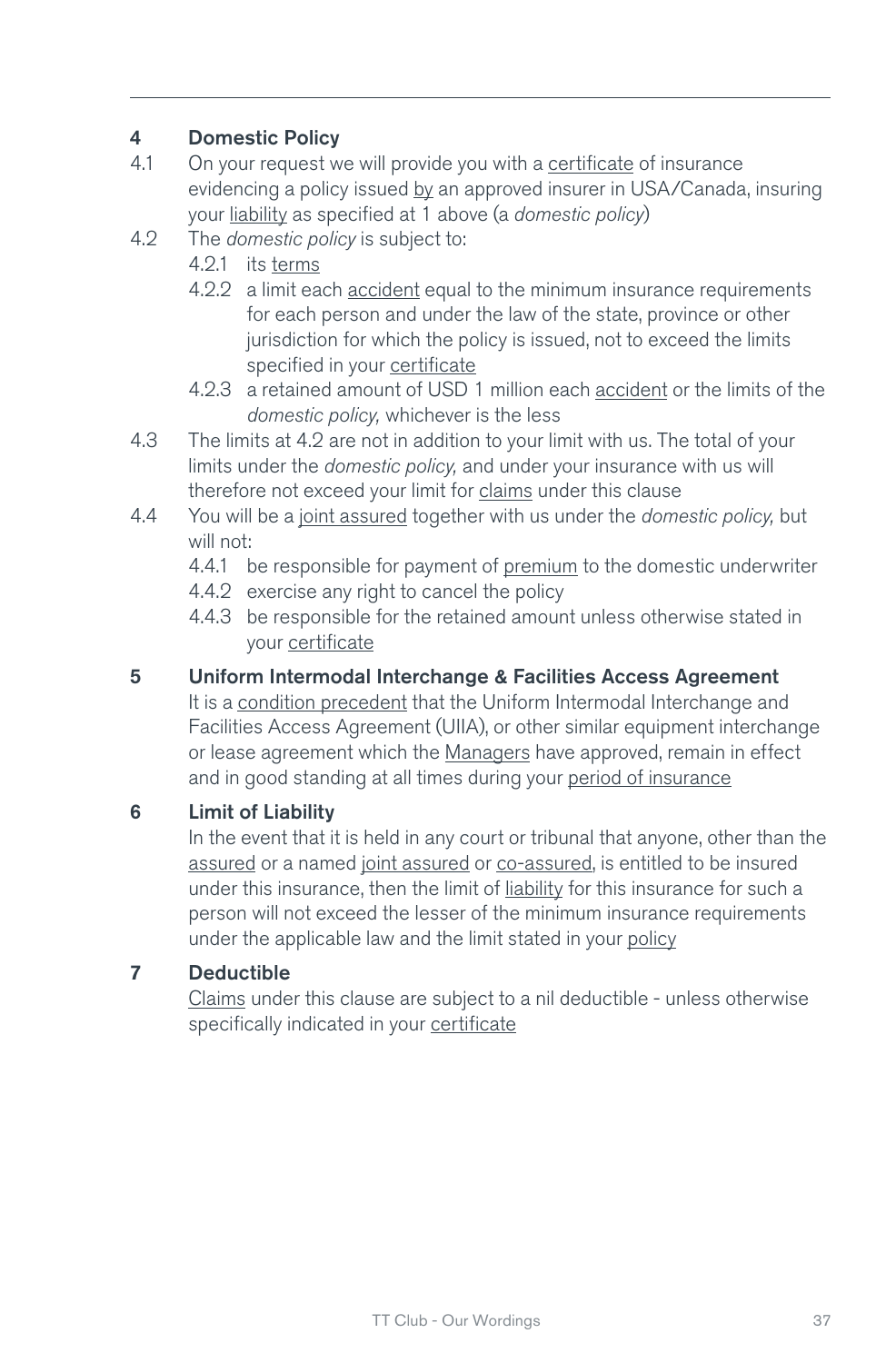## 4 Domestic Policy

4.1 On your request we will provide you with a certificate of insurance evidencing a policy issued by an approved insurer in USA/Canada, insuring your liability as specified at 1 above (a *domestic policy*)

4.2 The *domestic policy* is subject to:

- 4.2.1 its terms
- 4.2.2 a limit each accident equal to the minimum insurance requirements for each person and under the law of the state, province or other jurisdiction for which the policy is issued, not to exceed the limits specified in your certificate
- 4.2.3 a retained amount of USD 1 million each accident or the limits of the *domestic policy,* whichever is the less

4.3 The limits at 4.2 are not in addition to your limit with us. The total of your limits under the *domestic policy,* and under your insurance with us will therefore not exceed your limit for claims under this clause

4.4 You will be a joint assured together with us under the *domestic policy,* but will not:

- 4.4.1 be responsible for payment of premium to the domestic underwriter
- 4.4.2 exercise any right to cancel the policy
- 4.4.3 be responsible for the retained amount unless otherwise stated in your certificate

## 5 Uniform Intermodal Interchange & Facilities Access Agreement

It is a condition precedent that the Uniform Intermodal Interchange and Facilities Access Agreement (UIIA), or other similar equipment interchange or lease agreement which the Managers have approved, remain in effect and in good standing at all times during your period of insurance

## 6 Limit of Liability

In the event that it is held in any court or tribunal that anyone, other than the assured or a named joint assured or co-assured, is entitled to be insured under this insurance, then the limit of liability for this insurance for such a person will not exceed the lesser of the minimum insurance requirements under the applicable law and the limit stated in your policy

## 7 Deductible

Claims under this clause are subject to a nil deductible - unless otherwise specifically indicated in your certificate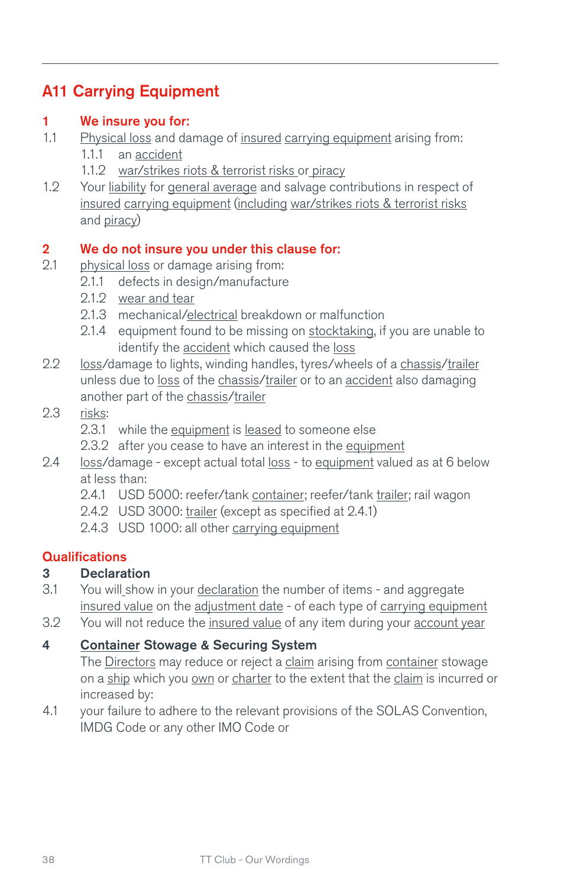## A11 Carrying Equipment

**1 We insure you for:**

1.1 Physical loss and damage of insured carrying equipment arising from:

- 1.1.1 an accident
- 1.1.2 war/strikes riots & terrorist risks or piracy

1.2 Your liability for general average and salvage contributions in respect of insured carrying equipment (including war/strikes riots & terrorist risks and piracy)

**2 We do not insure you under this clause for:**

2.1 physical loss or damage arising from:

- 2.1.1 defects in design/manufacture
- 2.1.2 wear and tear
- 2.1.3 mechanical/electrical breakdown or malfunction
- 2.1.4 equipment found to be missing on stocktaking, if you are unable to identify the accident which caused the loss

2.2 loss/damage to lights, winding handles, tyres/wheels of a chassis/trailer unless due to loss of the chassis/trailer or to an accident also damaging another part of the chassis/trailer

2.3 risks:

- 2.3.1 while the equipment is leased to someone else
- 2.3.2 after you cease to have an interest in the equipment

2.4 loss/damage - except actual total loss - to equipment valued as at 6 below at less than:

- 2.4.1 USD 5000: reefer/tank container; reefer/tank trailer; rail wagon
- 2.4.2 USD 3000: trailer (except as specified at 2.4.1)
- 2.4.3 USD 1000: all other carrying equipment

### Qualifications

**3 Declaration**

3.1 You will show in your declaration the number of items - and aggregate insured value on the adjustment date - of each type of carrying equipment

3.2 You will not reduce the insured value of any item during your account year

**4 Container Stowage & Securing System**

The Directors may reduce or reject a claim arising from container stowage on a ship which you own or charter to the extent that the claim is incurred or increased by:

4.1 your failure to adhere to the relevant provisions of the SOLAS Convention, IMDG Code or any other IMO Code or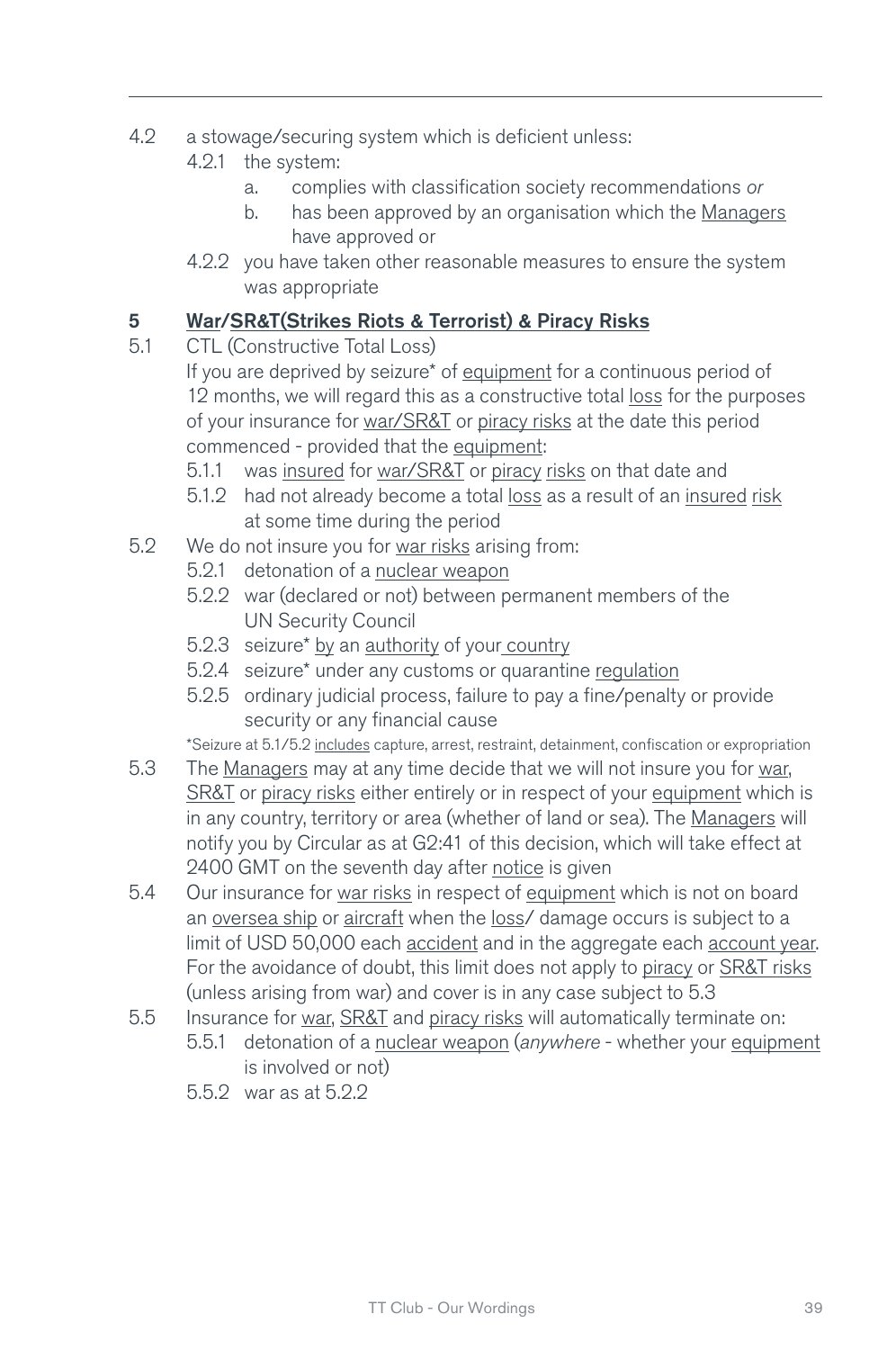4.2 a stowage/securing system which is deficient unless:

- 4.2.1 the system:
  - a. complies with classification society recommendations *or*
  - b. has been approved by an organisation which the Managers have approved or
- 4.2.2 you have taken other reasonable measures to ensure the system was appropriate

## 5 War/SR&T(Strikes Riots & Terrorist) & Piracy Risks

5.1 CTL (Constructive Total Loss)

If you are deprived by seizure* of equipment for a continuous period of 12 months, we will regard this as a constructive total loss for the purposes of your insurance for war/SR&T or piracy risks at the date this period commenced - provided that the equipment:

- 5.1.1 was insured for war/SR&T or piracy risks on that date and
- 5.1.2 had not already become a total loss as a result of an insured risk at some time during the period

5.2 We do not insure you for war risks arising from:

- 5.2.1 detonation of a nuclear weapon
- 5.2.2 war (declared or not) between permanent members of the UN Security Council
- 5.2.3 seizure* by an authority of your country
- 5.2.4 seizure* under any customs or quarantine regulation
- 5.2.5 ordinary judicial process, failure to pay a fine/penalty or provide security or any financial cause

*Seizure at 5.1/5.2 includes capture, arrest, restraint, detainment, confiscation or expropriation

5.3 The Managers may at any time decide that we will not insure you for war, SR&T or piracy risks either entirely or in respect of your equipment which is in any country, territory or area (whether of land or sea). The Managers will notify you by Circular as at G2:41 of this decision, which will take effect at 2400 GMT on the seventh day after notice is given

5.4 Our insurance for war risks in respect of equipment which is not on board an oversea ship or aircraft when the loss/ damage occurs is subject to a limit of USD 50,000 each accident and in the aggregate each account year. For the avoidance of doubt, this limit does not apply to piracy or SR&T risks (unless arising from war) and cover is in any case subject to 5.3

5.5 Insurance for war, SR&T and piracy risks will automatically terminate on:

- 5.5.1 detonation of a nuclear weapon (*anywhere* - whether your equipment is involved or not)
- 5.5.2 war as at 5.2.2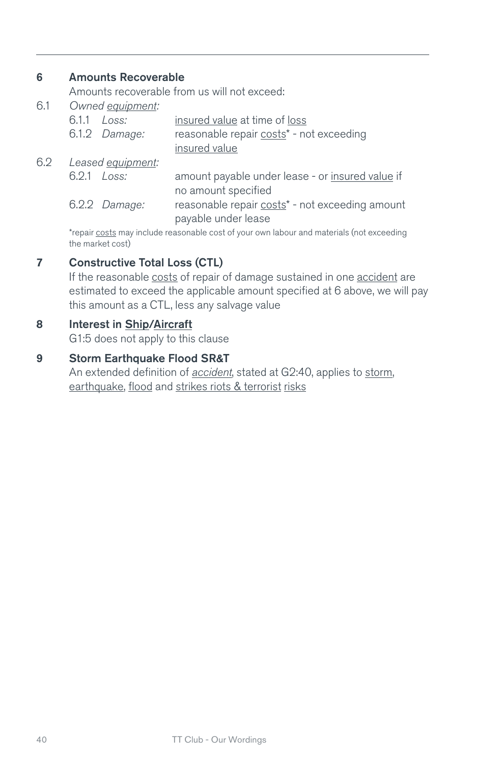## 6 Amounts Recoverable

Amounts recoverable from us will not exceed:

6.1 *Owned equipment:*

| | | |
|---|---|---|
| 6.1.1 | *Loss:* | insured value at time of loss |
| 6.1.2 | *Damage:* | reasonable repair costs* - not exceeding insured value |

6.2 *Leased equipment:*

| | | |
|---|---|---|
| 6.2.1 | *Loss:* | amount payable under lease - or insured value if no amount specified |
| 6.2.2 | *Damage:* | reasonable repair costs* - not exceeding amount payable under lease |

*repair costs may include reasonable cost of your own labour and materials (not exceeding the market cost)

## 7 Constructive Total Loss (CTL)

If the reasonable costs of repair of damage sustained in one accident are estimated to exceed the applicable amount specified at 6 above, we will pay this amount as a CTL, less any salvage value

## 8 Interest in Ship/Aircraft

G1:5 does not apply to this clause

## 9 Storm Earthquake Flood SR&T

An extended definition of *accident*, stated at G2:40, applies to storm, earthquake, flood and strikes riots & terrorist risks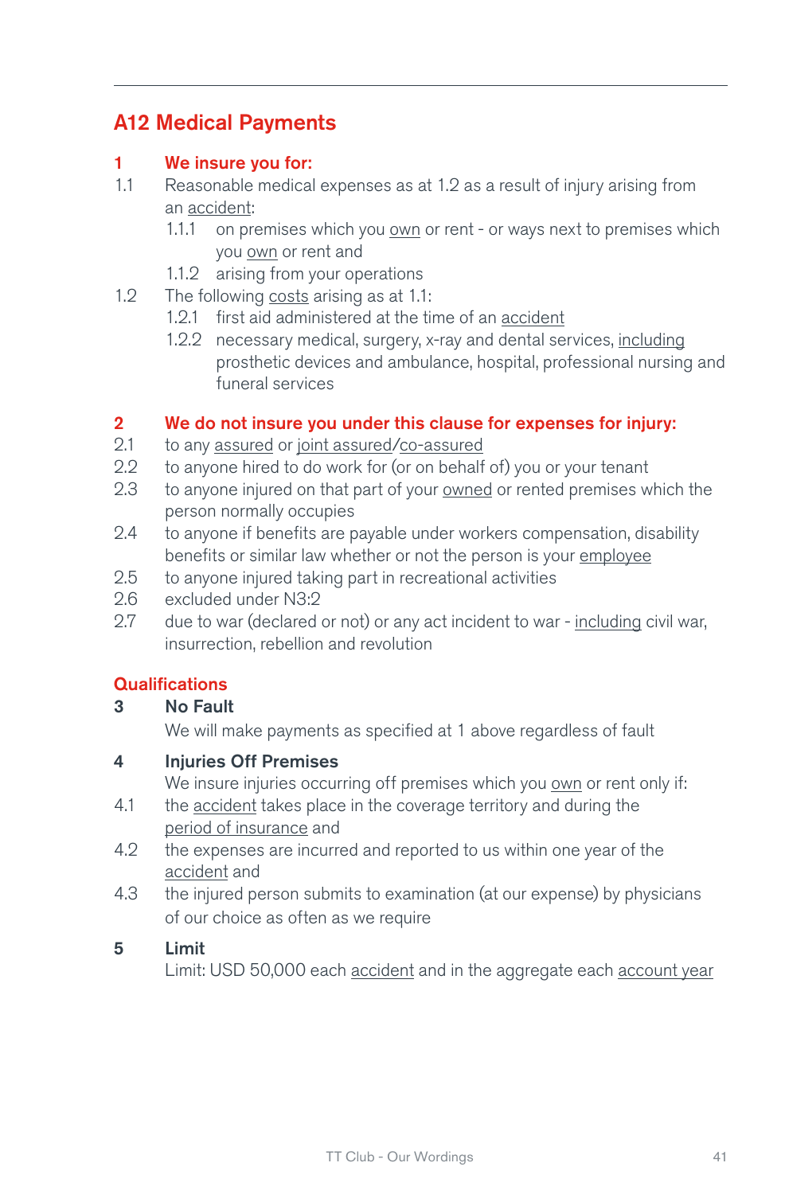## A12 Medical Payments

**1 We insure you for:**

1.1 Reasonable medical expenses as at 1.2 as a result of injury arising from an accident:

- 1.1.1 on premises which you own or rent - or ways next to premises which you own or rent and
- 1.1.2 arising from your operations

1.2 The following costs arising as at 1.1:

- 1.2.1 first aid administered at the time of an accident
- 1.2.2 necessary medical, surgery, x-ray and dental services, including prosthetic devices and ambulance, hospital, professional nursing and funeral services

**2 We do not insure you under this clause for expenses for injury:**

2.1 to any assured or joint assured/co-assured

2.2 to anyone hired to do work for (or on behalf of) you or your tenant

2.3 to anyone injured on that part of your owned or rented premises which the person normally occupies

2.4 to anyone if benefits are payable under workers compensation, disability benefits or similar law whether or not the person is your employee

2.5 to anyone injured taking part in recreational activities

2.6 excluded under N3:2

2.7 due to war (declared or not) or any act incident to war - including civil war, insurrection, rebellion and revolution

### Qualifications

**3 No Fault**

We will make payments as specified at 1 above regardless of fault

**4 Injuries Off Premises**

We insure injuries occurring off premises which you own or rent only if:

4.1 the accident takes place in the coverage territory and during the period of insurance and

4.2 the expenses are incurred and reported to us within one year of the accident and

4.3 the injured person submits to examination (at our expense) by physicians of our choice as often as we require

**5 Limit**

Limit: USD 50,000 each accident and in the aggregate each account year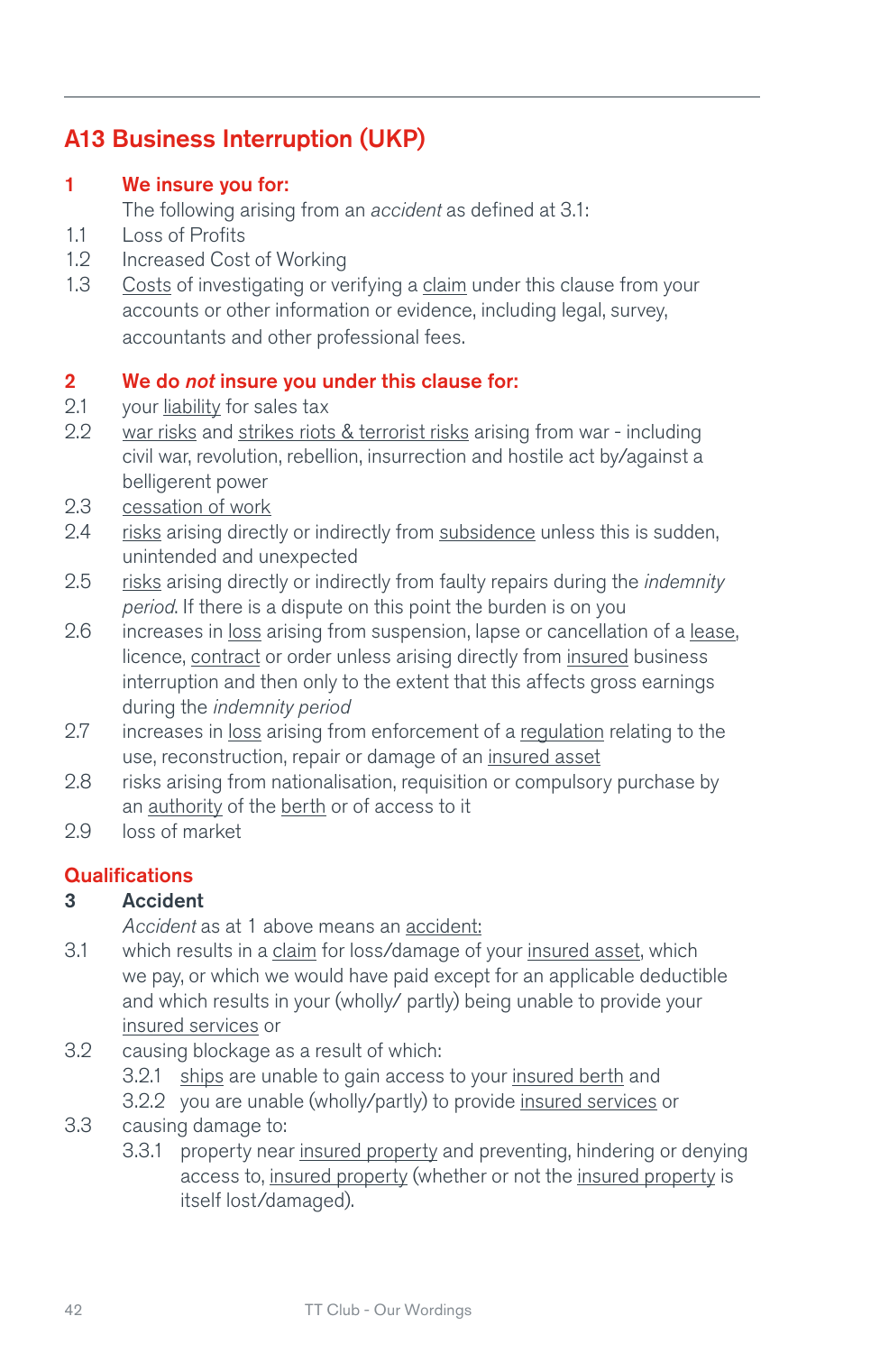## A13 Business Interruption (UKP)

### 1 We insure you for:

The following arising from an *accident* as defined at 3.1:

1.1 Loss of Profits

1.2 Increased Cost of Working

1.3 Costs of investigating or verifying a claim under this clause from your accounts or other information or evidence, including legal, survey, accountants and other professional fees.

### 2 We do *not* insure you under this clause for:

2.1 your liability for sales tax

2.2 war risks and strikes riots & terrorist risks arising from war - including civil war, revolution, rebellion, insurrection and hostile act by/against a belligerent power

2.3 cessation of work

2.4 risks arising directly or indirectly from subsidence unless this is sudden, unintended and unexpected

2.5 risks arising directly or indirectly from faulty repairs during the *indemnity period*. If there is a dispute on this point the burden is on you

2.6 increases in loss arising from suspension, lapse or cancellation of a lease, licence, contract or order unless arising directly from insured business interruption and then only to the extent that this affects gross earnings during the *indemnity period*

2.7 increases in loss arising from enforcement of a regulation relating to the use, reconstruction, repair or damage of an insured asset

2.8 risks arising from nationalisation, requisition or compulsory purchase by an authority of the berth or of access to it

2.9 loss of market

### Qualifications

**3 Accident**

*Accident* as at 1 above means an accident:

3.1 which results in a claim for loss/damage of your insured asset, which we pay, or which we would have paid except for an applicable deductible and which results in your (wholly/ partly) being unable to provide your insured services or

3.2 causing blockage as a result of which:

3.2.1 ships are unable to gain access to your insured berth and

3.2.2 you are unable (wholly/partly) to provide insured services or

3.3 causing damage to:

3.3.1 property near insured property and preventing, hindering or denying access to, insured property (whether or not the insured property is itself lost/damaged).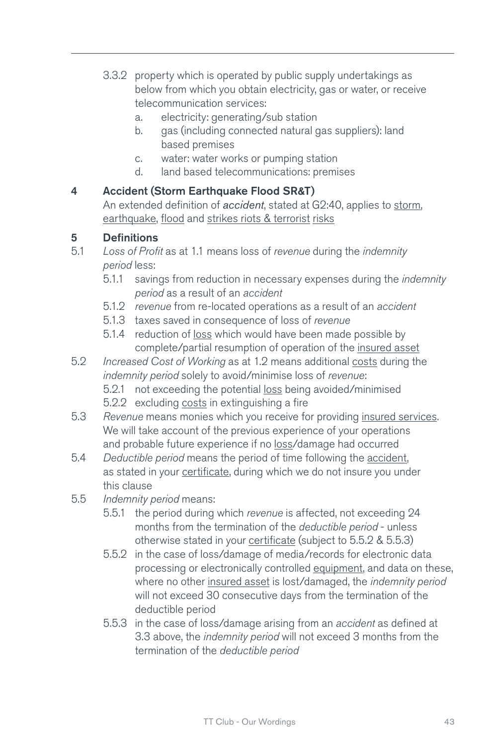3.3.2 property which is operated by public supply undertakings as below from which you obtain electricity, gas or water, or receive telecommunication services:

- a. electricity: generating/sub station
- b. gas (including connected natural gas suppliers): land based premises
- c. water: water works or pumping station
- d. land based telecommunications: premises

## 4 Accident (Storm Earthquake Flood SR&T)

An extended definition of *accident*, stated at G2:40, applies to storm, earthquake, flood and strikes riots & terrorist risks

## 5 Definitions

5.1 *Loss of Profit* as at 1.1 means loss of *revenue* during the *indemnity period* less:

- 5.1.1 savings from reduction in necessary expenses during the *indemnity period* as a result of an *accident*
- 5.1.2 *revenue* from re-located operations as a result of an *accident*
- 5.1.3 taxes saved in consequence of loss of *revenue*
- 5.1.4 reduction of loss which would have been made possible by complete/partial resumption of operation of the insured asset

5.2 *Increased Cost of Working* as at 1.2 means additional costs during the *indemnity period* solely to avoid/minimise loss of *revenue*:

- 5.2.1 not exceeding the potential loss being avoided/minimised
- 5.2.2 excluding costs in extinguishing a fire

5.3 *Revenue* means monies which you receive for providing insured services. We will take account of the previous experience of your operations and probable future experience if no loss/damage had occurred

5.4 *Deductible period* means the period of time following the accident, as stated in your certificate, during which we do not insure you under this clause

5.5 *Indemnity period* means:

- 5.5.1 the period during which *revenue* is affected, not exceeding 24 months from the termination of the *deductible period* - unless otherwise stated in your certificate (subject to 5.5.2 & 5.5.3)
- 5.5.2 in the case of loss/damage of media/records for electronic data processing or electronically controlled equipment, and data on these, where no other insured asset is lost/damaged, the *indemnity period* will not exceed 30 consecutive days from the termination of the deductible period
- 5.5.3 in the case of loss/damage arising from an *accident* as defined at 3.3 above, the *indemnity period* will not exceed 3 months from the termination of the *deductible period*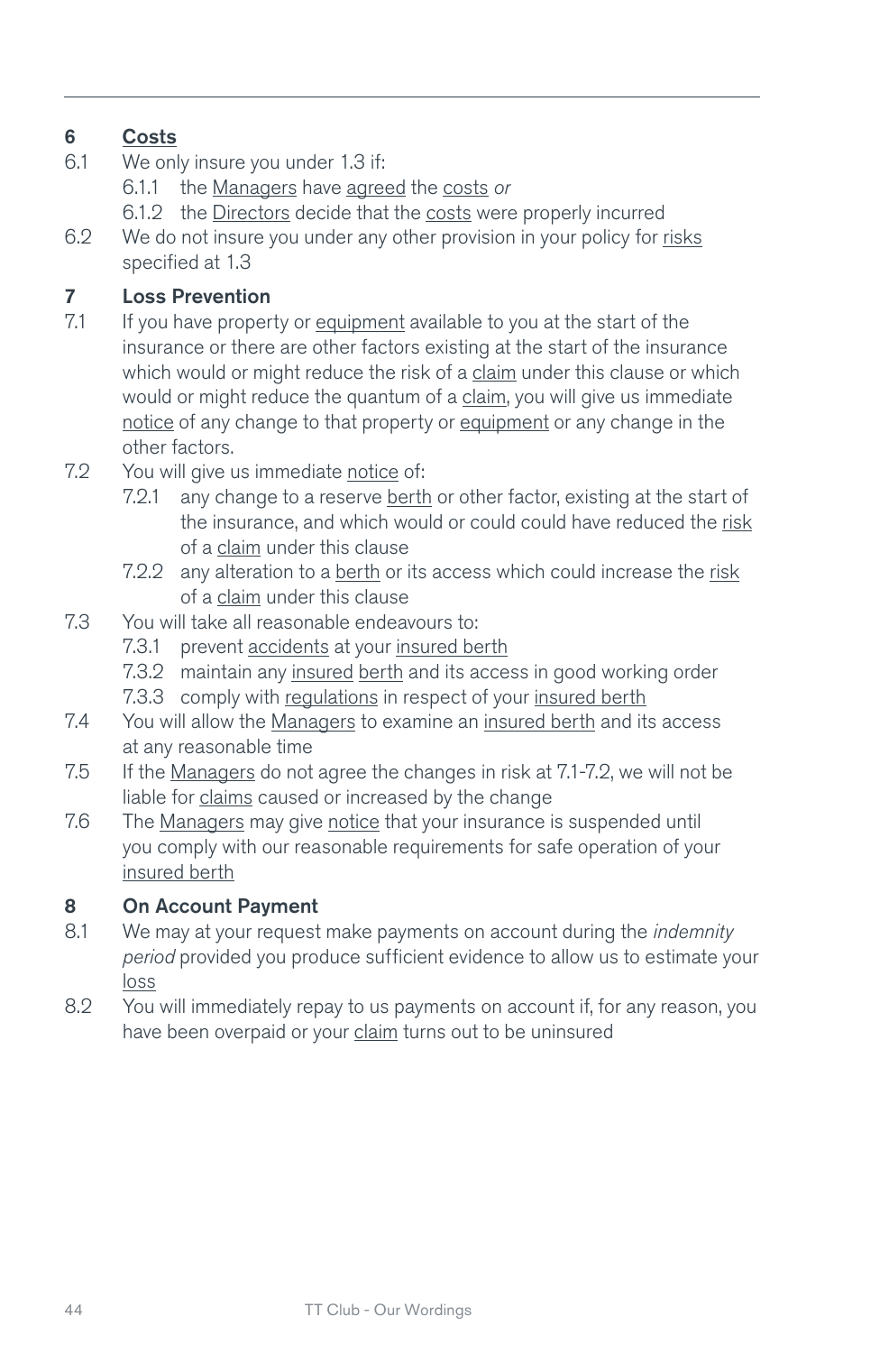## 6 Costs

6.1 We only insure you under 1.3 if:

 6.1.1 the Managers have agreed the costs *or*

 6.1.2 the Directors decide that the costs were properly incurred

6.2 We do not insure you under any other provision in your policy for risks specified at 1.3

## 7 Loss Prevention

7.1 If you have property or equipment available to you at the start of the insurance or there are other factors existing at the start of the insurance which would or might reduce the risk of a claim under this clause or which would or might reduce the quantum of a claim, you will give us immediate notice of any change to that property or equipment or any change in the other factors.

7.2 You will give us immediate notice of:

 7.2.1 any change to a reserve berth or other factor, existing at the start of the insurance, and which would or could could have reduced the risk of a claim under this clause

 7.2.2 any alteration to a berth or its access which could increase the risk of a claim under this clause

7.3 You will take all reasonable endeavours to:

 7.3.1 prevent accidents at your insured berth

 7.3.2 maintain any insured berth and its access in good working order

 7.3.3 comply with regulations in respect of your insured berth

7.4 You will allow the Managers to examine an insured berth and its access at any reasonable time

7.5 If the Managers do not agree the changes in risk at 7.1-7.2, we will not be liable for claims caused or increased by the change

7.6 The Managers may give notice that your insurance is suspended until you comply with our reasonable requirements for safe operation of your insured berth

## 8 On Account Payment

8.1 We may at your request make payments on account during the *indemnity period* provided you produce sufficient evidence to allow us to estimate your loss

8.2 You will immediately repay to us payments on account if, for any reason, you have been overpaid or your claim turns out to be uninsured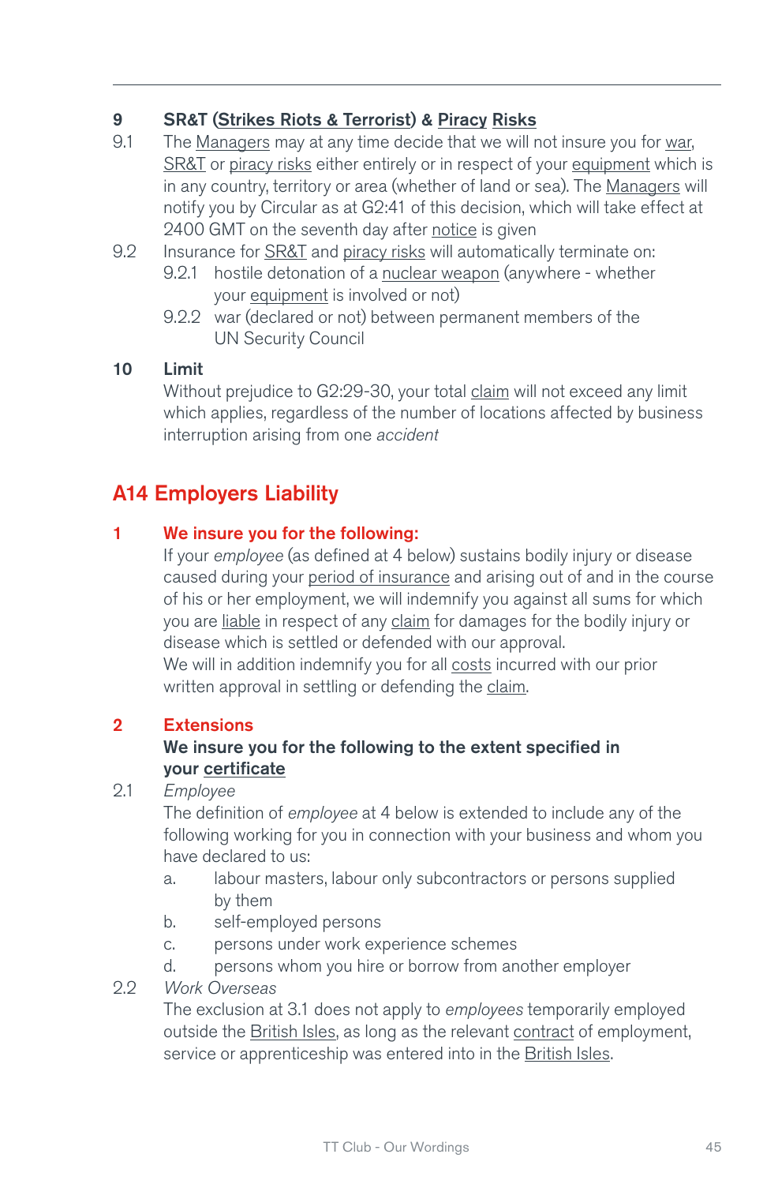**9 SR&T (Strikes Riots & Terrorist) & Piracy Risks**

9.1 The Managers may at any time decide that we will not insure you for war, SR&T or piracy risks either entirely or in respect of your equipment which is in any country, territory or area (whether of land or sea). The Managers will notify you by Circular as at G2:41 of this decision, which will take effect at 2400 GMT on the seventh day after notice is given

9.2 Insurance for SR&T and piracy risks will automatically terminate on:

- 9.2.1 hostile detonation of a nuclear weapon (anywhere - whether your equipment is involved or not)
- 9.2.2 war (declared or not) between permanent members of the UN Security Council

**10 Limit**

Without prejudice to G2:29-30, your total claim will not exceed any limit which applies, regardless of the number of locations affected by business interruption arising from one *accident*

## A14 Employers Liability

### 1 We insure you for the following:

If your *employee* (as defined at 4 below) sustains bodily injury or disease caused during your period of insurance and arising out of and in the course of his or her employment, we will indemnify you against all sums for which you are liable in respect of any claim for damages for the bodily injury or disease which is settled or defended with our approval.

We will in addition indemnify you for all costs incurred with our prior written approval in settling or defending the claim.

### 2 Extensions

**We insure you for the following to the extent specified in your certificate**

2.1 *Employee*

The definition of *employee* at 4 below is extended to include any of the following working for you in connection with your business and whom you have declared to us:

- a. labour masters, labour only subcontractors or persons supplied by them
- b. self-employed persons
- c. persons under work experience schemes
- d. persons whom you hire or borrow from another employer

2.2 *Work Overseas*

The exclusion at 3.1 does not apply to *employees* temporarily employed outside the British Isles, as long as the relevant contract of employment, service or apprenticeship was entered into in the British Isles.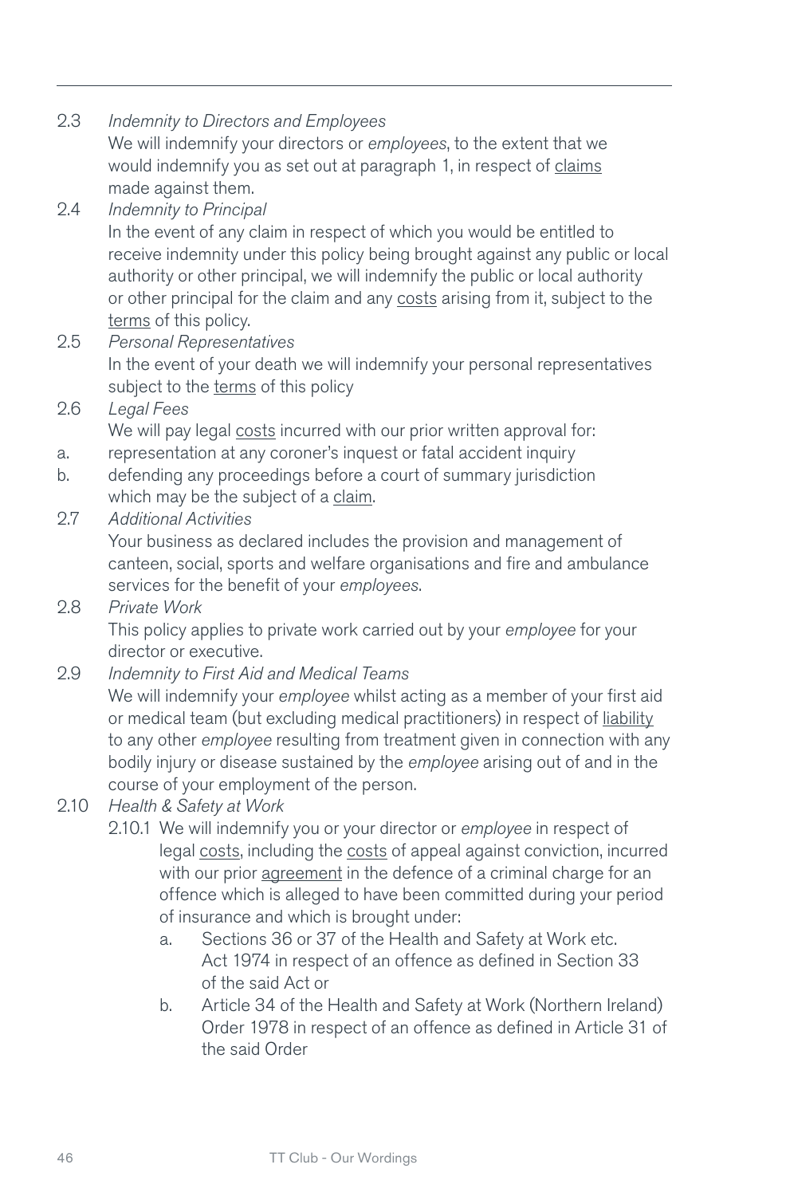2.3 *Indemnity to Directors and Employees*

We will indemnify your directors or *employees*, to the extent that we would indemnify you as set out at paragraph 1, in respect of claims made against them.

2.4 *Indemnity to Principal*

In the event of any claim in respect of which you would be entitled to receive indemnity under this policy being brought against any public or local authority or other principal, we will indemnify the public or local authority or other principal for the claim and any costs arising from it, subject to the terms of this policy.

2.5 *Personal Representatives*

In the event of your death we will indemnify your personal representatives subject to the terms of this policy

2.6 *Legal Fees*

We will pay legal costs incurred with our prior written approval for:

a. representation at any coroner's inquest or fatal accident inquiry

b. defending any proceedings before a court of summary jurisdiction which may be the subject of a claim.

2.7 *Additional Activities*

Your business as declared includes the provision and management of canteen, social, sports and welfare organisations and fire and ambulance services for the benefit of your *employees*.

2.8 *Private Work*

This policy applies to private work carried out by your *employee* for your director or executive.

2.9 *Indemnity to First Aid and Medical Teams*

We will indemnify your *employee* whilst acting as a member of your first aid or medical team (but excluding medical practitioners) in respect of liability to any other *employee* resulting from treatment given in connection with any bodily injury or disease sustained by the *employee* arising out of and in the course of your employment of the person.

2.10 *Health & Safety at Work*

2.10.1 We will indemnify you or your director or *employee* in respect of legal costs, including the costs of appeal against conviction, incurred with our prior agreement in the defence of a criminal charge for an offence which is alleged to have been committed during your period of insurance and which is brought under:

a. Sections 36 or 37 of the Health and Safety at Work etc. Act 1974 in respect of an offence as defined in Section 33 of the said Act or

b. Article 34 of the Health and Safety at Work (Northern Ireland) Order 1978 in respect of an offence as defined in Article 31 of the said Order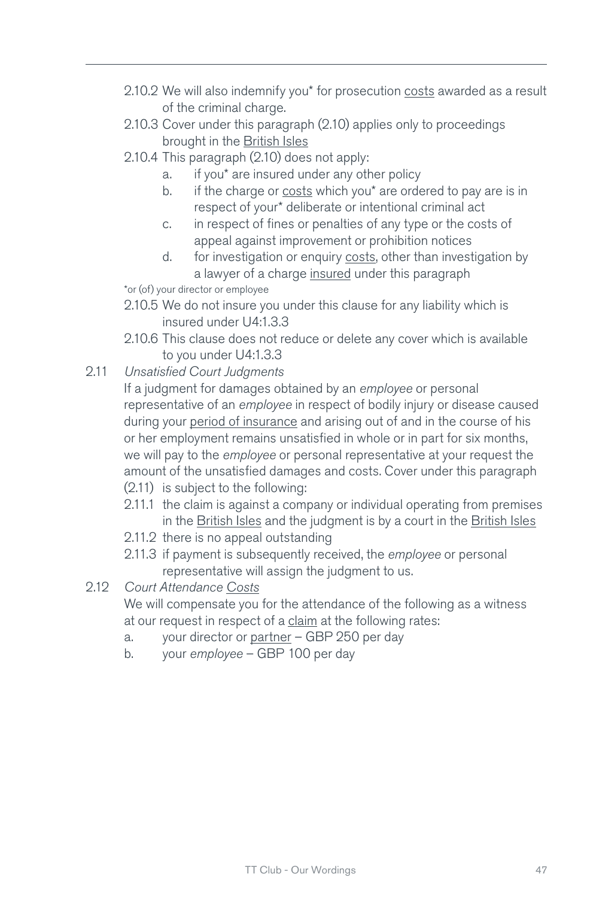2.10.2 We will also indemnify you* for prosecution costs awarded as a result of the criminal charge.

2.10.3 Cover under this paragraph (2.10) applies only to proceedings brought in the British Isles

2.10.4 This paragraph (2.10) does not apply:

   a. if you* are insured under any other policy
   b. if the charge or costs which you* are ordered to pay are is in respect of your* deliberate or intentional criminal act
   c. in respect of fines or penalties of any type or the costs of appeal against improvement or prohibition notices
   d. for investigation or enquiry costs, other than investigation by a lawyer of a charge insured under this paragraph

*or (of) your director or employee

2.10.5 We do not insure you under this clause for any liability which is insured under U4:1.3.3

2.10.6 This clause does not reduce or delete any cover which is available to you under U4:1.3.3

2.11 *Unsatisfied Court Judgments*

If a judgment for damages obtained by an *employee* or personal representative of an *employee* in respect of bodily injury or disease caused during your period of insurance and arising out of and in the course of his or her employment remains unsatisfied in whole or in part for six months, we will pay to the *employee* or personal representative at your request the amount of the unsatisfied damages and costs. Cover under this paragraph (2.11) is subject to the following:

2.11.1 the claim is against a company or individual operating from premises in the British Isles and the judgment is by a court in the British Isles

2.11.2 there is no appeal outstanding

2.11.3 if payment is subsequently received, the *employee* or personal representative will assign the judgment to us.

2.12 *Court Attendance Costs*

We will compensate you for the attendance of the following as a witness at our request in respect of a claim at the following rates:

   a. your director or partner – GBP 250 per day
   b. your *employee* – GBP 100 per day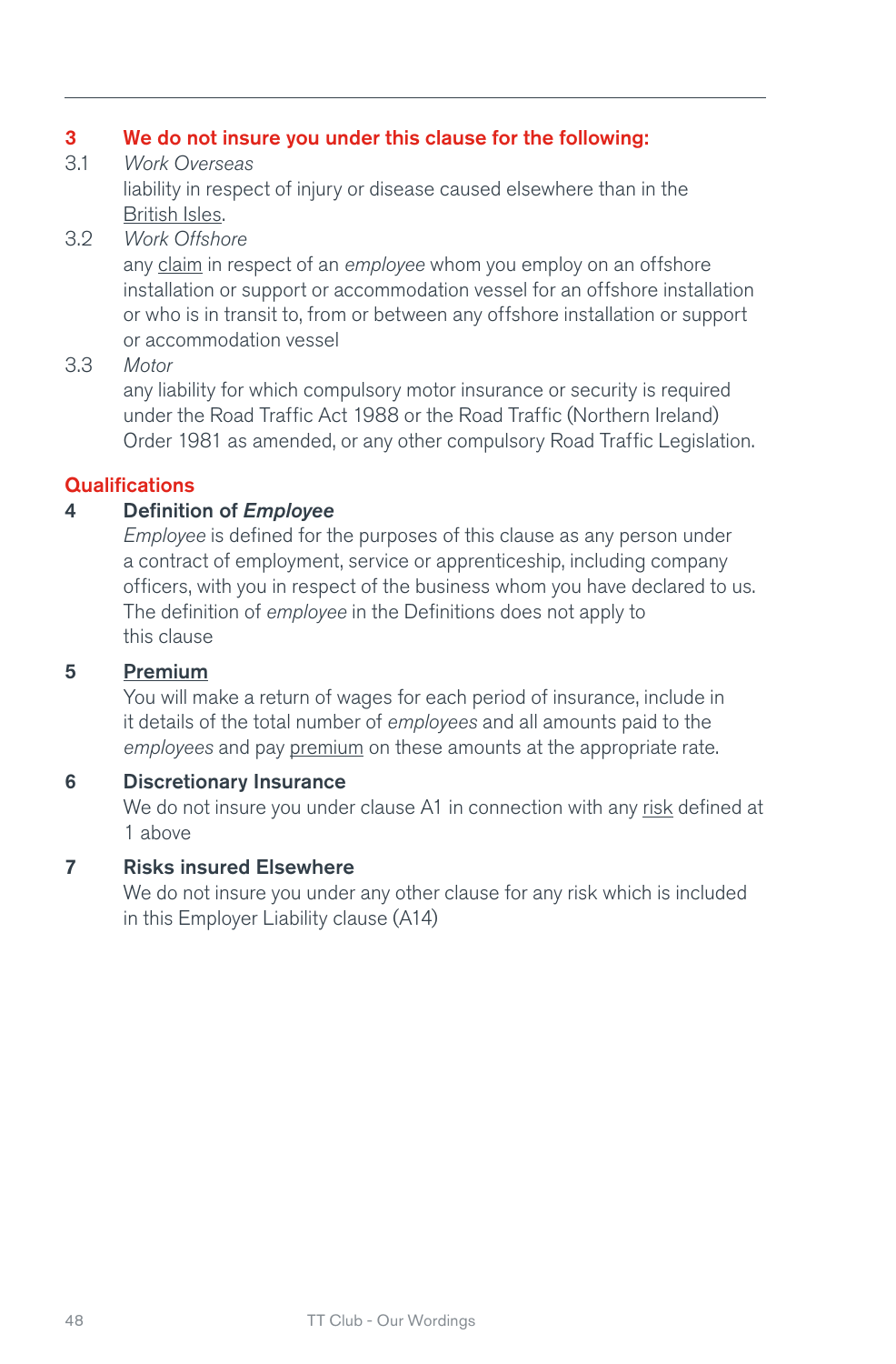**3 We do not insure you under this clause for the following:**

3.1 *Work Overseas*

liability in respect of injury or disease caused elsewhere than in the British Isles.

3.2 *Work Offshore*

any claim in respect of an *employee* whom you employ on an offshore installation or support or accommodation vessel for an offshore installation or who is in transit to, from or between any offshore installation or support or accommodation vessel

3.3 *Motor*

any liability for which compulsory motor insurance or security is required under the Road Traffic Act 1988 or the Road Traffic (Northern Ireland) Order 1981 as amended, or any other compulsory Road Traffic Legislation.

## Qualifications

**4 Definition of *Employee***

*Employee* is defined for the purposes of this clause as any person under a contract of employment, service or apprenticeship, including company officers, with you in respect of the business whom you have declared to us. The definition of *employee* in the Definitions does not apply to this clause

**5 Premium**

You will make a return of wages for each period of insurance, include in it details of the total number of *employees* and all amounts paid to the *employees* and pay premium on these amounts at the appropriate rate.

**6 Discretionary Insurance**

We do not insure you under clause A1 in connection with any risk defined at 1 above

**7 Risks insured Elsewhere**

We do not insure you under any other clause for any risk which is included in this Employer Liability clause (A14)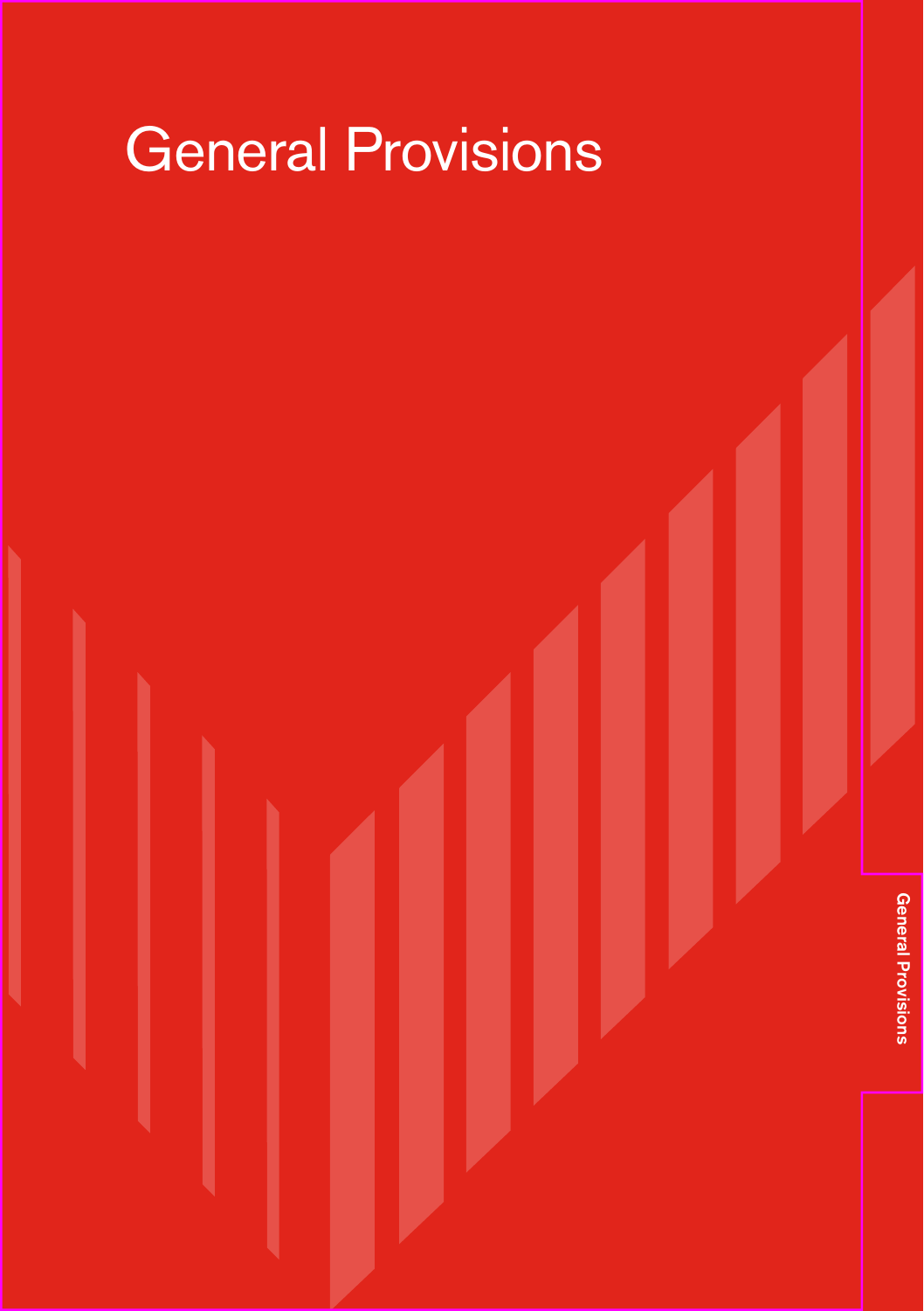# General Provisions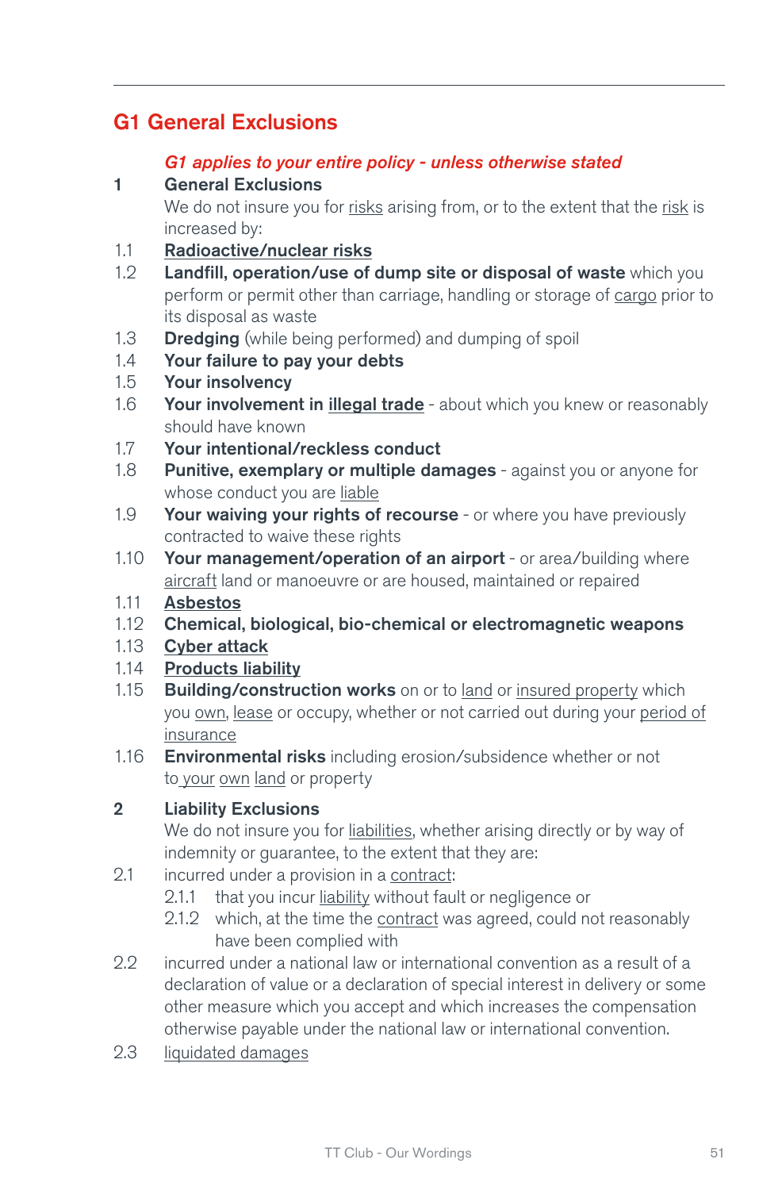## G1 General Exclusions

*G1 applies to your entire policy - unless otherwise stated*

**1 General Exclusions**

We do not insure you for risks arising from, or to the extent that the risk is increased by:

1.1 **Radioactive/nuclear risks**

1.2 **Landfill, operation/use of dump site or disposal of waste** which you perform or permit other than carriage, handling or storage of cargo prior to its disposal as waste

1.3 **Dredging** (while being performed) and dumping of spoil

1.4 **Your failure to pay your debts**

1.5 **Your insolvency**

1.6 **Your involvement in illegal trade** - about which you knew or reasonably should have known

1.7 **Your intentional/reckless conduct**

1.8 **Punitive, exemplary or multiple damages** - against you or anyone for whose conduct you are liable

1.9 **Your waiving your rights of recourse** - or where you have previously contracted to waive these rights

1.10 **Your management/operation of an airport** - or area/building where aircraft land or manoeuvre or are housed, maintained or repaired

1.11 **Asbestos**

1.12 **Chemical, biological, bio-chemical or electromagnetic weapons**

1.13 **Cyber attack**

1.14 **Products liability**

1.15 **Building/construction works** on or to land or insured property which you own, lease or occupy, whether or not carried out during your period of insurance

1.16 **Environmental risks** including erosion/subsidence whether or not to your own land or property

**2 Liability Exclusions**

We do not insure you for liabilities, whether arising directly or by way of indemnity or guarantee, to the extent that they are:

2.1 incurred under a provision in a contract:

- 2.1.1 that you incur liability without fault or negligence or
- 2.1.2 which, at the time the contract was agreed, could not reasonably have been complied with

2.2 incurred under a national law or international convention as a result of a declaration of value or a declaration of special interest in delivery or some other measure which you accept and which increases the compensation otherwise payable under the national law or international convention.

2.3 liquidated damages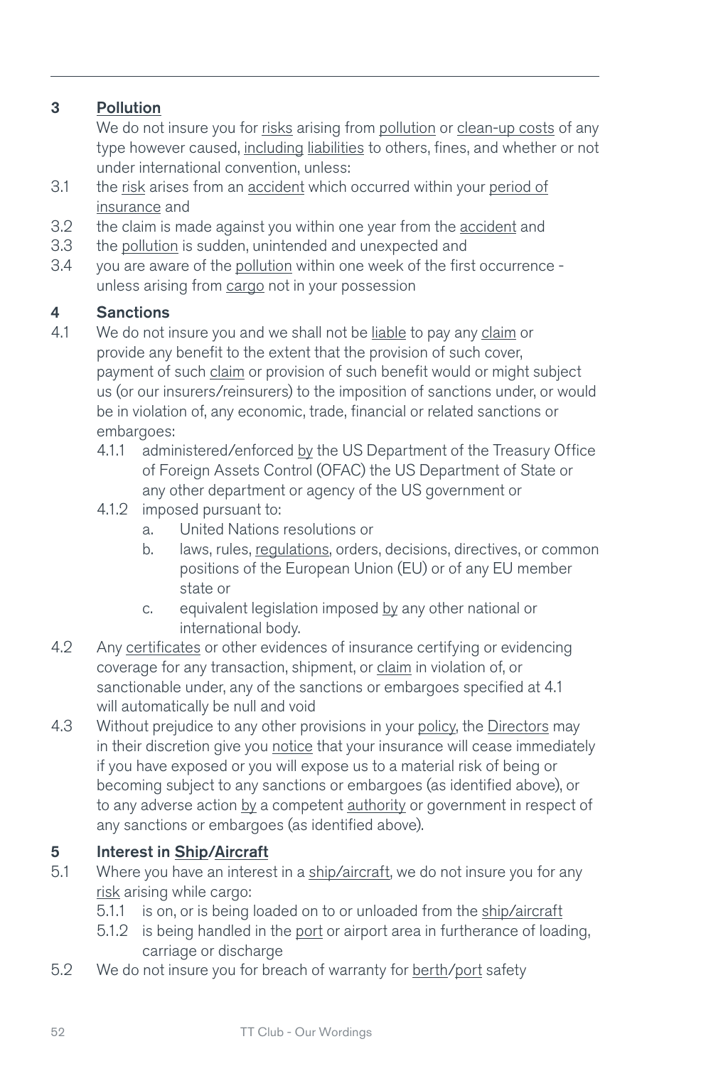## 3 Pollution

We do not insure you for risks arising from pollution or clean-up costs of any type however caused, including liabilities to others, fines, and whether or not under international convention, unless:

3.1 the risk arises from an accident which occurred within your period of insurance and

3.2 the claim is made against you within one year from the accident and

3.3 the pollution is sudden, unintended and unexpected and

3.4 you are aware of the pollution within one week of the first occurrence - unless arising from cargo not in your possession

## 4 Sanctions

4.1 We do not insure you and we shall not be liable to pay any claim or provide any benefit to the extent that the provision of such cover, payment of such claim or provision of such benefit would or might subject us (or our insurers/reinsurers) to the imposition of sanctions under, or would be in violation of, any economic, trade, financial or related sanctions or embargoes:

- 4.1.1 administered/enforced by the US Department of the Treasury Office of Foreign Assets Control (OFAC) the US Department of State or any other department or agency of the US government or
- 4.1.2 imposed pursuant to:
  - a. United Nations resolutions or
  - b. laws, rules, regulations, orders, decisions, directives, or common positions of the European Union (EU) or of any EU member state or
  - c. equivalent legislation imposed by any other national or international body.

4.2 Any certificates or other evidences of insurance certifying or evidencing coverage for any transaction, shipment, or claim in violation of, or sanctionable under, any of the sanctions or embargoes specified at 4.1 will automatically be null and void

4.3 Without prejudice to any other provisions in your policy, the Directors may in their discretion give you notice that your insurance will cease immediately if you have exposed or you will expose us to a material risk of being or becoming subject to any sanctions or embargoes (as identified above), or to any adverse action by a competent authority or government in respect of any sanctions or embargoes (as identified above).

## 5 Interest in Ship/Aircraft

5.1 Where you have an interest in a ship/aircraft, we do not insure you for any risk arising while cargo:

- 5.1.1 is on, or is being loaded on to or unloaded from the ship/aircraft
- 5.1.2 is being handled in the port or airport area in furtherance of loading, carriage or discharge

5.2 We do not insure you for breach of warranty for berth/port safety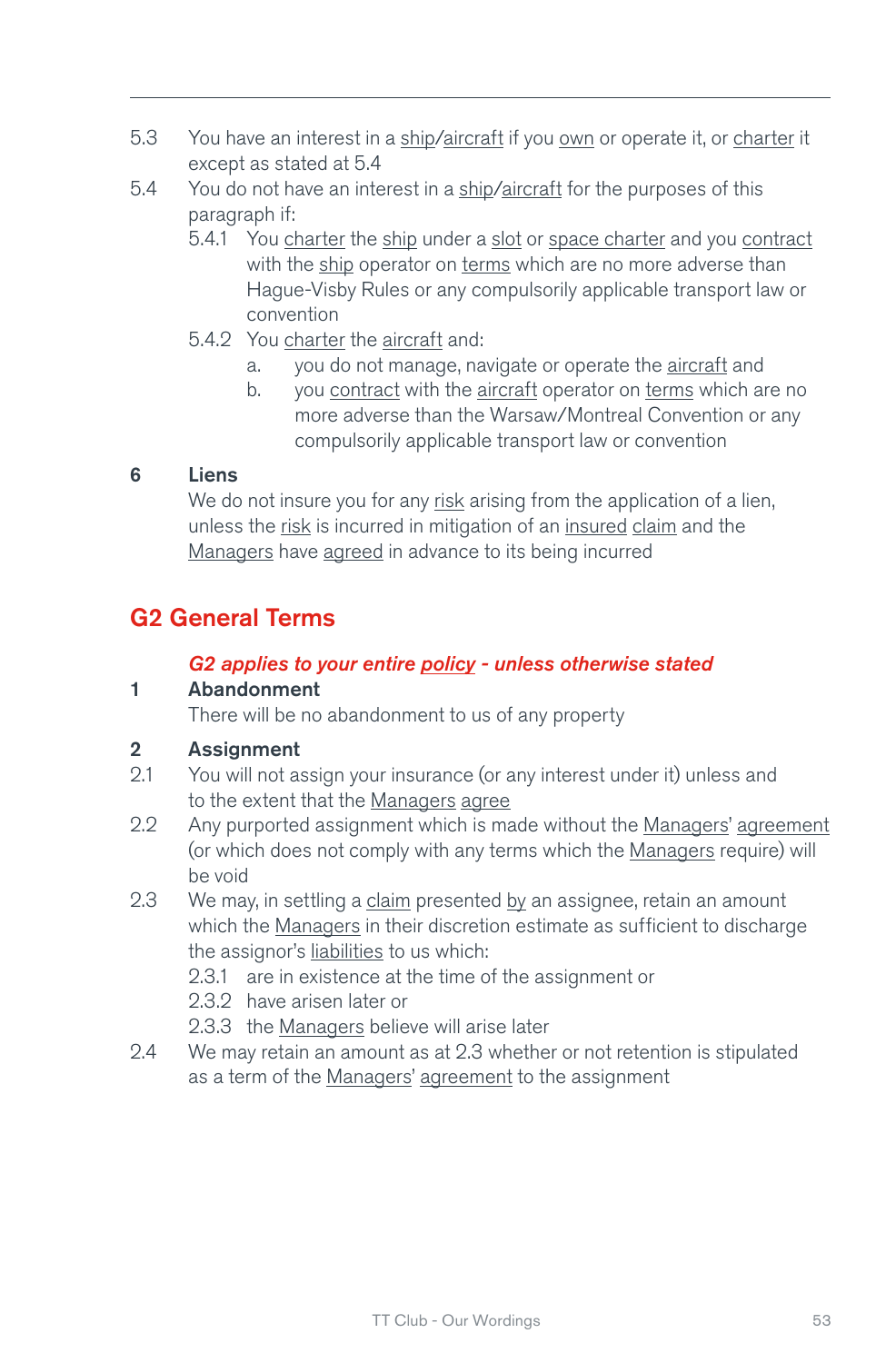5.3 You have an interest in a ship/aircraft if you own or operate it, or charter it except as stated at 5.4

5.4 You do not have an interest in a ship/aircraft for the purposes of this paragraph if:

- 5.4.1 You charter the ship under a slot or space charter and you contract with the ship operator on terms which are no more adverse than Hague-Visby Rules or any compulsorily applicable transport law or convention
- 5.4.2 You charter the aircraft and:
  - a. you do not manage, navigate or operate the aircraft and
  - b. you contract with the aircraft operator on terms which are no more adverse than the Warsaw/Montreal Convention or any compulsorily applicable transport law or convention

**6 Liens**

We do not insure you for any risk arising from the application of a lien, unless the risk is incurred in mitigation of an insured claim and the Managers have agreed in advance to its being incurred

## G2 General Terms

*G2 applies to your entire policy - unless otherwise stated*

**1 Abandonment**

There will be no abandonment to us of any property

**2 Assignment**

2.1 You will not assign your insurance (or any interest under it) unless and to the extent that the Managers agree

2.2 Any purported assignment which is made without the Managers' agreement (or which does not comply with any terms which the Managers require) will be void

2.3 We may, in settling a claim presented by an assignee, retain an amount which the Managers in their discretion estimate as sufficient to discharge the assignor's liabilities to us which:

- 2.3.1 are in existence at the time of the assignment or
- 2.3.2 have arisen later or
- 2.3.3 the Managers believe will arise later

2.4 We may retain an amount as at 2.3 whether or not retention is stipulated as a term of the Managers' agreement to the assignment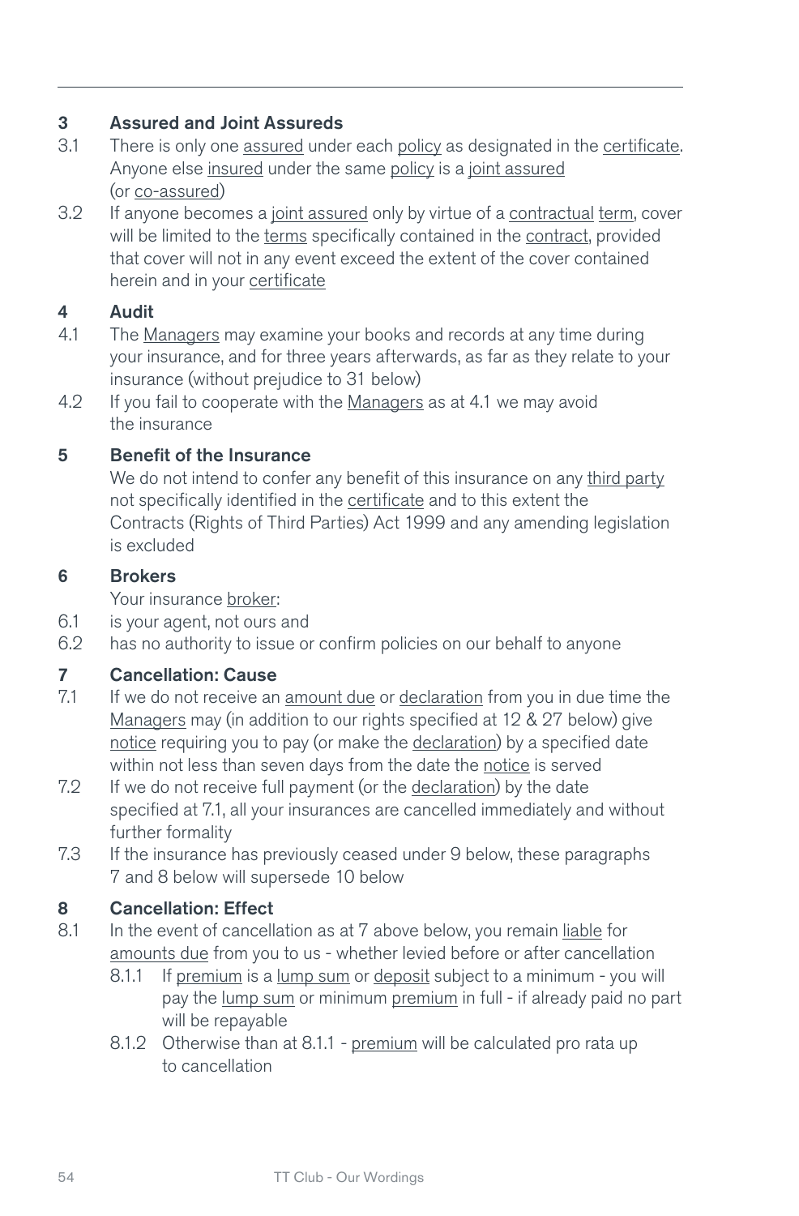## 3 Assured and Joint Assureds

3.1 There is only one assured under each policy as designated in the certificate. Anyone else insured under the same policy is a joint assured (or co-assured)

3.2 If anyone becomes a joint assured only by virtue of a contractual term, cover will be limited to the terms specifically contained in the contract, provided that cover will not in any event exceed the extent of the cover contained herein and in your certificate

## 4 Audit

4.1 The Managers may examine your books and records at any time during your insurance, and for three years afterwards, as far as they relate to your insurance (without prejudice to 31 below)

4.2 If you fail to cooperate with the Managers as at 4.1 we may avoid the insurance

## 5 Benefit of the Insurance

We do not intend to confer any benefit of this insurance on any third party not specifically identified in the certificate and to this extent the Contracts (Rights of Third Parties) Act 1999 and any amending legislation is excluded

## 6 Brokers

Your insurance broker:

6.1 is your agent, not ours and

6.2 has no authority to issue or confirm policies on our behalf to anyone

## 7 Cancellation: Cause

7.1 If we do not receive an amount due or declaration from you in due time the Managers may (in addition to our rights specified at 12 & 27 below) give notice requiring you to pay (or make the declaration) by a specified date within not less than seven days from the date the notice is served

7.2 If we do not receive full payment (or the declaration) by the date specified at 7.1, all your insurances are cancelled immediately and without further formality

7.3 If the insurance has previously ceased under 9 below, these paragraphs 7 and 8 below will supersede 10 below

## 8 Cancellation: Effect

8.1 In the event of cancellation as at 7 above below, you remain liable for amounts due from you to us - whether levied before or after cancellation

- 8.1.1 If premium is a lump sum or deposit subject to a minimum - you will pay the lump sum or minimum premium in full - if already paid no part will be repayable
- 8.1.2 Otherwise than at 8.1.1 - premium will be calculated pro rata up to cancellation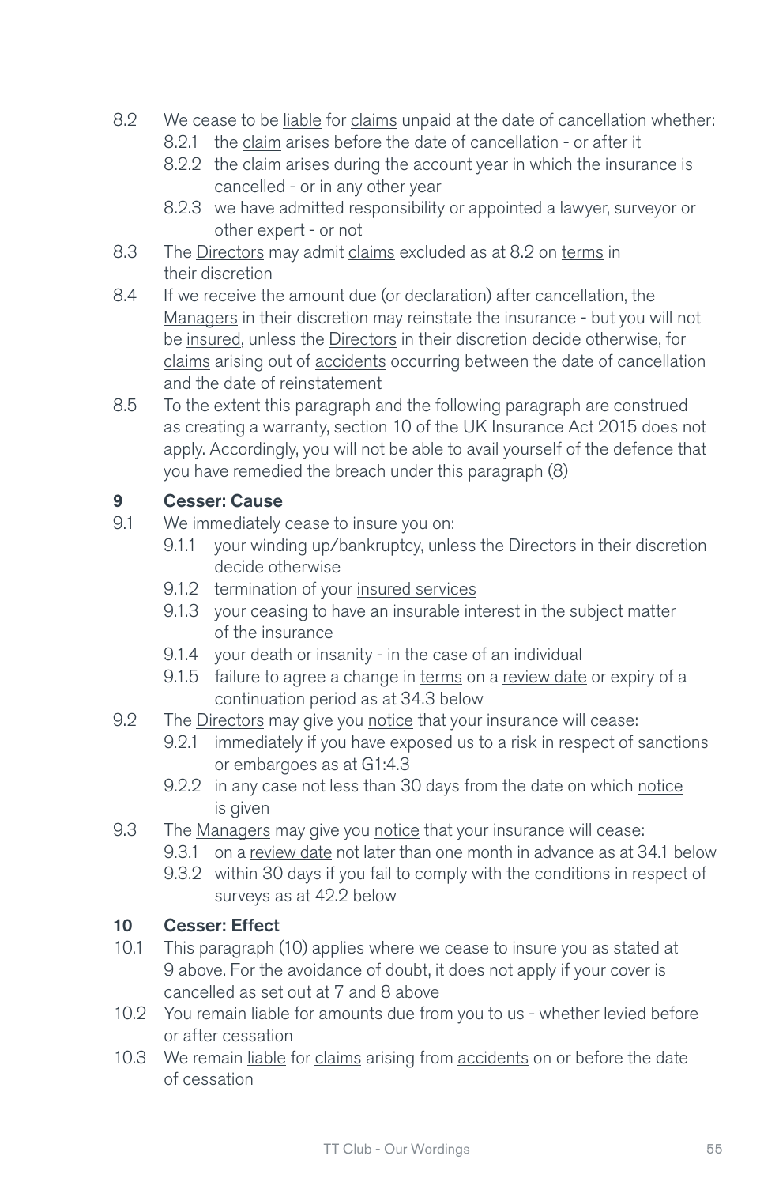8.2 We cease to be liable for claims unpaid at the date of cancellation whether:
   - 8.2.1 the claim arises before the date of cancellation - or after it
   - 8.2.2 the claim arises during the account year in which the insurance is cancelled - or in any other year
   - 8.2.3 we have admitted responsibility or appointed a lawyer, surveyor or other expert - or not

8.3 The Directors may admit claims excluded as at 8.2 on terms in their discretion

8.4 If we receive the amount due (or declaration) after cancellation, the Managers in their discretion may reinstate the insurance - but you will not be insured, unless the Directors in their discretion decide otherwise, for claims arising out of accidents occurring between the date of cancellation and the date of reinstatement

8.5 To the extent this paragraph and the following paragraph are construed as creating a warranty, section 10 of the UK Insurance Act 2015 does not apply. Accordingly, you will not be able to avail yourself of the defence that you have remedied the breach under this paragraph (8)

### 9 Cesser: Cause

9.1 We immediately cease to insure you on:
   - 9.1.1 your winding up/bankruptcy, unless the Directors in their discretion decide otherwise
   - 9.1.2 termination of your insured services
   - 9.1.3 your ceasing to have an insurable interest in the subject matter of the insurance
   - 9.1.4 your death or insanity - in the case of an individual
   - 9.1.5 failure to agree a change in terms on a review date or expiry of a continuation period as at 34.3 below

9.2 The Directors may give you notice that your insurance will cease:
   - 9.2.1 immediately if you have exposed us to a risk in respect of sanctions or embargoes as at G1:4.3
   - 9.2.2 in any case not less than 30 days from the date on which notice is given

9.3 The Managers may give you notice that your insurance will cease:
   - 9.3.1 on a review date not later than one month in advance as at 34.1 below
   - 9.3.2 within 30 days if you fail to comply with the conditions in respect of surveys as at 42.2 below

### 10 Cesser: Effect

10.1 This paragraph (10) applies where we cease to insure you as stated at 9 above. For the avoidance of doubt, it does not apply if your cover is cancelled as set out at 7 and 8 above

10.2 You remain liable for amounts due from you to us - whether levied before or after cessation

10.3 We remain liable for claims arising from accidents on or before the date of cessation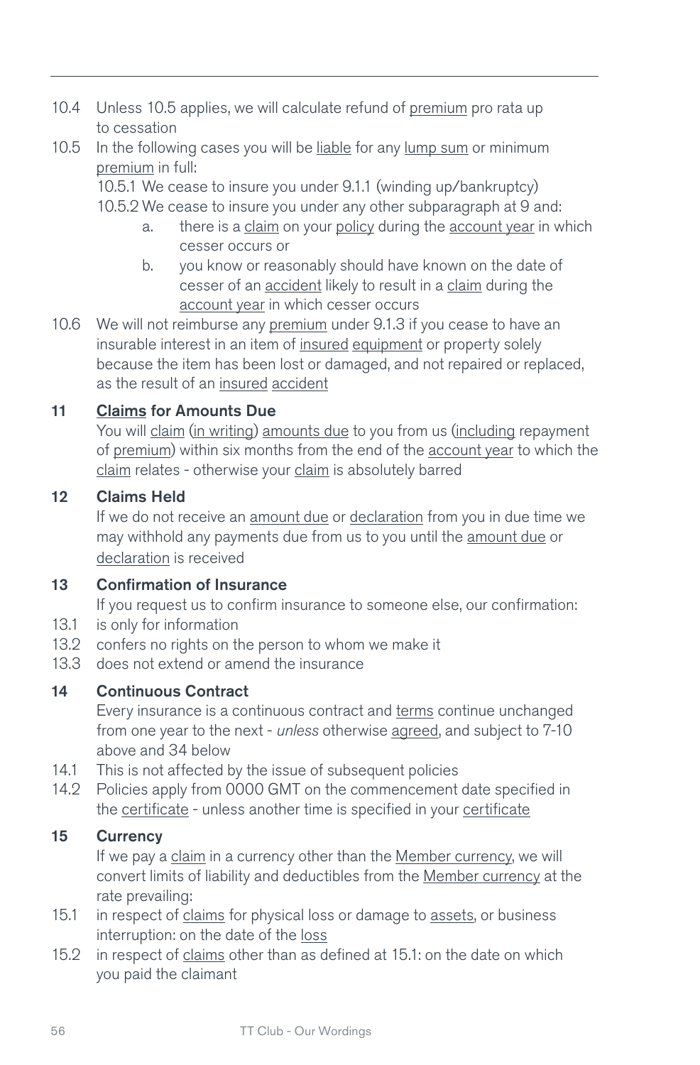10.4 Unless 10.5 applies, we will calculate refund of premium pro rata up to cessation

10.5 In the following cases you will be liable for any lump sum or minimum premium in full:

10.5.1 We cease to insure you under 9.1.1 (winding up/bankruptcy)

10.5.2 We cease to insure you under any other subparagraph at 9 and:

a. there is a claim on your policy during the account year in which cesser occurs or

b. you know or reasonably should have known on the date of cesser of an accident likely to result in a claim during the account year in which cesser occurs

10.6 We will not reimburse any premium under 9.1.3 if you cease to have an insurable interest in an item of insured equipment or property solely because the item has been lost or damaged, and not repaired or replaced, as the result of an insured accident

## 11 Claims for Amounts Due

You will claim (in writing) amounts due to you from us (including repayment of premium) within six months from the end of the account year to which the claim relates - otherwise your claim is absolutely barred

## 12 Claims Held

If we do not receive an amount due or declaration from you in due time we may withhold any payments due from us to you until the amount due or declaration is received

## 13 Confirmation of Insurance

If you request us to confirm insurance to someone else, our confirmation:

13.1 is only for information

13.2 confers no rights on the person to whom we make it

13.3 does not extend or amend the insurance

## 14 Continuous Contract

Every insurance is a continuous contract and terms continue unchanged from one year to the next - *unless* otherwise agreed, and subject to 7-10 above and 34 below

14.1 This is not affected by the issue of subsequent policies

14.2 Policies apply from 0000 GMT on the commencement date specified in the certificate - unless another time is specified in your certificate

## 15 Currency

If we pay a claim in a currency other than the Member currency, we will convert limits of liability and deductibles from the Member currency at the rate prevailing:

15.1 in respect of claims for physical loss or damage to assets, or business interruption: on the date of the loss

15.2 in respect of claims other than as defined at 15.1: on the date on which you paid the claimant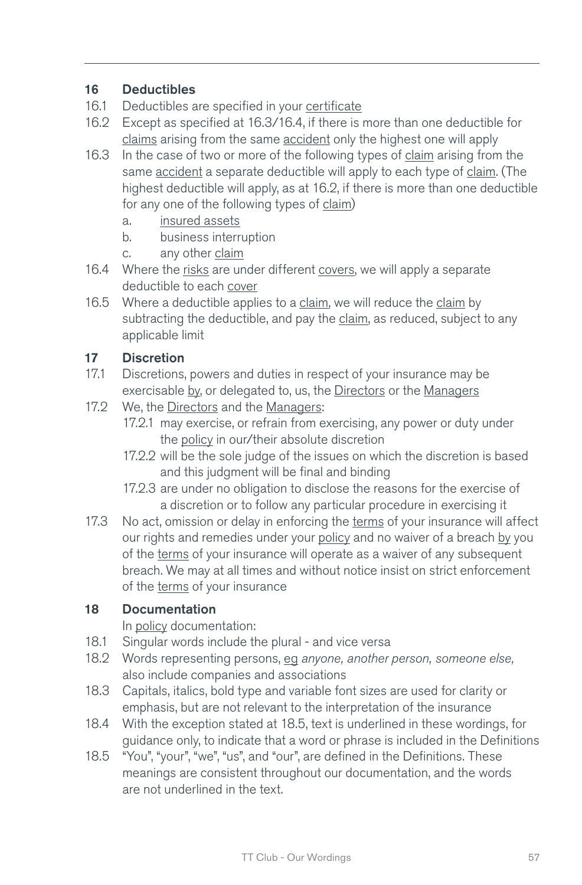## 16 Deductibles

16.1 Deductibles are specified in your certificate

16.2 Except as specified at 16.3/16.4, if there is more than one deductible for claims arising from the same accident only the highest one will apply

16.3 In the case of two or more of the following types of claim arising from the same accident a separate deductible will apply to each type of claim. (The highest deductible will apply, as at 16.2, if there is more than one deductible for any one of the following types of claim)

- a. insured assets
- b. business interruption
- c. any other claim

16.4 Where the risks are under different covers, we will apply a separate deductible to each cover

16.5 Where a deductible applies to a claim, we will reduce the claim by subtracting the deductible, and pay the claim, as reduced, subject to any applicable limit

## 17 Discretion

17.1 Discretions, powers and duties in respect of your insurance may be exercisable by, or delegated to, us, the Directors or the Managers

17.2 We, the Directors and the Managers:

- 17.2.1 may exercise, or refrain from exercising, any power or duty under the policy in our/their absolute discretion
- 17.2.2 will be the sole judge of the issues on which the discretion is based and this judgment will be final and binding
- 17.2.3 are under no obligation to disclose the reasons for the exercise of a discretion or to follow any particular procedure in exercising it

17.3 No act, omission or delay in enforcing the terms of your insurance will affect our rights and remedies under your policy and no waiver of a breach by you of the terms of your insurance will operate as a waiver of any subsequent breach. We may at all times and without notice insist on strict enforcement of the terms of your insurance

## 18 Documentation

In policy documentation:

18.1 Singular words include the plural - and vice versa

18.2 Words representing persons, eg *anyone, another person, someone else,* also include companies and associations

18.3 Capitals, italics, bold type and variable font sizes are used for clarity or emphasis, but are not relevant to the interpretation of the insurance

18.4 With the exception stated at 18.5, text is underlined in these wordings, for guidance only, to indicate that a word or phrase is included in the Definitions

18.5 "You", "your", "we", "us", and "our", are defined in the Definitions. These meanings are consistent throughout our documentation, and the words are not underlined in the text.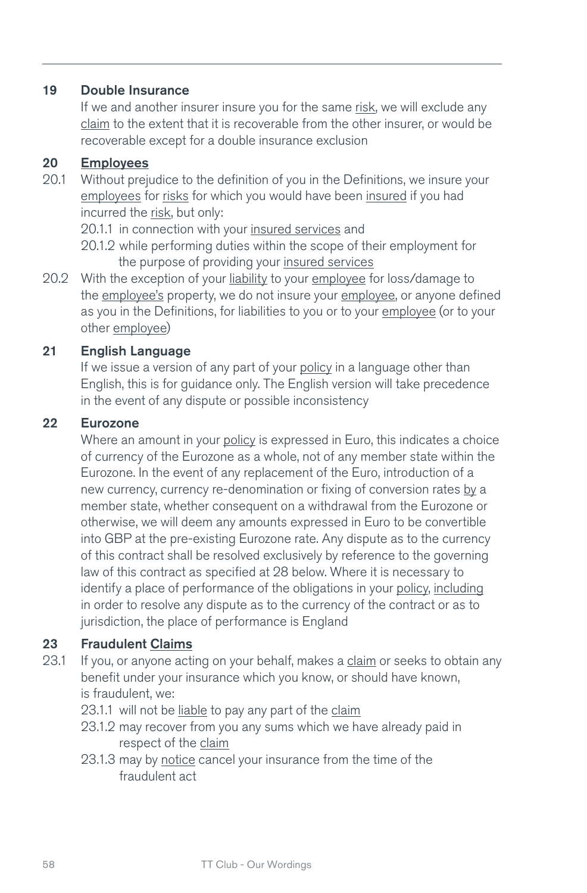## 19 Double Insurance

If we and another insurer insure you for the same risk, we will exclude any claim to the extent that it is recoverable from the other insurer, or would be recoverable except for a double insurance exclusion

## 20 Employees

20.1 Without prejudice to the definition of you in the Definitions, we insure your employees for risks for which you would have been insured if you had incurred the risk, but only:

- 20.1.1 in connection with your insured services and
- 20.1.2 while performing duties within the scope of their employment for the purpose of providing your insured services

20.2 With the exception of your liability to your employee for loss/damage to the employee's property, we do not insure your employee, or anyone defined as you in the Definitions, for liabilities to you or to your employee (or to your other employee)

## 21 English Language

If we issue a version of any part of your policy in a language other than English, this is for guidance only. The English version will take precedence in the event of any dispute or possible inconsistency

## 22 Eurozone

Where an amount in your policy is expressed in Euro, this indicates a choice of currency of the Eurozone as a whole, not of any member state within the Eurozone. In the event of any replacement of the Euro, introduction of a new currency, currency re-denomination or fixing of conversion rates by a member state, whether consequent on a withdrawal from the Eurozone or otherwise, we will deem any amounts expressed in Euro to be convertible into GBP at the pre-existing Eurozone rate. Any dispute as to the currency of this contract shall be resolved exclusively by reference to the governing law of this contract as specified at 28 below. Where it is necessary to identify a place of performance of the obligations in your policy, including in order to resolve any dispute as to the currency of the contract or as to jurisdiction, the place of performance is England

## 23 Fraudulent Claims

23.1 If you, or anyone acting on your behalf, makes a claim or seeks to obtain any benefit under your insurance which you know, or should have known, is fraudulent, we:

- 23.1.1 will not be liable to pay any part of the claim
- 23.1.2 may recover from you any sums which we have already paid in respect of the claim
- 23.1.3 may by notice cancel your insurance from the time of the fraudulent act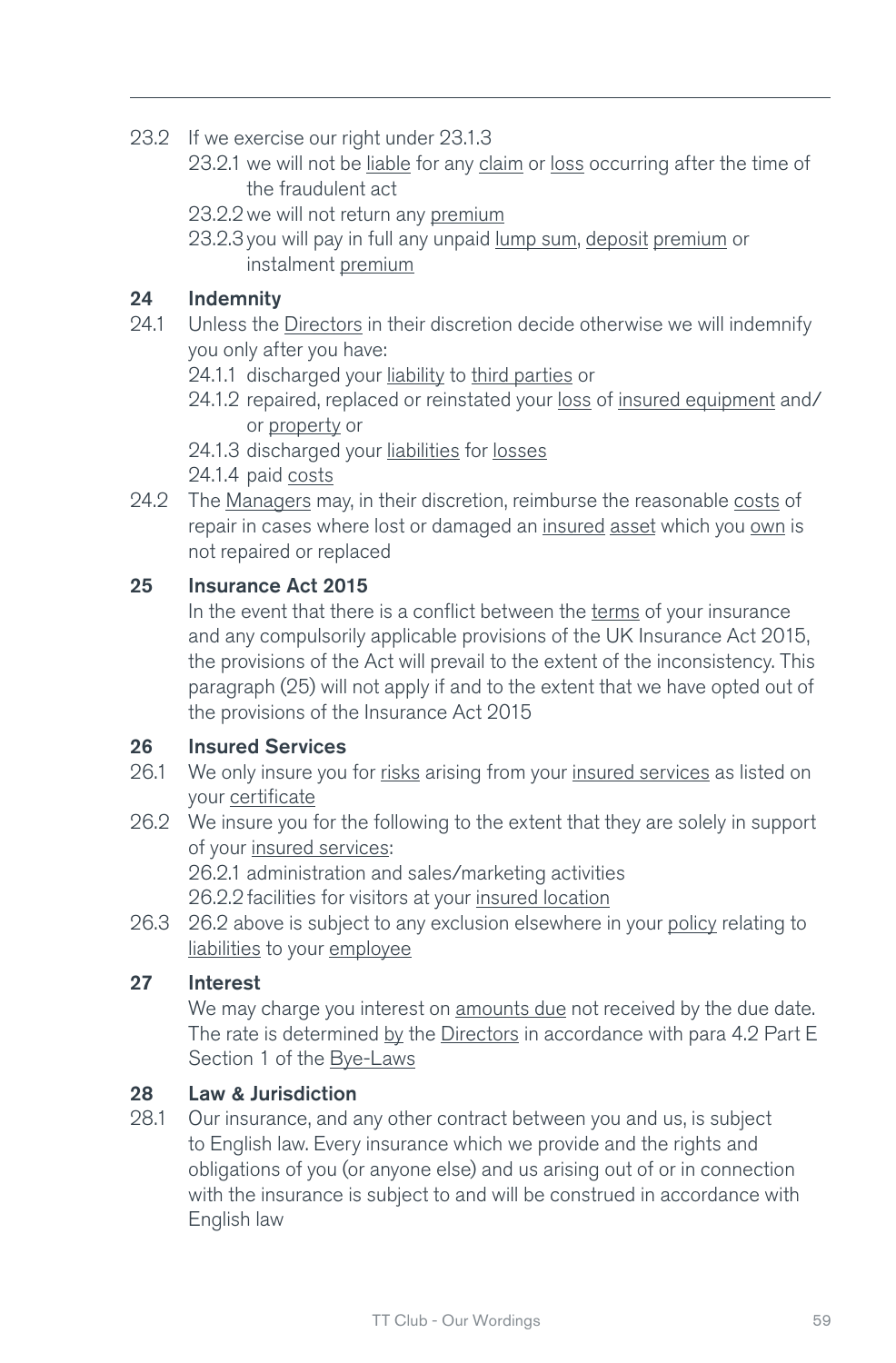23.2 If we exercise our right under 23.1.3

23.2.1 we will not be liable for any claim or loss occurring after the time of the fraudulent act

23.2.2 we will not return any premium

23.2.3 you will pay in full any unpaid lump sum, deposit premium or instalment premium

## 24 Indemnity

24.1 Unless the Directors in their discretion decide otherwise we will indemnify you only after you have:

24.1.1 discharged your liability to third parties or

24.1.2 repaired, replaced or reinstated your loss of insured equipment and/or property or

24.1.3 discharged your liabilities for losses

24.1.4 paid costs

24.2 The Managers may, in their discretion, reimburse the reasonable costs of repair in cases where lost or damaged an insured asset which you own is not repaired or replaced

## 25 Insurance Act 2015

In the event that there is a conflict between the terms of your insurance and any compulsorily applicable provisions of the UK Insurance Act 2015, the provisions of the Act will prevail to the extent of the inconsistency. This paragraph (25) will not apply if and to the extent that we have opted out of the provisions of the Insurance Act 2015

## 26 Insured Services

26.1 We only insure you for risks arising from your insured services as listed on your certificate

26.2 We insure you for the following to the extent that they are solely in support of your insured services:

26.2.1 administration and sales/marketing activities

26.2.2 facilities for visitors at your insured location

26.3 26.2 above is subject to any exclusion elsewhere in your policy relating to liabilities to your employee

## 27 Interest

We may charge you interest on amounts due not received by the due date. The rate is determined by the Directors in accordance with para 4.2 Part E Section 1 of the Bye-Laws

## 28 Law & Jurisdiction

28.1 Our insurance, and any other contract between you and us, is subject to English law. Every insurance which we provide and the rights and obligations of you (or anyone else) and us arising out of or in connection with the insurance is subject to and will be construed in accordance with English law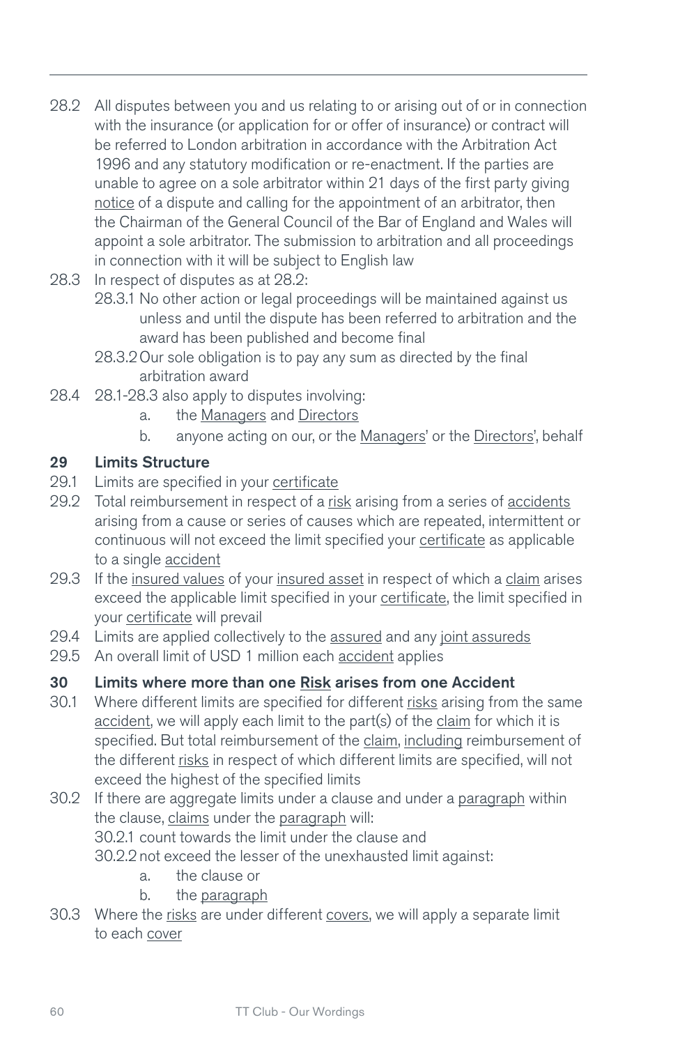28.2 All disputes between you and us relating to or arising out of or in connection with the insurance (or application for or offer of insurance) or contract will be referred to London arbitration in accordance with the Arbitration Act 1996 and any statutory modification or re-enactment. If the parties are unable to agree on a sole arbitrator within 21 days of the first party giving notice of a dispute and calling for the appointment of an arbitrator, then the Chairman of the General Council of the Bar of England and Wales will appoint a sole arbitrator. The submission to arbitration and all proceedings in connection with it will be subject to English law

28.3 In respect of disputes as at 28.2:

- 28.3.1 No other action or legal proceedings will be maintained against us unless and until the dispute has been referred to arbitration and the award has been published and become final
- 28.3.2 Our sole obligation is to pay any sum as directed by the final arbitration award

28.4 28.1-28.3 also apply to disputes involving:

- a. the Managers and Directors
- b. anyone acting on our, or the Managers' or the Directors', behalf

## 29 Limits Structure

29.1 Limits are specified in your certificate

29.2 Total reimbursement in respect of a risk arising from a series of accidents arising from a cause or series of causes which are repeated, intermittent or continuous will not exceed the limit specified your certificate as applicable to a single accident

29.3 If the insured values of your insured asset in respect of which a claim arises exceed the applicable limit specified in your certificate, the limit specified in your certificate will prevail

29.4 Limits are applied collectively to the assured and any joint assureds

29.5 An overall limit of USD 1 million each accident applies

## 30 Limits where more than one Risk arises from one Accident

30.1 Where different limits are specified for different risks arising from the same accident, we will apply each limit to the part(s) of the claim for which it is specified. But total reimbursement of the claim, including reimbursement of the different risks in respect of which different limits are specified, will not exceed the highest of the specified limits

30.2 If there are aggregate limits under a clause and under a paragraph within the clause, claims under the paragraph will:

- 30.2.1 count towards the limit under the clause and
- 30.2.2 not exceed the lesser of the unexhausted limit against:
  - a. the clause or
  - b. the paragraph

30.3 Where the risks are under different covers, we will apply a separate limit to each cover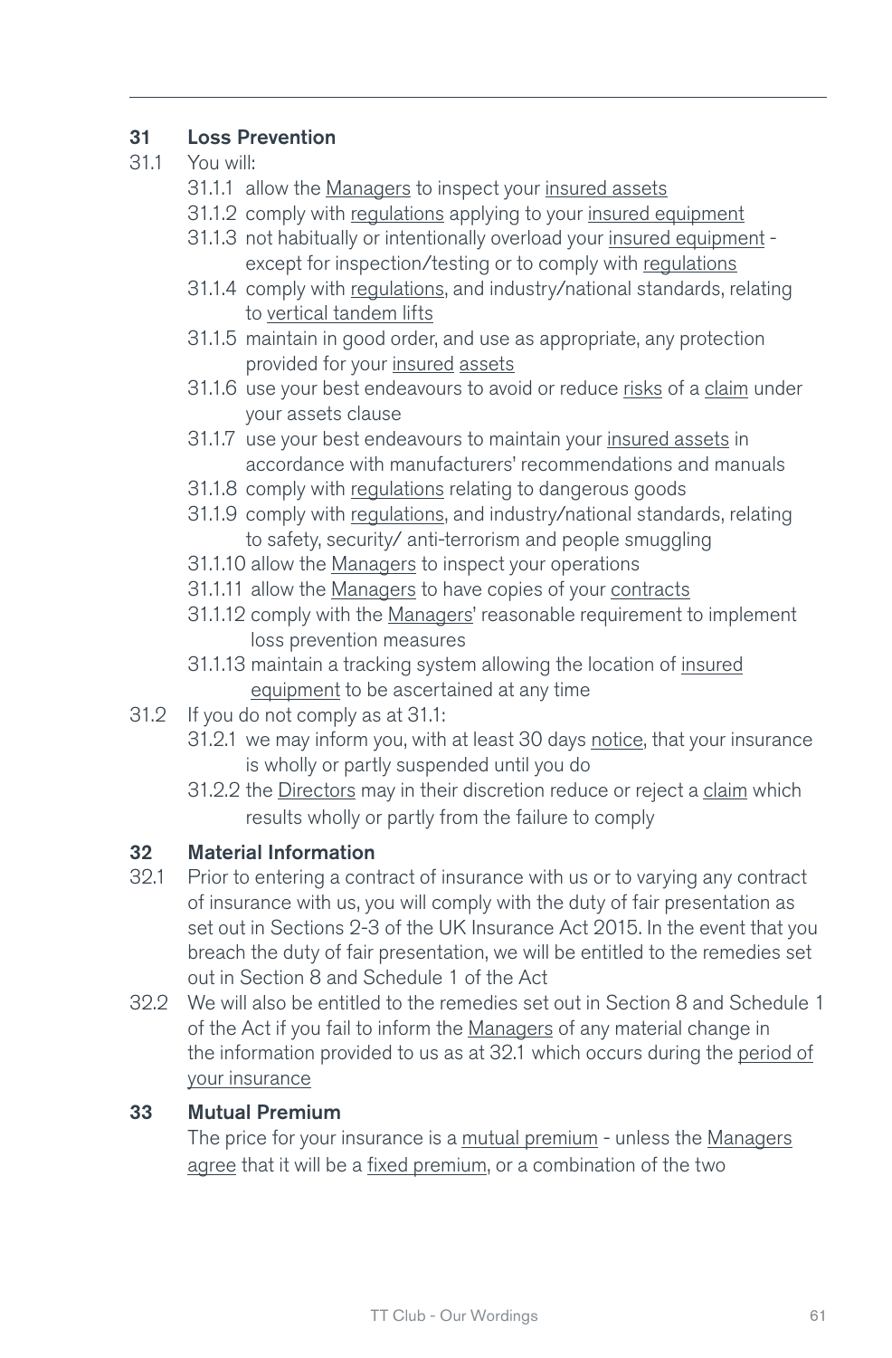## 31 Loss Prevention

31.1 You will:

- 31.1.1 allow the Managers to inspect your insured assets
- 31.1.2 comply with regulations applying to your insured equipment
- 31.1.3 not habitually or intentionally overload your insured equipment - except for inspection/testing or to comply with regulations
- 31.1.4 comply with regulations, and industry/national standards, relating to vertical tandem lifts
- 31.1.5 maintain in good order, and use as appropriate, any protection provided for your insured assets
- 31.1.6 use your best endeavours to avoid or reduce risks of a claim under your assets clause
- 31.1.7 use your best endeavours to maintain your insured assets in accordance with manufacturers' recommendations and manuals
- 31.1.8 comply with regulations relating to dangerous goods
- 31.1.9 comply with regulations, and industry/national standards, relating to safety, security/ anti-terrorism and people smuggling
- 31.1.10 allow the Managers to inspect your operations
- 31.1.11 allow the Managers to have copies of your contracts
- 31.1.12 comply with the Managers' reasonable requirement to implement loss prevention measures
- 31.1.13 maintain a tracking system allowing the location of insured equipment to be ascertained at any time

31.2 If you do not comply as at 31.1:

- 31.2.1 we may inform you, with at least 30 days notice, that your insurance is wholly or partly suspended until you do
- 31.2.2 the Directors may in their discretion reduce or reject a claim which results wholly or partly from the failure to comply

## 32 Material Information

32.1 Prior to entering a contract of insurance with us or to varying any contract of insurance with us, you will comply with the duty of fair presentation as set out in Sections 2-3 of the UK Insurance Act 2015. In the event that you breach the duty of fair presentation, we will be entitled to the remedies set out in Section 8 and Schedule 1 of the Act

32.2 We will also be entitled to the remedies set out in Section 8 and Schedule 1 of the Act if you fail to inform the Managers of any material change in the information provided to us as at 32.1 which occurs during the period of your insurance

## 33 Mutual Premium

The price for your insurance is a mutual premium - unless the Managers agree that it will be a fixed premium, or a combination of the two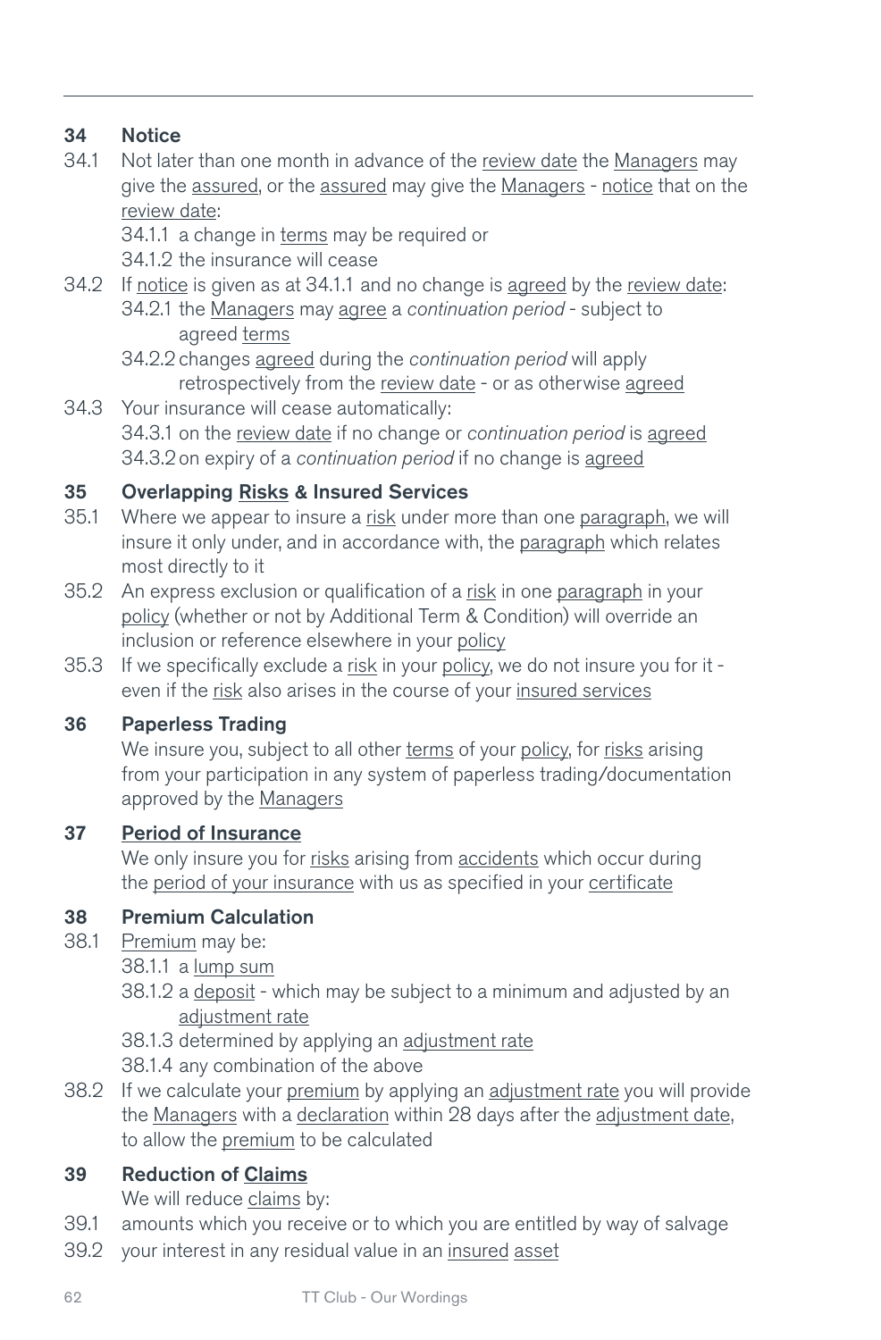## 34 Notice

34.1 Not later than one month in advance of the review date the Managers may give the assured, or the assured may give the Managers - notice that on the review date:

- 34.1.1 a change in terms may be required or
- 34.1.2 the insurance will cease

34.2 If notice is given as at 34.1.1 and no change is agreed by the review date:

- 34.2.1 the Managers may agree a *continuation period* - subject to agreed terms
- 34.2.2 changes agreed during the *continuation period* will apply retrospectively from the review date - or as otherwise agreed

34.3 Your insurance will cease automatically:

- 34.3.1 on the review date if no change or *continuation period* is agreed
- 34.3.2 on expiry of a *continuation period* if no change is agreed

## 35 Overlapping Risks & Insured Services

35.1 Where we appear to insure a risk under more than one paragraph, we will insure it only under, and in accordance with, the paragraph which relates most directly to it

35.2 An express exclusion or qualification of a risk in one paragraph in your policy (whether or not by Additional Term & Condition) will override an inclusion or reference elsewhere in your policy

35.3 If we specifically exclude a risk in your policy, we do not insure you for it - even if the risk also arises in the course of your insured services

## 36 Paperless Trading

We insure you, subject to all other terms of your policy, for risks arising from your participation in any system of paperless trading/documentation approved by the Managers

## 37 Period of Insurance

We only insure you for risks arising from accidents which occur during the period of your insurance with us as specified in your certificate

## 38 Premium Calculation

38.1 Premium may be:

- 38.1.1 a lump sum
- 38.1.2 a deposit - which may be subject to a minimum and adjusted by an adjustment rate
- 38.1.3 determined by applying an adjustment rate
- 38.1.4 any combination of the above

38.2 If we calculate your premium by applying an adjustment rate you will provide the Managers with a declaration within 28 days after the adjustment date, to allow the premium to be calculated

## 39 Reduction of Claims

We will reduce claims by:

39.1 amounts which you receive or to which you are entitled by way of salvage

39.2 your interest in any residual value in an insured asset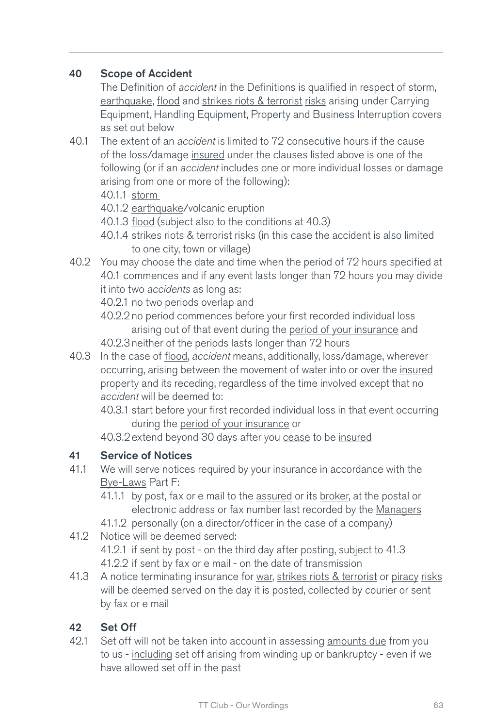## 40 Scope of Accident

The Definition of *accident* in the Definitions is qualified in respect of storm, earthquake, flood and strikes riots & terrorist risks arising under Carrying Equipment, Handling Equipment, Property and Business Interruption covers as set out below

40.1 The extent of an *accident* is limited to 72 consecutive hours if the cause of the loss/damage insured under the clauses listed above is one of the following (or if an *accident* includes one or more individual losses or damage arising from one or more of the following):

- 40.1.1 storm
- 40.1.2 earthquake/volcanic eruption
- 40.1.3 flood (subject also to the conditions at 40.3)
- 40.1.4 strikes riots & terrorist risks (in this case the accident is also limited to one city, town or village)

40.2 You may choose the date and time when the period of 72 hours specified at 40.1 commences and if any event lasts longer than 72 hours you may divide it into two *accidents* as long as:

- 40.2.1 no two periods overlap and
- 40.2.2 no period commences before your first recorded individual loss arising out of that event during the period of your insurance and
- 40.2.3 neither of the periods lasts longer than 72 hours

40.3 In the case of flood, *accident* means, additionally, loss/damage, wherever occurring, arising between the movement of water into or over the insured property and its receding, regardless of the time involved except that no *accident* will be deemed to:

- 40.3.1 start before your first recorded individual loss in that event occurring during the period of your insurance or
- 40.3.2 extend beyond 30 days after you cease to be insured

## 41 Service of Notices

41.1 We will serve notices required by your insurance in accordance with the Bye-Laws Part F:

- 41.1.1 by post, fax or e mail to the assured or its broker, at the postal or electronic address or fax number last recorded by the Managers
- 41.1.2 personally (on a director/officer in the case of a company)

41.2 Notice will be deemed served:

- 41.2.1 if sent by post - on the third day after posting, subject to 41.3
- 41.2.2 if sent by fax or e mail - on the date of transmission

41.3 A notice terminating insurance for war, strikes riots & terrorist or piracy risks will be deemed served on the day it is posted, collected by courier or sent by fax or e mail

## 42 Set Off

42.1 Set off will not be taken into account in assessing amounts due from you to us - including set off arising from winding up or bankruptcy - even if we have allowed set off in the past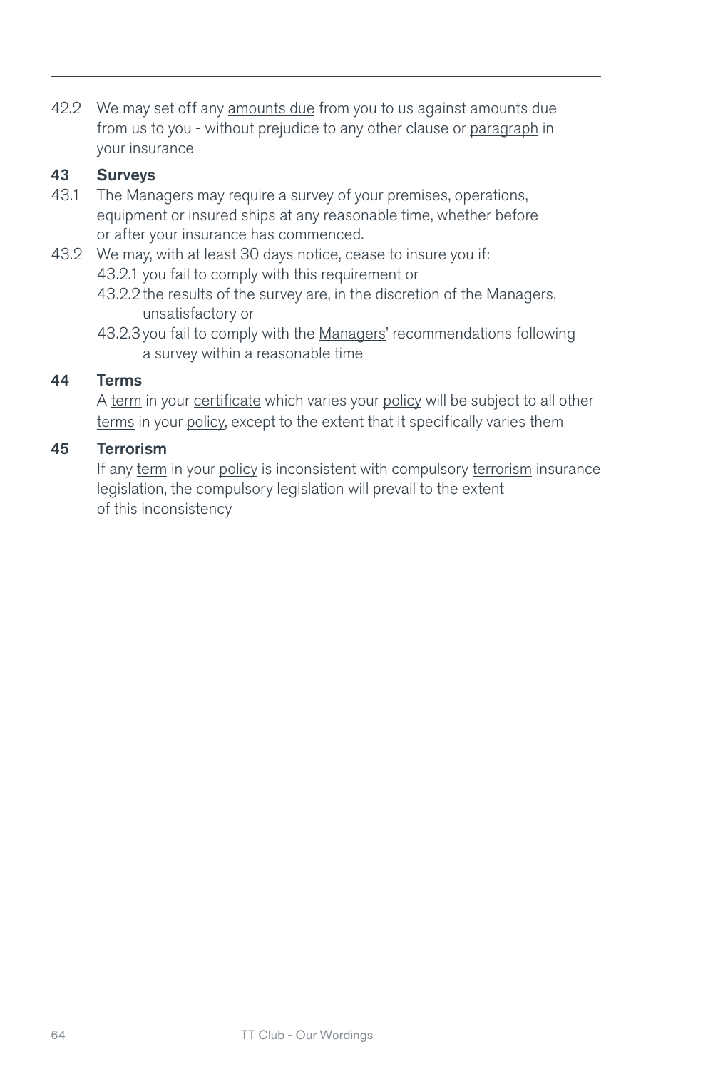42.2 We may set off any amounts due from you to us against amounts due from us to you - without prejudice to any other clause or paragraph in your insurance

### 43 Surveys

43.1 The Managers may require a survey of your premises, operations, equipment or insured ships at any reasonable time, whether before or after your insurance has commenced.

43.2 We may, with at least 30 days notice, cease to insure you if:

- 43.2.1 you fail to comply with this requirement or
- 43.2.2 the results of the survey are, in the discretion of the Managers, unsatisfactory or
- 43.2.3 you fail to comply with the Managers' recommendations following a survey within a reasonable time

### 44 Terms

A term in your certificate which varies your policy will be subject to all other terms in your policy, except to the extent that it specifically varies them

### 45 Terrorism

If any term in your policy is inconsistent with compulsory terrorism insurance legislation, the compulsory legislation will prevail to the extent of this inconsistency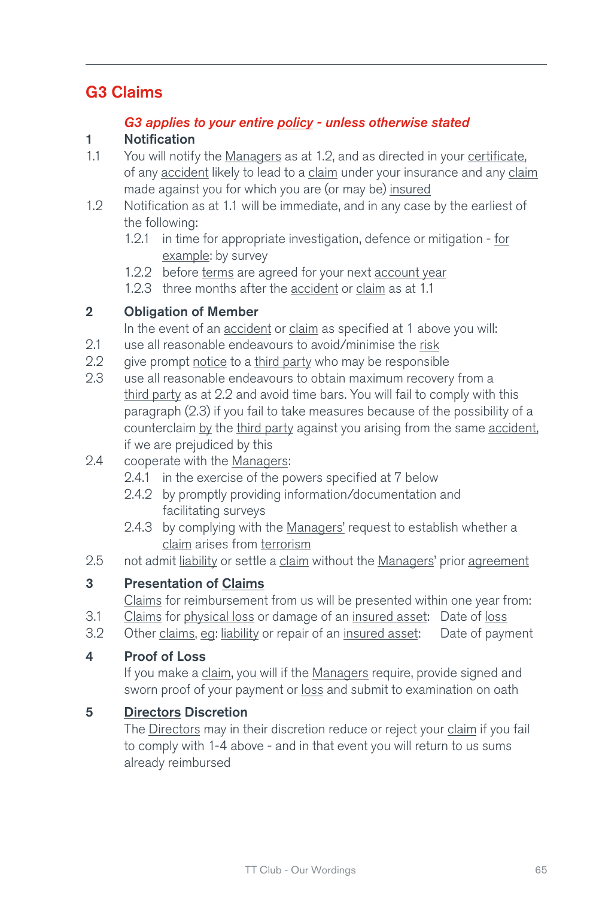## G3 Claims

*G3 applies to your entire policy - unless stated otherwise stated*

**1 Notification**

1.1 You will notify the Managers as at 1.2, and as directed in your certificate, of any accident likely to lead to a claim under your insurance and any claim made against you for which you are (or may be) insured

1.2 Notification as at 1.1 will be immediate, and in any case by the earliest of the following:

- 1.2.1 in time for appropriate investigation, defence or mitigation - for example: by survey
- 1.2.2 before terms are agreed for your next account year
- 1.2.3 three months after the accident or claim as at 1.1

**2 Obligation of Member**

In the event of an accident or claim as specified at 1 above you will:

2.1 use all reasonable endeavours to avoid/minimise the risk

2.2 give prompt notice to a third party who may be responsible

2.3 use all reasonable endeavours to obtain maximum recovery from a third party as at 2.2 and avoid time bars. You will fail to comply with this paragraph (2.3) if you fail to take measures because of the possibility of a counterclaim by the third party against you arising from the same accident, if we are prejudiced by this

2.4 cooperate with the Managers:

- 2.4.1 in the exercise of the powers specified at 7 below
- 2.4.2 by promptly providing information/documentation and facilitating surveys
- 2.4.3 by complying with the Managers' request to establish whether a claim arises from terrorism

2.5 not admit liability or settle a claim without the Managers' prior agreement

**3 Presentation of Claims**

Claims for reimbursement from us will be presented within one year from:

3.1 Claims for physical loss or damage of an insured asset: Date of loss

3.2 Other claims, eg: liability or repair of an insured asset: Date of payment

**4 Proof of Loss**

If you make a claim, you will if the Managers require, provide signed and sworn proof of your payment or loss and submit to examination on oath

**5 Directors Discretion**

The Directors may in their discretion reduce or reject your claim if you fail to comply with 1-4 above - and in that event you will return to us sums already reimbursed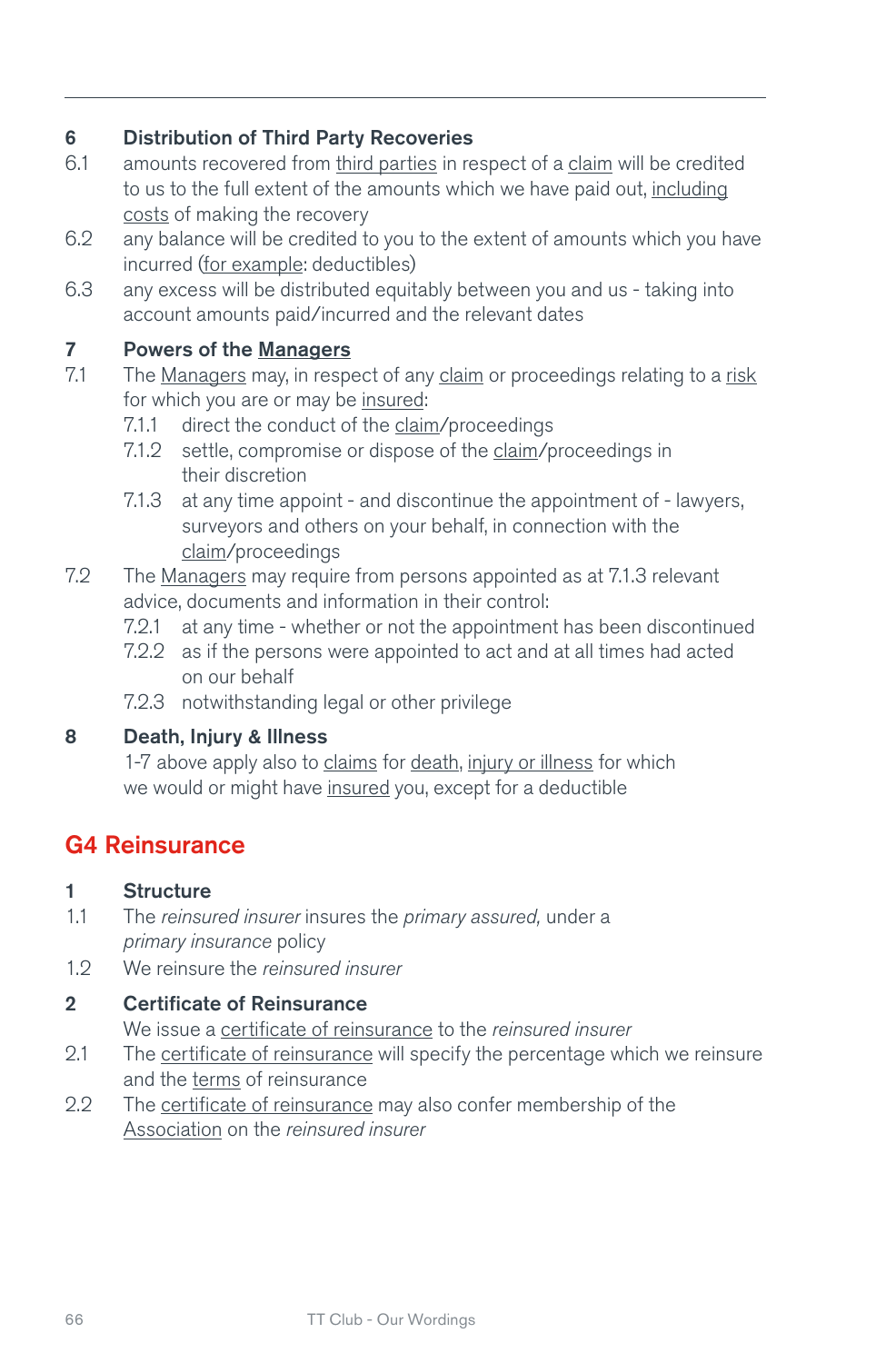**6 Distribution of Third Party Recoveries**

6.1 amounts recovered from third parties in respect of a claim will be credited to us to the full extent of the amounts which we have paid out, including costs of making the recovery

6.2 any balance will be credited to you to the extent of amounts which you have incurred (for example: deductibles)

6.3 any excess will be distributed equitably between you and us - taking into account amounts paid/incurred and the relevant dates

**7 Powers of the Managers**

7.1 The Managers may, in respect of any claim or proceedings relating to a risk for which you are or may be insured:

7.1.1 direct the conduct of the claim/proceedings

7.1.2 settle, compromise or dispose of the claim/proceedings in their discretion

7.1.3 at any time appoint - and discontinue the appointment of - lawyers, surveyors and others on your behalf, in connection with the claim/proceedings

7.2 The Managers may require from persons appointed as at 7.1.3 relevant advice, documents and information in their control:

7.2.1 at any time - whether or not the appointment has been discontinued

7.2.2 as if the persons were appointed to act and at all times had acted on our behalf

7.2.3 notwithstanding legal or other privilege

**8 Death, Injury & Illness**

1-7 above apply also to claims for death, injury or illness for which we would or might have insured you, except for a deductible

## G4 Reinsurance

**1 Structure**

1.1 The *reinsured insurer* insures the *primary assured,* under a *primary insurance* policy

1.2 We reinsure the *reinsured insurer*

**2 Certificate of Reinsurance**

We issue a certificate of reinsurance to the *reinsured insurer*

2.1 The certificate of reinsurance will specify the percentage which we reinsure and the terms of reinsurance

2.2 The certificate of reinsurance may also confer membership of the Association on the *reinsured insurer*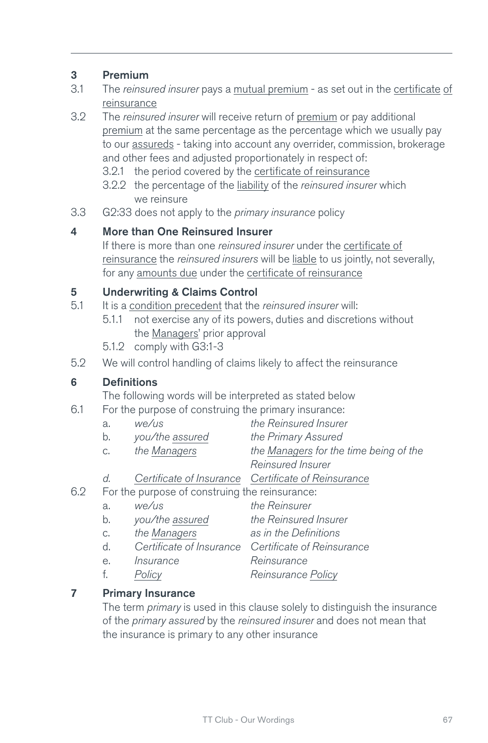## 3 Premium

3.1 The *reinsured insurer* pays a mutual premium - as set out in the certificate of reinsurance

3.2 The *reinsured insurer* will receive return of premium or pay additional premium at the same percentage as the percentage which we usually pay to our assureds - taking into account any overrider, commission, brokerage and other fees and adjusted proportionately in respect of:

- 3.2.1 the period covered by the certificate of reinsurance
- 3.2.2 the percentage of the liability of the *reinsured insurer* which we reinsure

3.3 G2:33 does not apply to the *primary insurance* policy

## 4 More than One Reinsured Insurer

If there is more than one *reinsured insurer* under the certificate of reinsurance the *reinsured insurers* will be liable to us jointly, not severally, for any amounts due under the certificate of reinsurance

## 5 Underwriting & Claims Control

5.1 It is a condition precedent that the *reinsured insurer* will:

- 5.1.1 not exercise any of its powers, duties and discretions without the Managers' prior approval
- 5.1.2 comply with G3:1-3

5.2 We will control handling of claims likely to affect the reinsurance

## 6 Definitions

The following words will be interpreted as stated below

6.1 For the purpose of construing the primary insurance:

| | | |
|---|---|---|
| a. | *we/us* | *the Reinsured Insurer* |
| b. | *you/the assured* | *the Primary Assured* |
| c. | *the Managers* | *the Managers for the time being of the Reinsured Insurer* |
| *d.* | *Certificate of Insurance* | *Certificate of Reinsurance* |

6.2 For the purpose of construing the reinsurance:

| | | |
|---|---|---|
| a. | *we/us* | *the Reinsurer* |
| b. | *you/the assured* | *the Reinsured Insurer* |
| c. | *the Managers* | *as in the Definitions* |
| d. | *Certificate of Insurance* | *Certificate of Reinsurance* |
| e. | *Insurance* | *Reinsurance* |
| f. | *Policy* | *Reinsurance Policy* |

## 7 Primary Insurance

The term *primary* is used in this clause solely to distinguish the insurance of the *primary assured* by the *reinsured insurer* and does not mean that the insurance is primary to any other insurance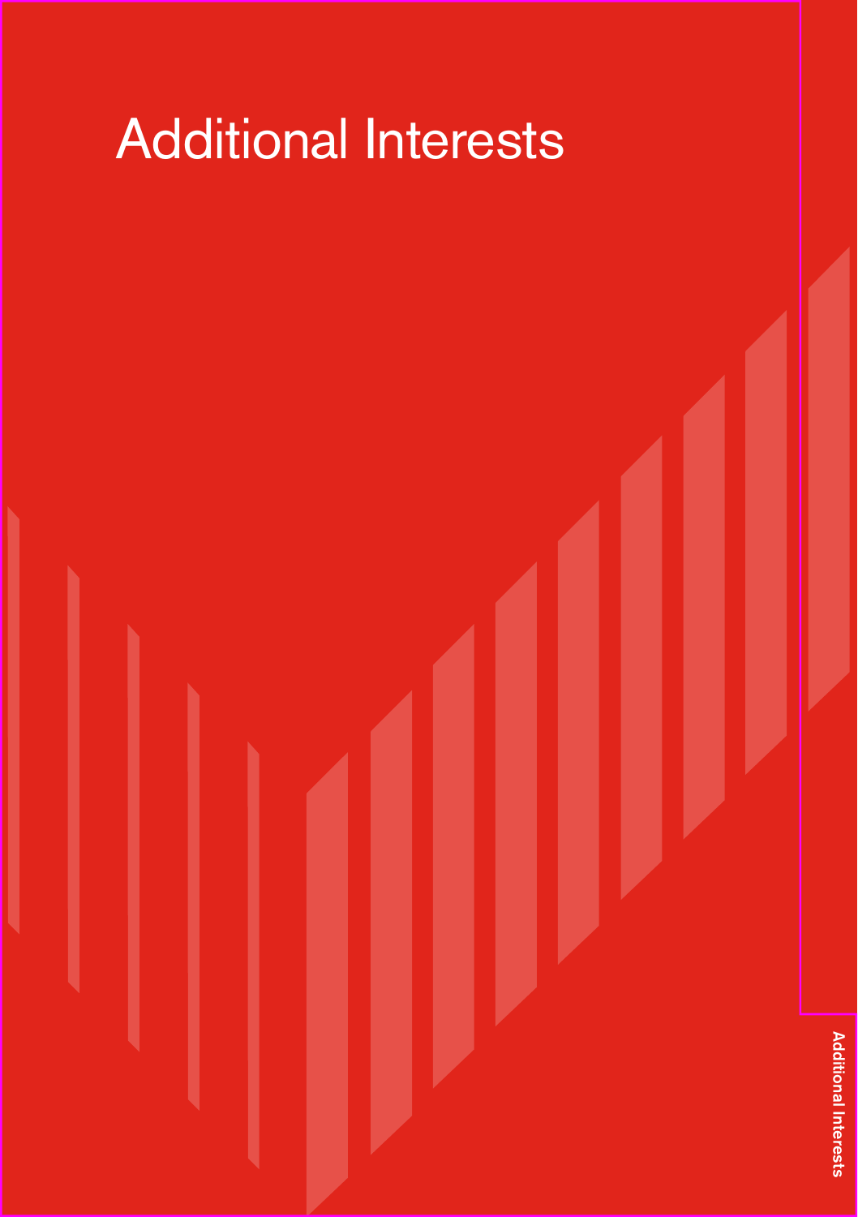# Additional Interests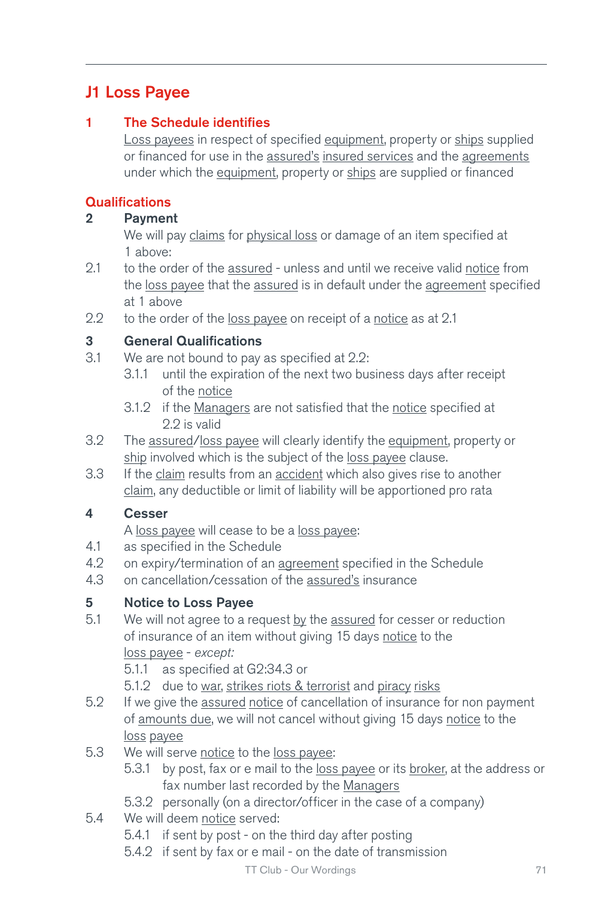## J1 Loss Payee

### 1 The Schedule identifies

Loss payees in respect of specified equipment, property or ships supplied or financed for use in the assured's insured services and the agreements under which the equipment, property or ships are supplied or financed

### Qualifications

**2 Payment**

We will pay claims for physical loss or damage of an item specified at 1 above:

2.1 to the order of the assured - unless and until we receive valid notice from the loss payee that the assured is in default under the agreement specified at 1 above

2.2 to the order of the loss payee on receipt of a notice as at 2.1

**3 General Qualifications**

3.1 We are not bound to pay as specified at 2.2:

- 3.1.1 until the expiration of the next two business days after receipt of the notice
- 3.1.2 if the Managers are not satisfied that the notice specified at 2.2 is valid

3.2 The assured/loss payee will clearly identify the equipment, property or ship involved which is the subject of the loss payee clause.

3.3 If the claim results from an accident which also gives rise to another claim, any deductible or limit of liability will be apportioned pro rata

**4 Cesser**

A loss payee will cease to be a loss payee:

4.1 as specified in the Schedule

4.2 on expiry/termination of an agreement specified in the Schedule

4.3 on cancellation/cessation of the assured's insurance

**5 Notice to Loss Payee**

5.1 We will not agree to a request by the assured for cesser or reduction of insurance of an item without giving 15 days notice to the loss payee - *except:*

- 5.1.1 as specified at G2:34.3 or
- 5.1.2 due to war, strikes riots & terrorist and piracy risks

5.2 If we give the assured notice of cancellation of insurance for non payment of amounts due, we will not cancel without giving 15 days notice to the loss payee

5.3 We will serve notice to the loss payee:

- 5.3.1 by post, fax or e mail to the loss payee or its broker, at the address or fax number last recorded by the Managers
- 5.3.2 personally (on a director/officer in the case of a company)

5.4 We will deem notice served:

- 5.4.1 if sent by post - on the third day after posting
- 5.4.2 if sent by fax or e mail - on the date of transmission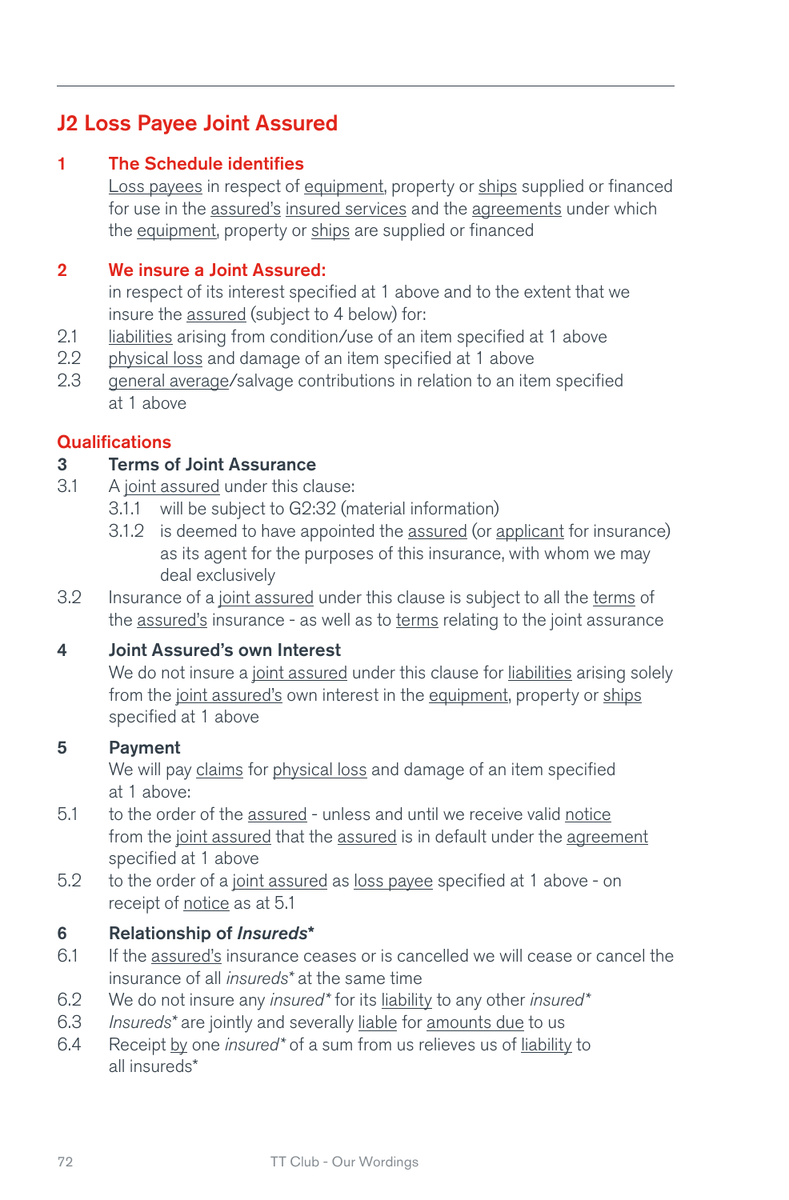## J2 Loss Payee Joint Assured

### 1 The Schedule identifies

Loss payees in respect of equipment, property or ships supplied or financed for use in the assured's insured services and the agreements under which the equipment, property or ships are supplied or financed

### 2 We insure a Joint Assured:

in respect of its interest specified at 1 above and to the extent that we insure the assured (subject to 4 below) for:

2.1 liabilities arising from condition/use of an item specified at 1 above

2.2 physical loss and damage of an item specified at 1 above

2.3 general average/salvage contributions in relation to an item specified at 1 above

### Qualifications

**3 Terms of Joint Assurance**

3.1 A joint assured under this clause:

- 3.1.1 will be subject to G2:32 (material information)
- 3.1.2 is deemed to have appointed the assured (or applicant for insurance) as its agent for the purposes of this insurance, with whom we may deal exclusively

3.2 Insurance of a joint assured under this clause is subject to all the terms of the assured's insurance - as well as to terms relating to the joint assurance

**4 Joint Assured's own Interest**

We do not insure a joint assured under this clause for liabilities arising solely from the joint assured's own interest in the equipment, property or ships specified at 1 above

**5 Payment**

We will pay claims for physical loss and damage of an item specified at 1 above:

5.1 to the order of the assured - unless and until we receive valid notice from the joint assured that the assured is in default under the agreement specified at 1 above

5.2 to the order of a joint assured as loss payee specified at 1 above - on receipt of notice as at 5.1

**6 Relationship of *Insureds**\***

6.1 If the assured's insurance ceases or is cancelled we will cease or cancel the insurance of all *insureds** at the same time

6.2 We do not insure any *insured** for its liability to any other *insured**

6.3 *Insureds** are jointly and severally liable for amounts due to us

6.4 Receipt by one *insured** of a sum from us relieves us of liability to all insureds*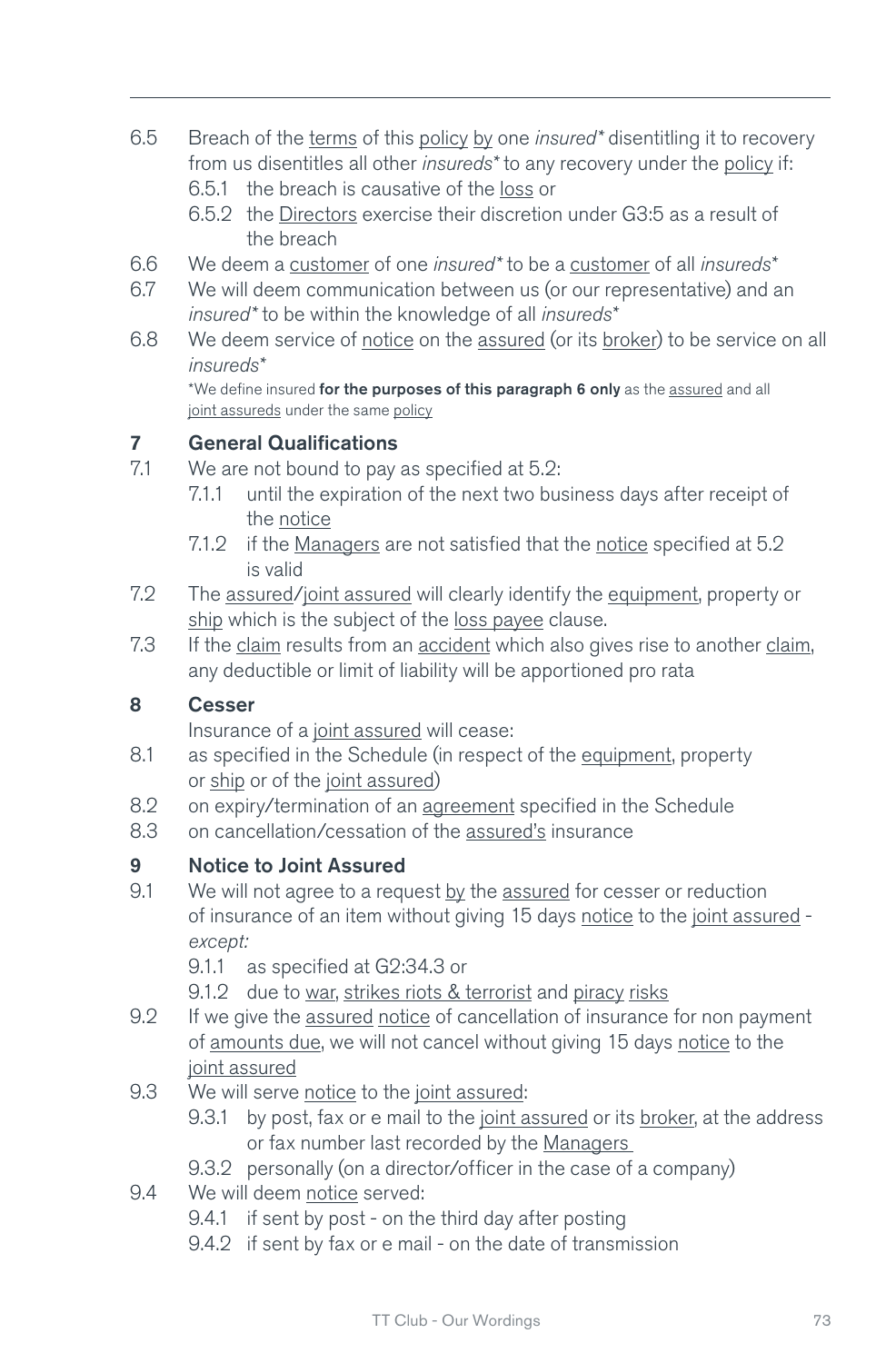6.5 Breach of the terms of this policy by one *insured** disentitling it to recovery from us disentitles all other *insureds** to any recovery under the policy if:

  6.5.1 the breach is causative of the loss or

  6.5.2 the Directors exercise their discretion under G3:5 as a result of the breach

6.6 We deem a customer of one *insured** to be a customer of all *insureds**

6.7 We will deem communication between us (or our representative) and an *insured** to be within the knowledge of all *insureds**

6.8 We deem service of notice on the assured (or its broker) to be service on all *insureds**

*We define insured **for the purposes of this paragraph 6 only** as the assured and all joint assureds under the same policy

## 7 General Qualifications

7.1 We are not bound to pay as specified at 5.2:

  7.1.1 until the expiration of the next two business days after receipt of the notice

  7.1.2 if the Managers are not satisfied that the notice specified at 5.2 is valid

7.2 The assured/joint assured will clearly identify the equipment, property or ship which is the subject of the loss payee clause.

7.3 If the claim results from an accident which also gives rise to another claim, any deductible or limit of liability will be apportioned pro rata

## 8 Cesser

Insurance of a joint assured will cease:

8.1 as specified in the Schedule (in respect of the equipment, property or ship or of the joint assured)

8.2 on expiry/termination of an agreement specified in the Schedule

8.3 on cancellation/cessation of the assured's insurance

## 9 Notice to Joint Assured

9.1 We will not agree to a request by the assured for cesser or reduction of insurance of an item without giving 15 days notice to the joint assured - *except:*

  9.1.1 as specified at G2:34.3 or

  9.1.2 due to war, strikes riots & terrorist and piracy risks

9.2 If we give the assured notice of cancellation of insurance for non payment of amounts due, we will not cancel without giving 15 days notice to the joint assured

9.3 We will serve notice to the joint assured:

  9.3.1 by post, fax or e mail to the joint assured or its broker, at the address or fax number last recorded by the Managers

  9.3.2 personally (on a director/officer in the case of a company)

9.4 We will deem notice served:

  9.4.1 if sent by post - on the third day after posting

  9.4.2 if sent by fax or e mail - on the date of transmission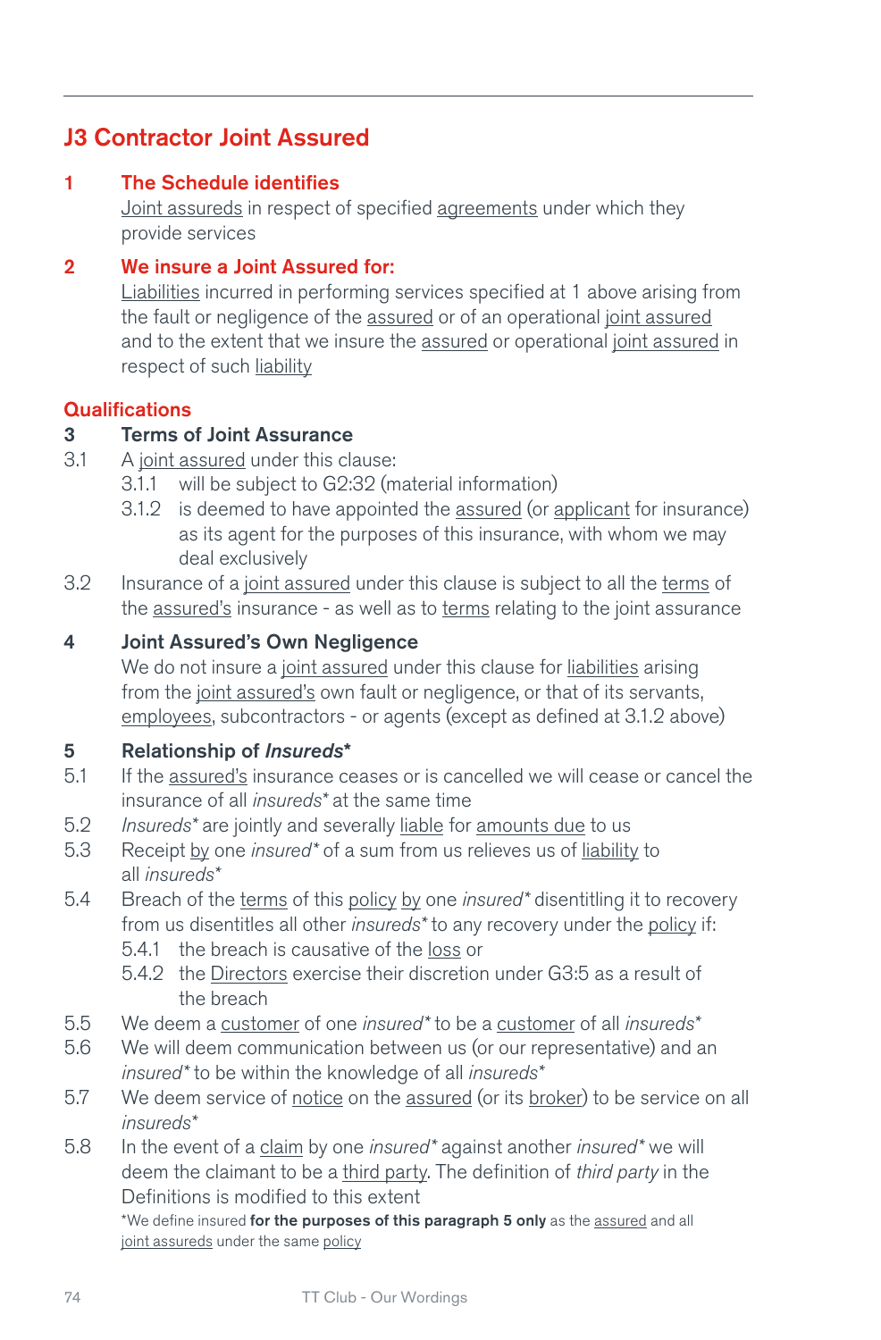## J3 Contractor Joint Assured

### 1 The Schedule identifies

Joint assureds in respect of specified agreements under which they provide services

### 2 We insure a Joint Assured for:

Liabilities incurred in performing services specified at 1 above arising from the fault or negligence of the assured or of an operational joint assured and to the extent that we insure the assured or operational joint assured in respect of such liability

### Qualifications

**3 Terms of Joint Assurance**

3.1 A joint assured under this clause:

- 3.1.1 will be subject to G2:32 (material information)
- 3.1.2 is deemed to have appointed the assured (or applicant for insurance) as its agent for the purposes of this insurance, with whom we may deal exclusively

3.2 Insurance of a joint assured under this clause is subject to all the terms of the assured's insurance - as well as to terms relating to the joint assurance

**4 Joint Assured's Own Negligence**

We do not insure a joint assured under this clause for liabilities arising from the joint assured's own fault or negligence, or that of its servants, employees, subcontractors - or agents (except as defined at 3.1.2 above)

**5 Relationship of *Insureds****

5.1 If the assured's insurance ceases or is cancelled we will cease or cancel the insurance of all *insureds** at the same time

5.2 *Insureds** are jointly and severally liable for amounts due to us

5.3 Receipt by one *insured** of a sum from us relieves us of liability to all *insureds**

5.4 Breach of the terms of this policy by one *insured** disentitling it to recovery from us disentitles all other *insureds** to any recovery under the policy if:

- 5.4.1 the breach is causative of the loss or
- 5.4.2 the Directors exercise their discretion under G3:5 as a result of the breach

5.5 We deem a customer of one *insured** to be a customer of all *insureds**

5.6 We will deem communication between us (or our representative) and an *insured** to be within the knowledge of all *insureds**

5.7 We deem service of notice on the assured (or its broker) to be service on all *insureds**

5.8 In the event of a claim by one *insured** against another *insured** we will deem the claimant to be a third party. The definition of *third party* in the Definitions is modified to this extent

*We define insured **for the purposes of this paragraph 5 only** as the assured and all joint assureds under the same policy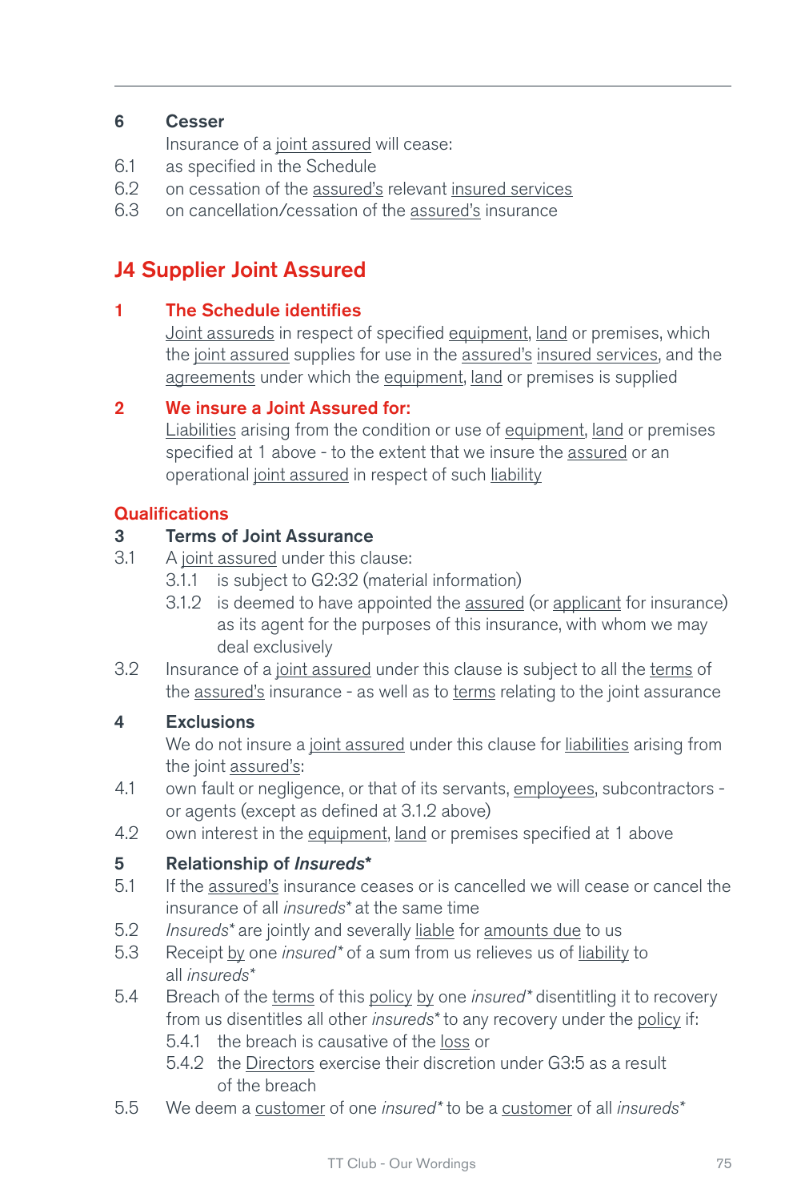**6 Cesser**

Insurance of a joint assured will cease:

6.1 as specified in the Schedule

6.2 on cessation of the assured's relevant insured services

6.3 on cancellation/cessation of the assured's insurance

## J4 Supplier Joint Assured

### 1 The Schedule identifies

Joint assureds in respect of specified equipment, land or premises, which the joint assured supplies for use in the assured's insured services, and the agreements under which the equipment, land or premises is supplied

### 2 We insure a Joint Assured for:

Liabilities arising from the condition or use of equipment, land or premises specified at 1 above - to the extent that we insure the assured or an operational joint assured in respect of such liability

### Qualifications

**3 Terms of Joint Assurance**

3.1 A joint assured under this clause:

- 3.1.1 is subject to G2:32 (material information)
- 3.1.2 is deemed to have appointed the assured (or applicant for insurance) as its agent for the purposes of this insurance, with whom we may deal exclusively

3.2 Insurance of a joint assured under this clause is subject to all the terms of the assured's insurance - as well as to terms relating to the joint assurance

**4 Exclusions**

We do not insure a joint assured under this clause for liabilities arising from the joint assured's:

4.1 own fault or negligence, or that of its servants, employees, subcontractors - or agents (except as defined at 3.1.2 above)

4.2 own interest in the equipment, land or premises specified at 1 above

**5 Relationship of *Insureds****

5.1 If the assured's insurance ceases or is cancelled we will cease or cancel the insurance of all *insureds** at the same time

5.2 *Insureds** are jointly and severally liable for amounts due to us

5.3 Receipt by one *insured** of a sum from us relieves us of liability to all *insureds**

5.4 Breach of the terms of this policy by one *insured** disentitling it to recovery from us disentitles all other *insureds** to any recovery under the policy if:

- 5.4.1 the breach is causative of the loss or
- 5.4.2 the Directors exercise their discretion under G3:5 as a result of the breach

5.5 We deem a customer of one *insured** to be a customer of all *insureds**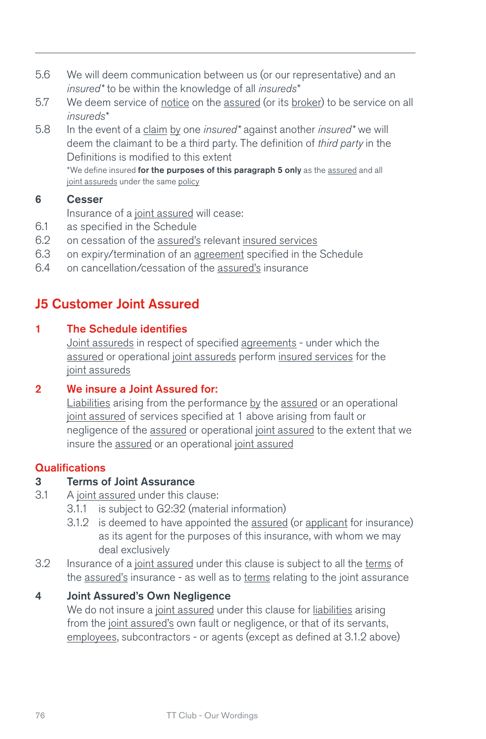5.6 We will deem communication between us (or our representative) and an *insured** to be within the knowledge of all *insureds**

5.7 We deem service of notice on the assured (or its broker) to be service on all *insureds**

5.8 In the event of a claim by one *insured** against another *insured** we will deem the claimant to be a third party. The definition of *third party* in the Definitions is modified to this extent

*We define insured **for the purposes of this paragraph 5 only** as the assured and all joint assureds under the same policy

**6 Cesser**

Insurance of a joint assured will cease:

6.1 as specified in the Schedule

6.2 on cessation of the assured's relevant insured services

6.3 on expiry/termination of an agreement specified in the Schedule

6.4 on cancellation/cessation of the assured's insurance

## J5 Customer Joint Assured

### 1 The Schedule identifies

Joint assureds in respect of specified agreements - under which the assured or operational joint assureds perform insured services for the joint assureds

### 2 We insure a Joint Assured for:

Liabilities arising from the performance by the assured or an operational joint assured of services specified at 1 above arising from fault or negligence of the assured or operational joint assured to the extent that we insure the assured or an operational joint assured

### Qualifications

**3 Terms of Joint Assurance**

3.1 A joint assured under this clause:

- 3.1.1 is subject to G2:32 (material information)
- 3.1.2 is deemed to have appointed the assured (or applicant for insurance) as its agent for the purposes of this insurance, with whom we may deal exclusively

3.2 Insurance of a joint assured under this clause is subject to all the terms of the assured's insurance - as well as to terms relating to the joint assurance

**4 Joint Assured's Own Negligence**

We do not insure a joint assured under this clause for liabilities arising from the joint assured's own fault or negligence, or that of its servants, employees, subcontractors - or agents (except as defined at 3.1.2 above)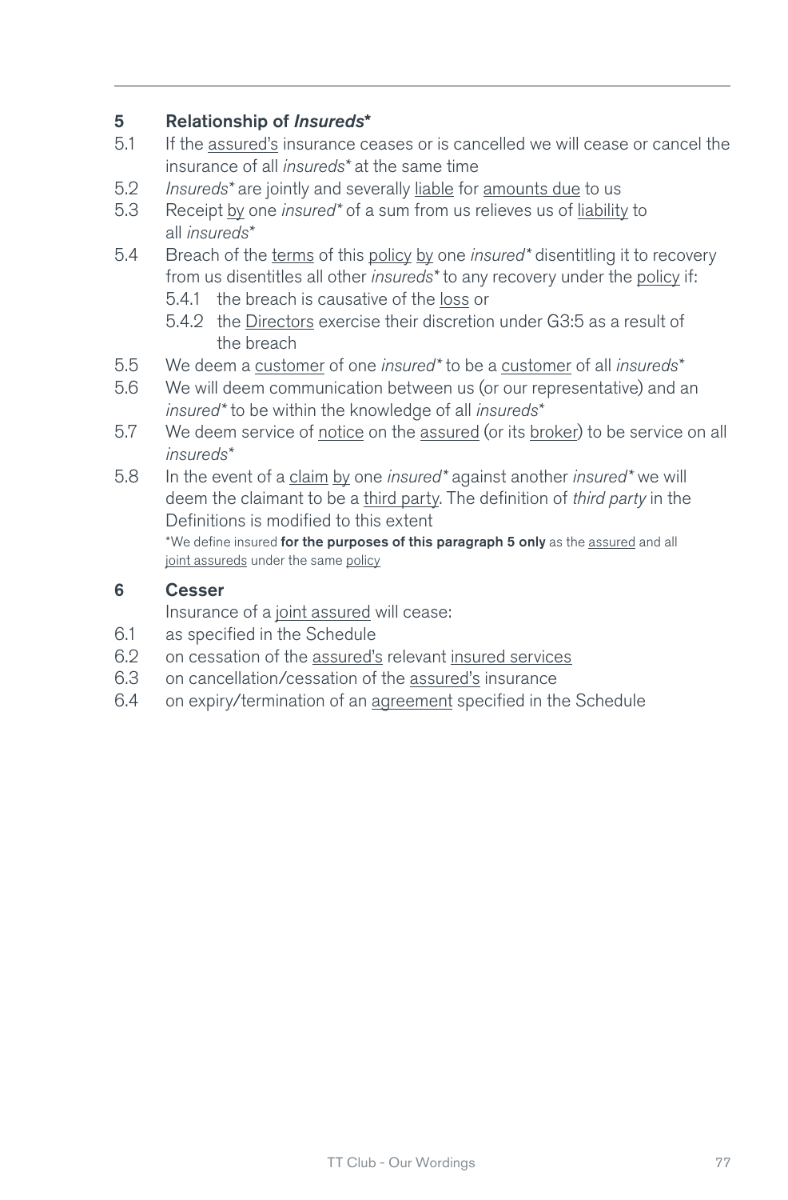## 5 Relationship of *Insureds**

5.1 If the assured's insurance ceases or is cancelled we will cease or cancel the insurance of all *insureds** at the same time

5.2 *Insureds** are jointly and severally liable for amounts due to us

5.3 Receipt by one *insured** of a sum from us relieves us of liability to all *insureds**

5.4 Breach of the terms of this policy by one *insured** disentitling it to recovery from us disentitles all other *insureds** to any recovery under the policy if:

 5.4.1 the breach is causative of the loss or

 5.4.2 the Directors exercise their discretion under G3:5 as a result of the breach

5.5 We deem a customer of one *insured** to be a customer of all *insureds**

5.6 We will deem communication between us (or our representative) and an *insured** to be within the knowledge of all *insureds**

5.7 We deem service of notice on the assured (or its broker) to be service on all *insureds**

5.8 In the event of a claim by one *insured** against another *insured** we will deem the claimant to be a third party. The definition of *third party* in the Definitions is modified to this extent

*We define insured **for the purposes of this paragraph 5 only** as the assured and all joint assureds under the same policy

## 6 Cesser

Insurance of a joint assured will cease:

6.1 as specified in the Schedule

6.2 on cessation of the assured's relevant insured services

6.3 on cancellation/cessation of the assured's insurance

6.4 on expiry/termination of an agreement specified in the Schedule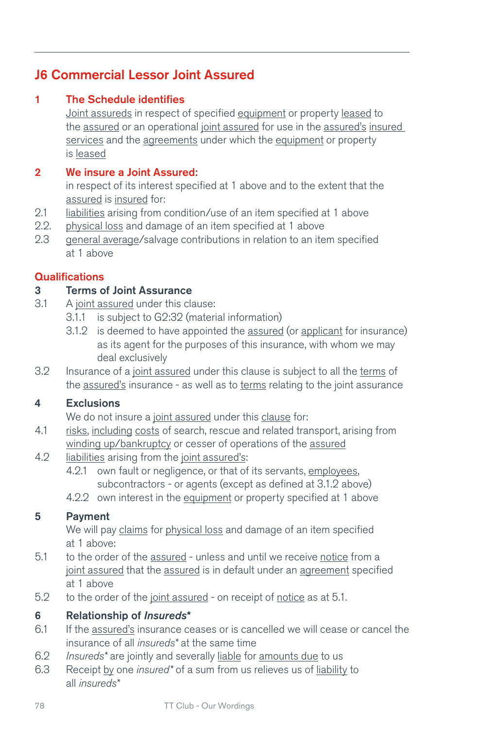## J6 Commercial Lessor Joint Assured

### 1 The Schedule identifies

Joint assureds in respect of specified equipment or property leased to the assured or an operational joint assured for use in the assured's insured services and the agreements under which the equipment or property is leased

### 2 We insure a Joint Assured:

in respect of its interest specified at 1 above and to the extent that the assured is insured for:

2.1 liabilities arising from condition/use of an item specified at 1 above

2.2. physical loss and damage of an item specified at 1 above

2.3 general average/salvage contributions in relation to an item specified at 1 above

### Qualifications

**3 Terms of Joint Assurance**

3.1 A joint assured under this clause:

- 3.1.1 is subject to G2:32 (material information)
- 3.1.2 is deemed to have appointed the assured (or applicant for insurance) as its agent for the purposes of this insurance, with whom we may deal exclusively

3.2 Insurance of a joint assured under this clause is subject to all the terms of the assured's insurance - as well as to terms relating to the joint assurance

**4 Exclusions**

We do not insure a joint assured under this clause for:

4.1 risks, including costs of search, rescue and related transport, arising from winding up/bankruptcy or cesser of operations of the assured

4.2 liabilities arising from the joint assured's:

- 4.2.1 own fault or negligence, or that of its servants, employees, subcontractors - or agents (except as defined at 3.1.2 above)
- 4.2.2 own interest in the equipment or property specified at 1 above

**5 Payment**

We will pay claims for physical loss and damage of an item specified at 1 above:

5.1 to the order of the assured - unless and until we receive notice from a joint assured that the assured is in default under an agreement specified at 1 above

5.2 to the order of the joint assured - on receipt of notice as at 5.1.

**6 Relationship of *Insureds****

6.1 If the assured's insurance ceases or is cancelled we will cease or cancel the insurance of all *insureds** at the same time

6.2 *Insureds** are jointly and severally liable for amounts due to us

6.3 Receipt by one *insured** of a sum from us relieves us of liability to all *insureds**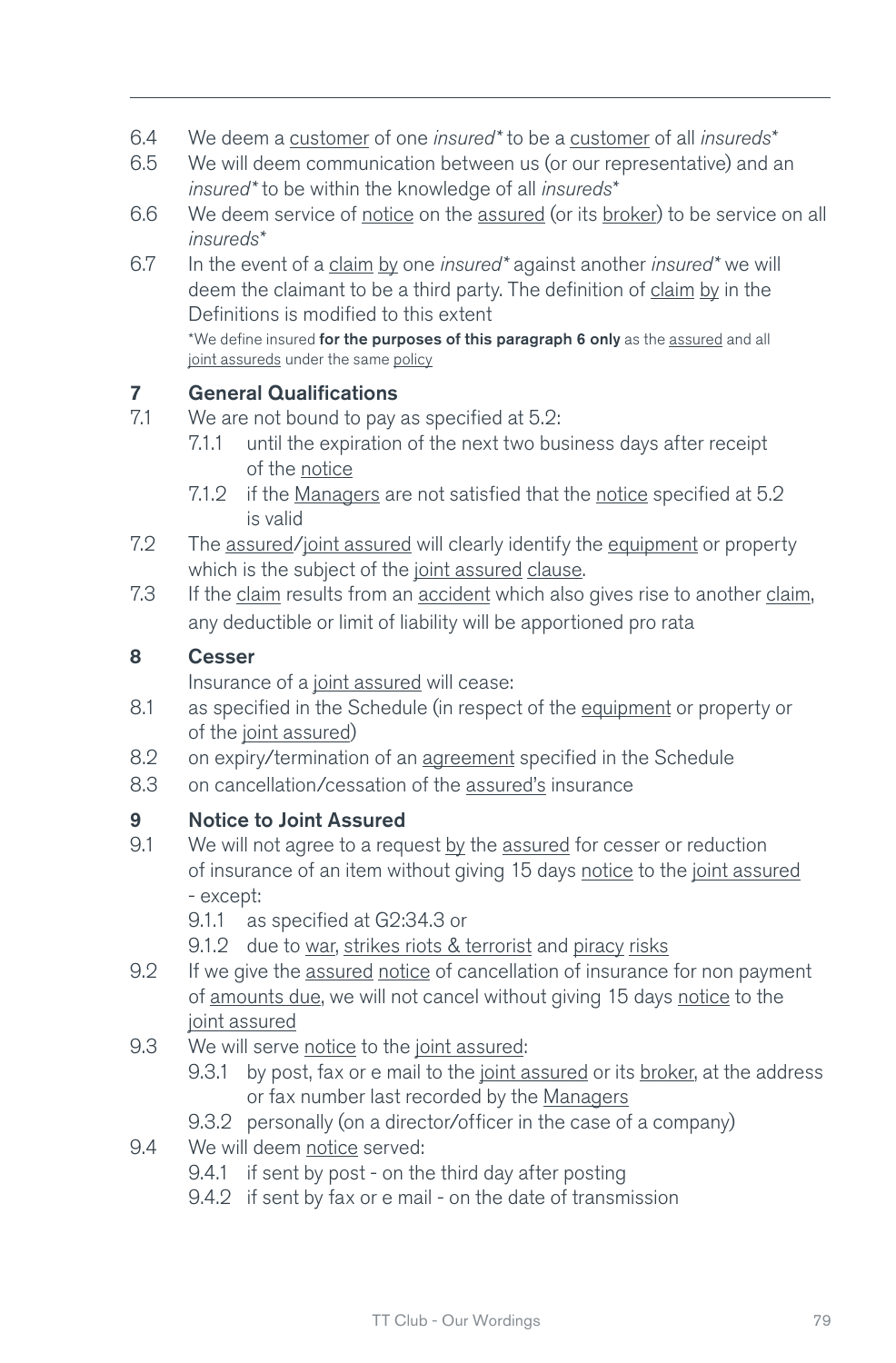6.4 We deem a customer of one *insured** to be a customer of all *insureds**

6.5 We will deem communication between us (or our representative) and an *insured** to be within the knowledge of all *insureds**

6.6 We deem service of notice on the assured (or its broker) to be service on all *insureds**

6.7 In the event of a claim by one *insured** against another *insured** we will deem the claimant to be a third party. The definition of claim by in the Definitions is modified to this extent

*We define insured **for the purposes of this paragraph 6 only** as the assured and all joint assureds under the same policy

## 7 General Qualifications

7.1 We are not bound to pay as specified at 5.2:

- 7.1.1 until the expiration of the next two business days after receipt of the notice
- 7.1.2 if the Managers are not satisfied that the notice specified at 5.2 is valid

7.2 The assured/joint assured will clearly identify the equipment or property which is the subject of the joint assured clause.

7.3 If the claim results from an accident which also gives rise to another claim, any deductible or limit of liability will be apportioned pro rata

## 8 Cesser

Insurance of a joint assured will cease:

8.1 as specified in the Schedule (in respect of the equipment or property or of the joint assured)

8.2 on expiry/termination of an agreement specified in the Schedule

8.3 on cancellation/cessation of the assured's insurance

## 9 Notice to Joint Assured

9.1 We will not agree to a request by the assured for cesser or reduction of insurance of an item without giving 15 days notice to the joint assured - except:

- 9.1.1 as specified at G2:34.3 or
- 9.1.2 due to war, strikes riots & terrorist and piracy risks

9.2 If we give the assured notice of cancellation of insurance for non payment of amounts due, we will not cancel without giving 15 days notice to the joint assured

9.3 We will serve notice to the joint assured:

- 9.3.1 by post, fax or e mail to the joint assured or its broker, at the address or fax number last recorded by the Managers
- 9.3.2 personally (on a director/officer in the case of a company)

9.4 We will deem notice served:

- 9.4.1 if sent by post - on the third day after posting
- 9.4.2 if sent by fax or e mail - on the date of transmission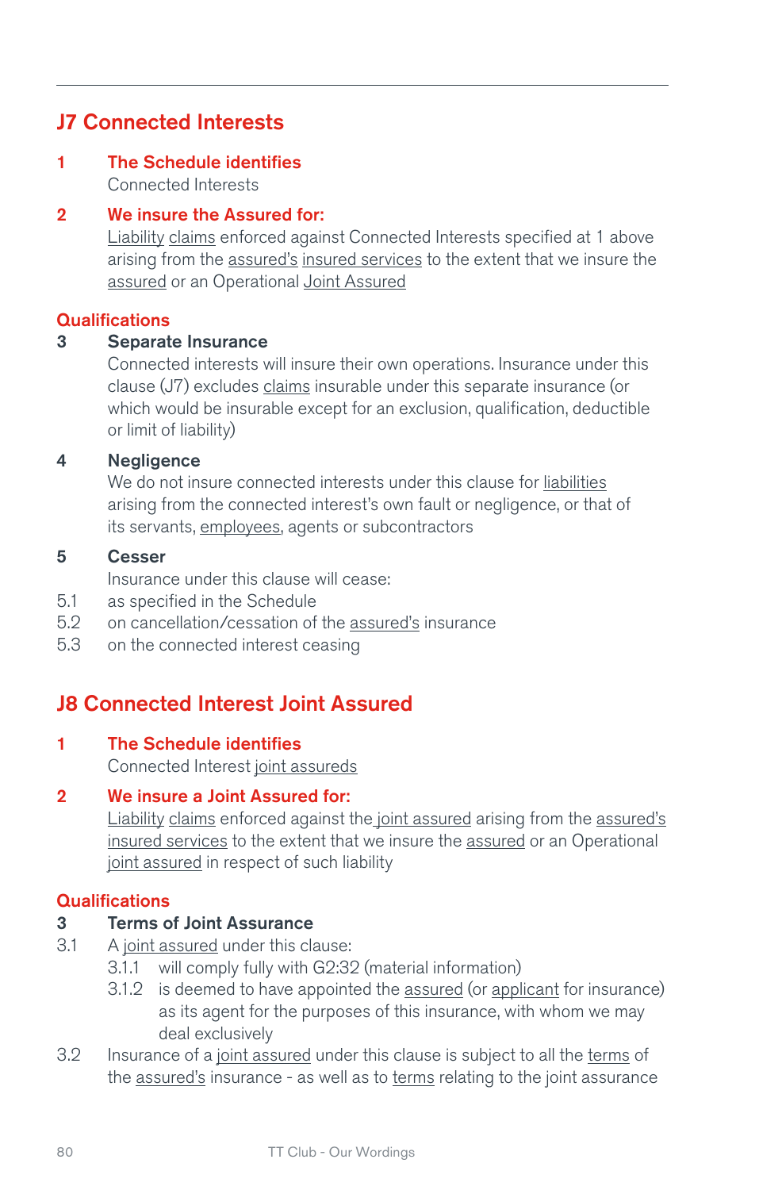## J7 Connected Interests

**1 The Schedule identifies**

Connected Interests

**2 We insure the Assured for:**

Liability claims enforced against Connected Interests specified at 1 above arising from the assured's insured services to the extent that we insure the assured or an Operational Joint Assured

### Qualifications

**3 Separate Insurance**

Connected interests will insure their own operations. Insurance under this clause (J7) excludes claims insurable under this separate insurance (or which would be insurable except for an exclusion, qualification, deductible or limit of liability)

**4 Negligence**

We do not insure connected interests under this clause for liabilities arising from the connected interest's own fault or negligence, or that of its servants, employees, agents or subcontractors

**5 Cesser**

Insurance under this clause will cease:

5.1 as specified in the Schedule

5.2 on cancellation/cessation of the assured's insurance

5.3 on the connected interest ceasing

## J8 Connected Interest Joint Assured

**1 The Schedule identifies**

Connected Interest joint assureds

**2 We insure a Joint Assured for:**

Liability claims enforced against the joint assured arising from the assured's insured services to the extent that we insure the assured or an Operational joint assured in respect of such liability

### Qualifications

**3 Terms of Joint Assurance**

3.1 A joint assured under this clause:

3.1.1 will comply fully with G2:32 (material information)

3.1.2 is deemed to have appointed the assured (or applicant for insurance) as its agent for the purposes of this insurance, with whom we may deal exclusively

3.2 Insurance of a joint assured under this clause is subject to all the terms of the assured's insurance - as well as to terms relating to the joint assurance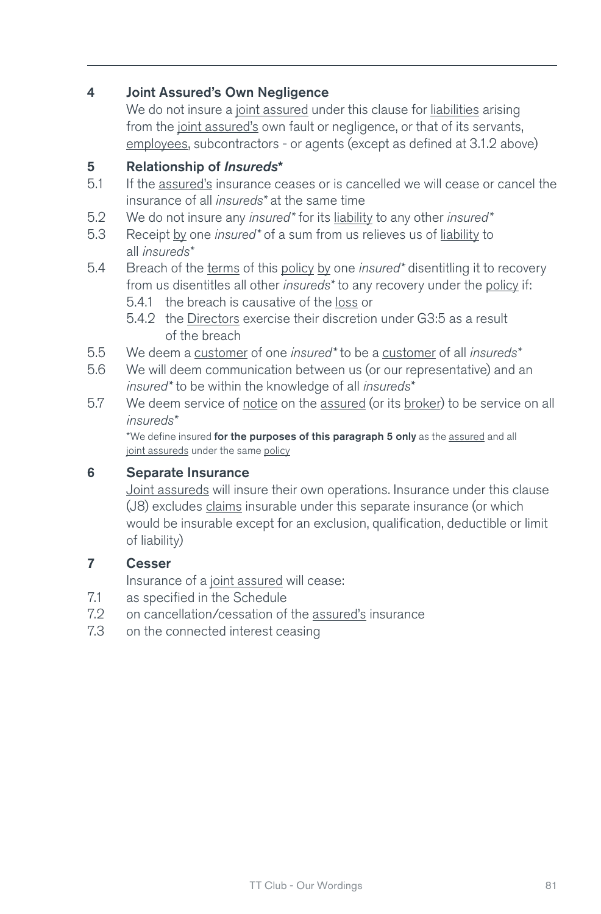## 4 Joint Assured's Own Negligence

We do not insure a joint assured under this clause for liabilities arising from the joint assured's own fault or negligence, or that of its servants, employees, subcontractors - or agents (except as defined at 3.1.2 above)

## 5 Relationship of *Insureds**

5.1 If the assured's insurance ceases or is cancelled we will cease or cancel the insurance of all *insureds** at the same time

5.2 We do not insure any *insured** for its liability to any other *insured**

5.3 Receipt by one *insured** of a sum from us relieves us of liability to all *insureds**

5.4 Breach of the terms of this policy by one *insured** disentitling it to recovery from us disentitles all other *insureds** to any recovery under the policy if:

- 5.4.1 the breach is causative of the loss or
- 5.4.2 the Directors exercise their discretion under G3:5 as a result of the breach

5.5 We deem a customer of one *insured** to be a customer of all *insureds**

5.6 We will deem communication between us (or our representative) and an *insured** to be within the knowledge of all *insureds**

5.7 We deem service of notice on the assured (or its broker) to be service on all *insureds**

*We define insured **for the purposes of this paragraph 5 only** as the assured and all joint assureds under the same policy

## 6 Separate Insurance

Joint assureds will insure their own operations. Insurance under this clause (J8) excludes claims insurable under this separate insurance (or which would be insurable except for an exclusion, qualification, deductible or limit of liability)

## 7 Cesser

Insurance of a joint assured will cease:

7.1 as specified in the Schedule

7.2 on cancellation/cessation of the assured's insurance

7.3 on the connected interest ceasing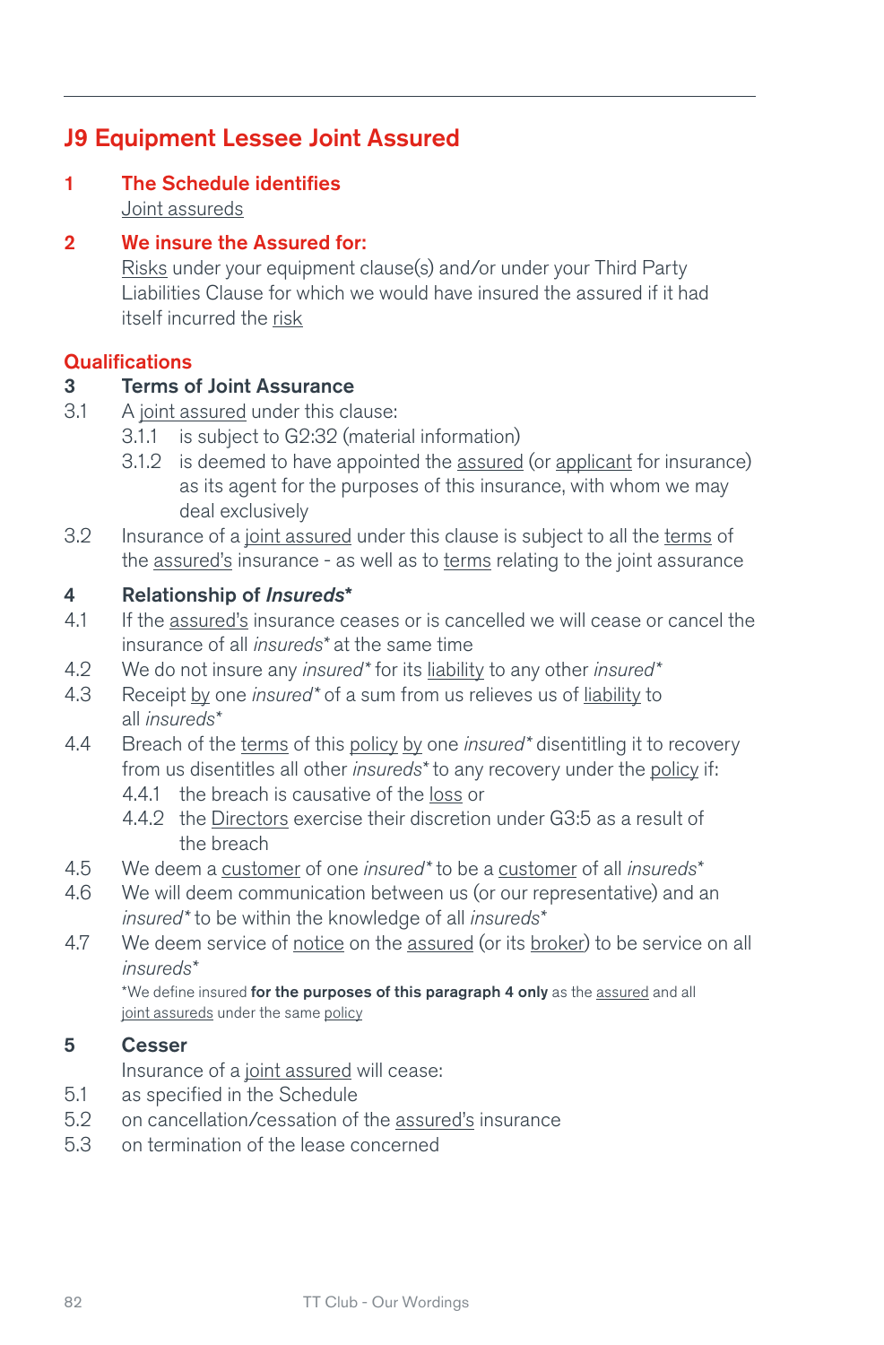## J9 Equipment Lessee Joint Assured

**1 The Schedule identifies**

Joint assureds

**2 We insure the Assured for:**

Risks under your equipment clause(s) and/or under your Third Party Liabilities Clause for which we would have insured the assured if it had itself incurred the risk

### Qualifications

**3 Terms of Joint Assurance**

3.1 A joint assured under this clause:

3.1.1 is subject to G2:32 (material information)

3.1.2 is deemed to have appointed the assured (or applicant for insurance) as its agent for the purposes of this insurance, with whom we may deal exclusively

3.2 Insurance of a joint assured under this clause is subject to all the terms of the assured's insurance - as well as to terms relating to the joint assurance

**4 Relationship of *Insureds****

4.1 If the assured's insurance ceases or is cancelled we will cease or cancel the insurance of all *insureds** at the same time

4.2 We do not insure any *insured** for its liability to any other *insured**

4.3 Receipt by one *insured** of a sum from us relieves us of liability to all *insureds**

4.4 Breach of the terms of this policy by one *insured** disentitling it to recovery from us disentitles all other *insureds** to any recovery under the policy if:

4.4.1 the breach is causative of the loss or

4.4.2 the Directors exercise their discretion under G3:5 as a result of the breach

4.5 We deem a customer of one *insured** to be a customer of all *insureds**

4.6 We will deem communication between us (or our representative) and an *insured** to be within the knowledge of all *insureds**

4.7 We deem service of notice on the assured (or its broker) to be service on all *insureds**

*We define insured **for the purposes of this paragraph 4 only** as the assured and all joint assureds under the same policy

**5 Cesser**

Insurance of a joint assured will cease:

5.1 as specified in the Schedule

5.2 on cancellation/cessation of the assured's insurance

5.3 on termination of the lease concerned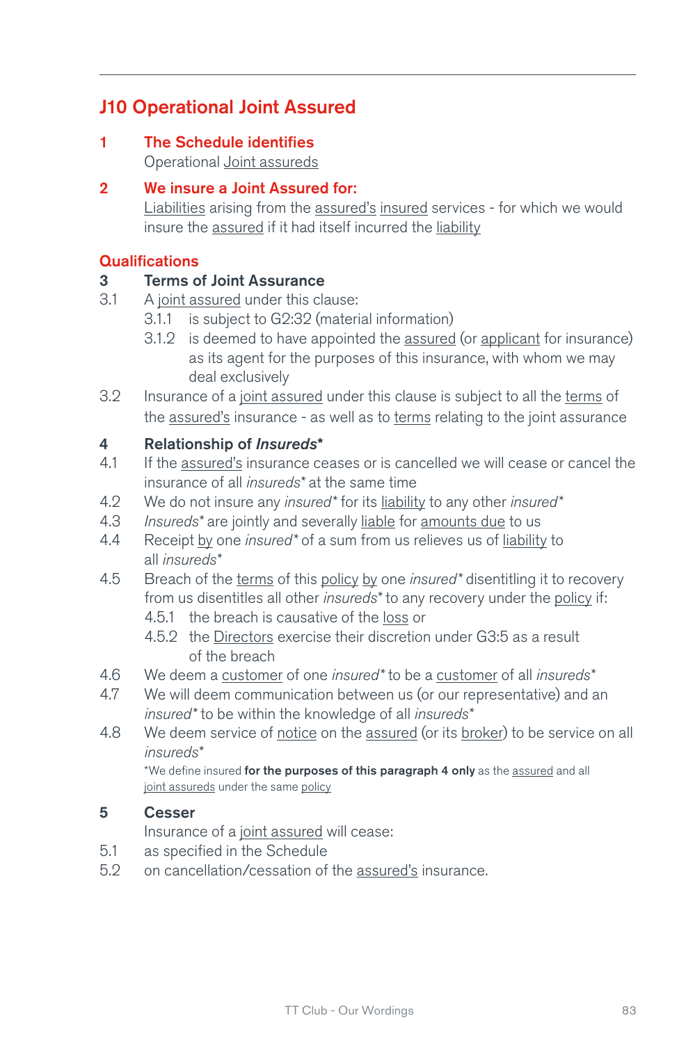## J10 Operational Joint Assured

**1 The Schedule identifies**

Operational Joint assureds

**2 We insure a Joint Assured for:**

Liabilities arising from the assured's insured services - for which we would insure the assured if it had itself incurred the liability

### Qualifications

**3 Terms of Joint Assurance**

3.1 A joint assured under this clause:

- 3.1.1 is subject to G2:32 (material information)
- 3.1.2 is deemed to have appointed the assured (or applicant for insurance) as its agent for the purposes of this insurance, with whom we may deal exclusively

3.2 Insurance of a joint assured under this clause is subject to all the terms of the assured's insurance - as well as to terms relating to the joint assurance

**4 Relationship of *Insureds****

4.1 If the assured's insurance ceases or is cancelled we will cease or cancel the insurance of all *insureds** at the same time

4.2 We do not insure any *insured** for its liability to any other *insured**

4.3 *Insureds** are jointly and severally liable for amounts due to us

4.4 Receipt by one *insured** of a sum from us relieves us of liability to all *insureds**

4.5 Breach of the terms of this policy by one *insured** disentitling it to recovery from us disentitles all other *insureds** to any recovery under the policy if:

- 4.5.1 the breach is causative of the loss or
- 4.5.2 the Directors exercise their discretion under G3:5 as a result of the breach

4.6 We deem a customer of one *insured** to be a customer of all *insureds**

4.7 We will deem communication between us (or our representative) and an *insured** to be within the knowledge of all *insureds**

4.8 We deem service of notice on the assured (or its broker) to be service on all *insureds**

*We define insured **for the purposes of this paragraph 4 only** as the assured and all joint assureds under the same policy

**5 Cesser**

Insurance of a joint assured will cease:

5.1 as specified in the Schedule

5.2 on cancellation/cessation of the assured's insurance.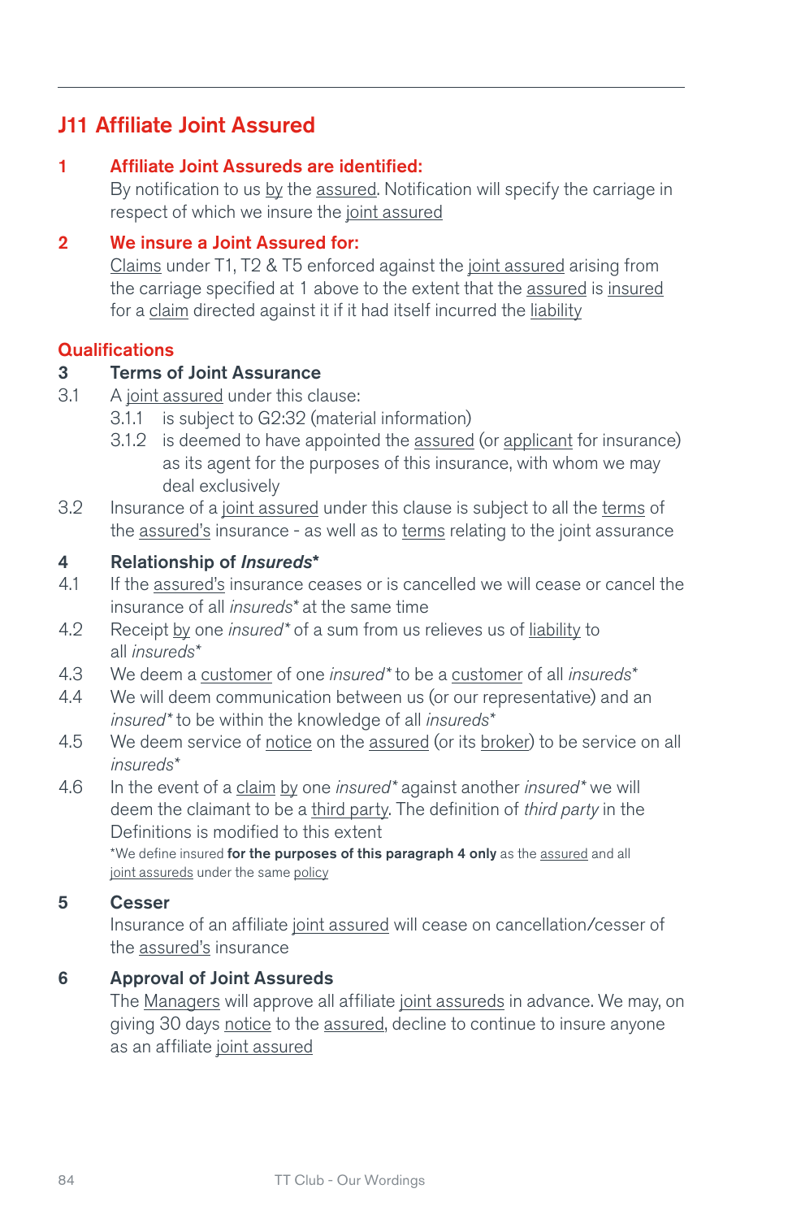## J11 Affiliate Joint Assured

**1 Affiliate Joint Assureds are identified:**

By notification to us by the assured. Notification will specify the carriage in respect of which we insure the joint assured

**2 We insure a Joint Assured for:**

Claims under T1, T2 & T5 enforced against the joint assured arising from the carriage specified at 1 above to the extent that the assured is insured for a claim directed against it if it had itself incurred the liability

### Qualifications

**3 Terms of Joint Assurance**

3.1 A joint assured under this clause:

- 3.1.1 is subject to G2:32 (material information)
- 3.1.2 is deemed to have appointed the assured (or applicant for insurance) as its agent for the purposes of this insurance, with whom we may deal exclusively

3.2 Insurance of a joint assured under this clause is subject to all the terms of the assured's insurance - as well as to terms relating to the joint assurance

**4 Relationship of *Insureds****

4.1 If the assured's insurance ceases or is cancelled we will cease or cancel the insurance of all *insureds** at the same time

4.2 Receipt by one *insured** of a sum from us relieves us of liability to all *insureds**

4.3 We deem a customer of one *insured** to be a customer of all *insureds**

4.4 We will deem communication between us (or our representative) and an *insured** to be within the knowledge of all *insureds**

4.5 We deem service of notice on the assured (or its broker) to be service on all *insureds**

4.6 In the event of a claim by one *insured** against another *insured** we will deem the claimant to be a third party. The definition of *third party* in the Definitions is modified to this extent

*We define insured **for the purposes of this paragraph 4 only** as the assured and all joint assureds under the same policy

**5 Cesser**

Insurance of an affiliate joint assured will cease on cancellation/cesser of the assured's insurance

**6 Approval of Joint Assureds**

The Managers will approve all affiliate joint assureds in advance. We may, on giving 30 days notice to the assured, decline to continue to insure anyone as an affiliate joint assured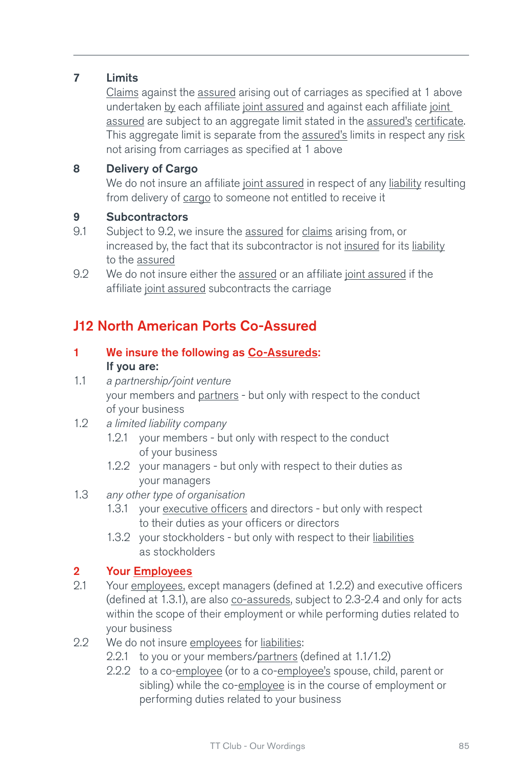**7 Limits**

Claims against the assured arising out of carriages as specified at 1 above undertaken by each affiliate joint assured and against each affiliate joint assured are subject to an aggregate limit stated in the assured's certificate. This aggregate limit is separate from the assured's limits in respect any risk not arising from carriages as specified at 1 above

**8 Delivery of Cargo**

We do not insure an affiliate joint assured in respect of any liability resulting from delivery of cargo to someone not entitled to receive it

**9 Subcontractors**

9.1 Subject to 9.2, we insure the assured for claims arising from, or increased by, the fact that its subcontractor is not insured for its liability to the assured

9.2 We do not insure either the assured or an affiliate joint assured if the affiliate joint assured subcontracts the carriage

## J12 North American Ports Co-Assured

**1 We insure the following as Co-Assureds:**
**If you are:**

1.1 *a partnership/joint venture*
your members and partners - but only with respect to the conduct of your business

1.2 *a limited liability company*

- 1.2.1 your members - but only with respect to the conduct of your business
- 1.2.2 your managers - but only with respect to their duties as your managers

1.3 *any other type of organisation*

- 1.3.1 your executive officers and directors - but only with respect to their duties as your officers or directors
- 1.3.2 your stockholders - but only with respect to their liabilities as stockholders

**2 Your Employees**

2.1 Your employees, except managers (defined at 1.2.2) and executive officers (defined at 1.3.1), are also co-assureds, subject to 2.3-2.4 and only for acts within the scope of their employment or while performing duties related to your business

2.2 We do not insure employees for liabilities:

- 2.2.1 to you or your members/partners (defined at 1.1/1.2)
- 2.2.2 to a co-employee (or to a co-employee's spouse, child, parent or sibling) while the co-employee is in the course of employment or performing duties related to your business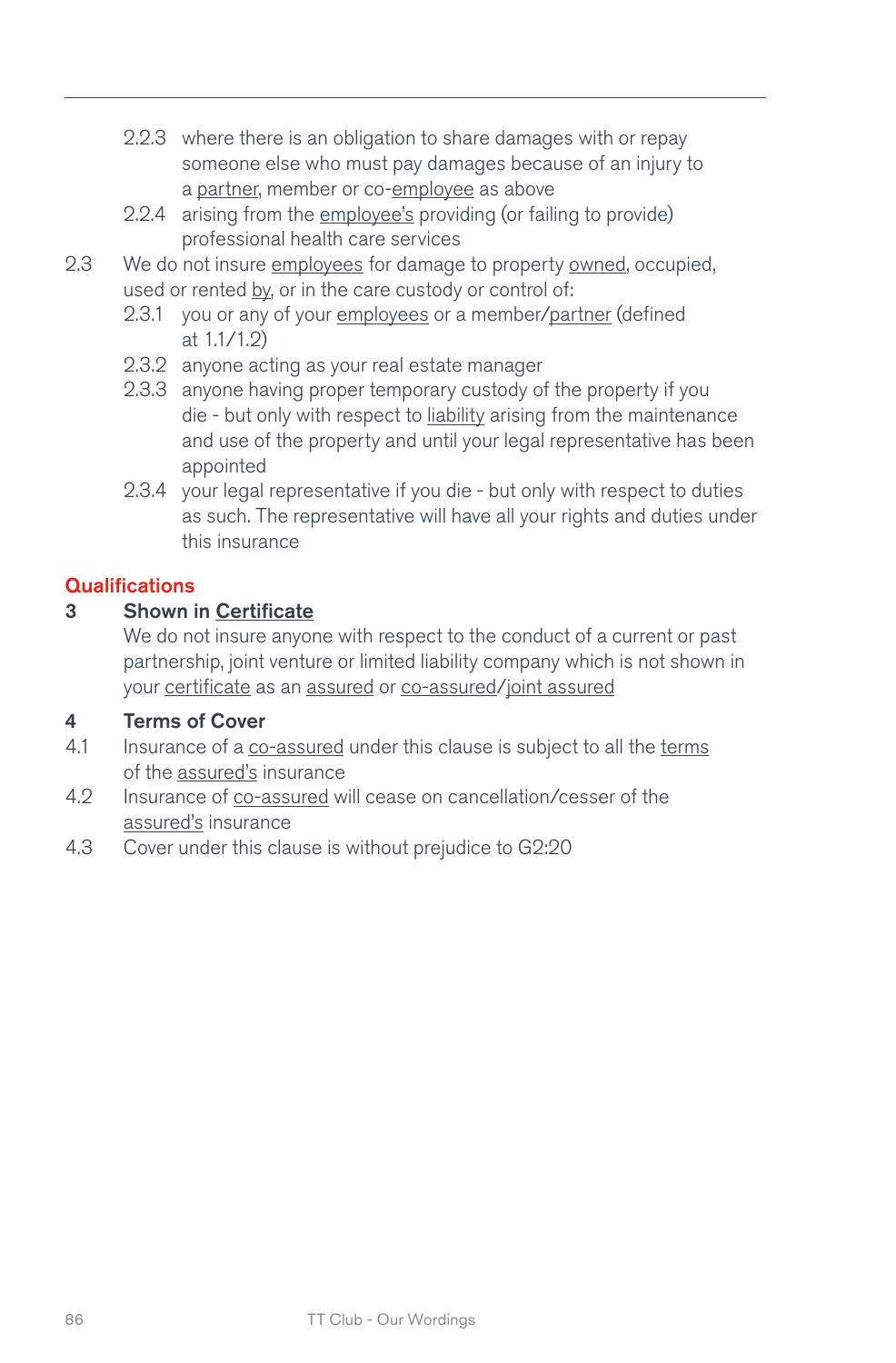2.2.3 where there is an obligation to share damages with or repay someone else who must pay damages because of an injury to a partner, member or co-employee as above

2.2.4 arising from the employee's providing (or failing to provide) professional health care services

2.3 We do not insure employees for damage to property owned, occupied, used or rented by, or in the care custody or control of:

2.3.1 you or any of your employees or a member/partner (defined at 1.1/1.2)

2.3.2 anyone acting as your real estate manager

2.3.3 anyone having proper temporary custody of the property if you die - but only with respect to liability arising from the maintenance and use of the property and until your legal representative has been appointed

2.3.4 your legal representative if you die - but only with respect to duties as such. The representative will have all your rights and duties under this insurance

## Qualifications

### 3 Shown in Certificate

We do not insure anyone with respect to the conduct of a current or past partnership, joint venture or limited liability company which is not shown in your certificate as an assured or co-assured/joint assured

### 4 Terms of Cover

4.1 Insurance of a co-assured under this clause is subject to all the terms of the assured's insurance

4.2 Insurance of co-assured will cease on cancellation/cesser of the assured's insurance

4.3 Cover under this clause is without prejudice to G2:20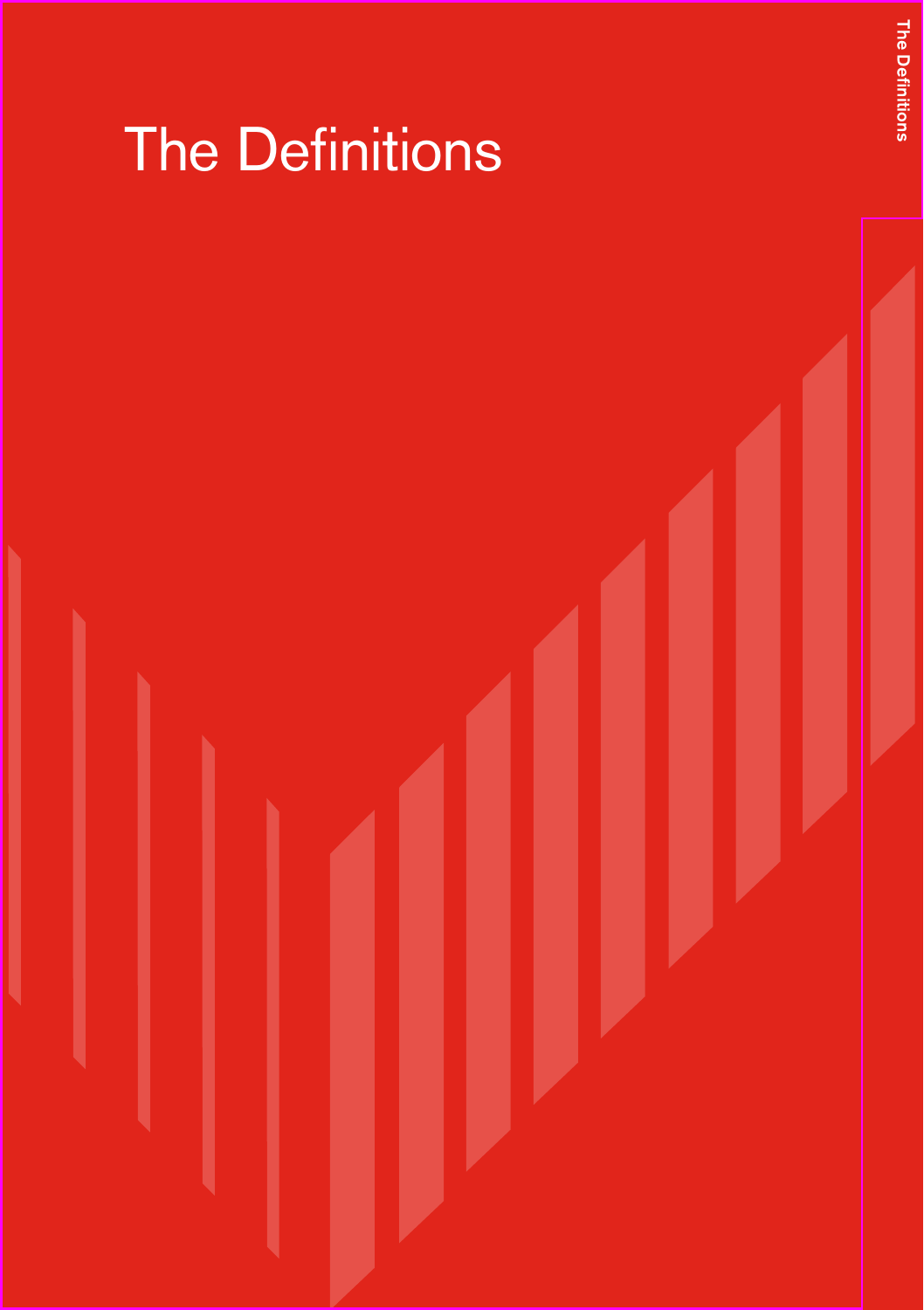# The Definitions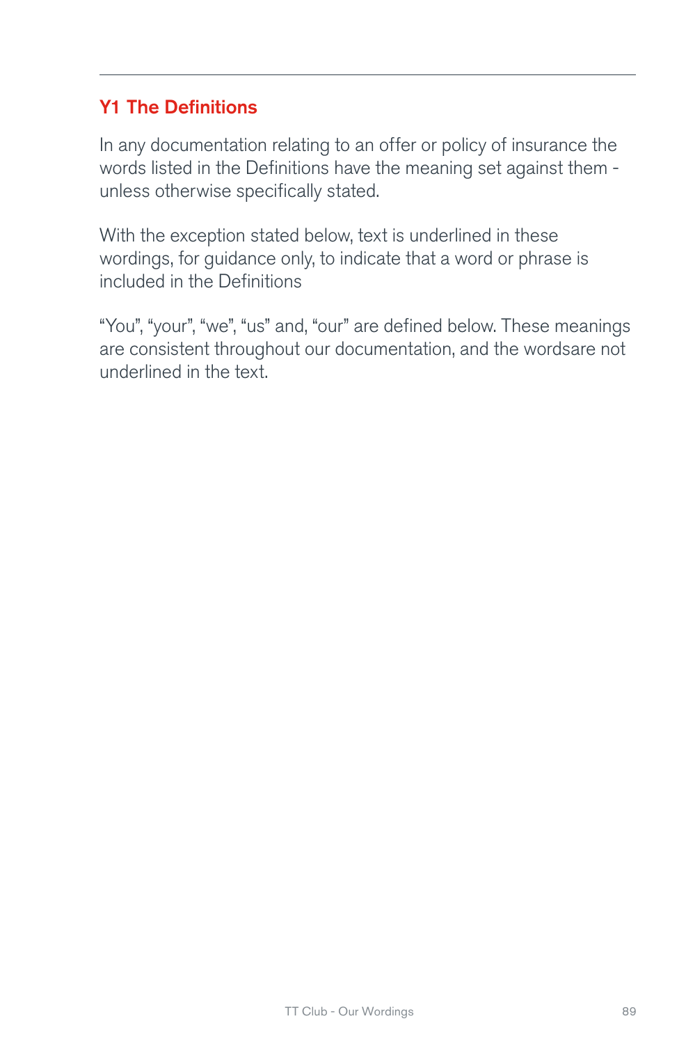## Y1 The Definitions

In any documentation relating to an offer or policy of insurance the words listed in the Definitions have the meaning set against them - unless otherwise specifically stated.

With the exception stated below, text is underlined in these wordings, for guidance only, to indicate that a word or phrase is included in the Definitions

"You", "your", "we", "us" and, "our" are defined below. These meanings are consistent throughout our documentation, and the wordsare not underlined in the text.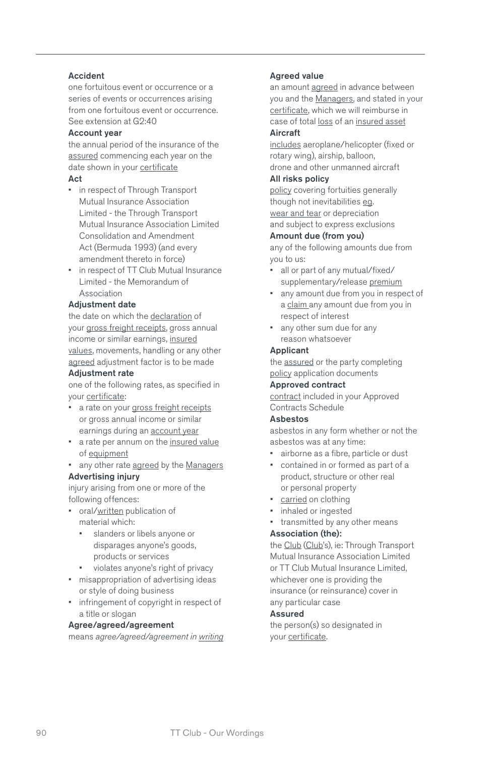**Accident**
one fortuitous event or occurrence or a series of events or occurrences arising from one fortuitous event or occurrence. See extension at G2:40

**Account year**
the annual period of the insurance of the assured commencing each year on the date shown in your certificate

**Act**

- in respect of Through Transport Mutual Insurance Association Limited - the Through Transport Mutual Insurance Association Limited Consolidation and Amendment Act (Bermuda 1993) (and every amendment thereto in force)
- in respect of TT Club Mutual Insurance Limited - the Memorandum of Association

**Adjustment date**
the date on which the declaration of your gross freight receipts, gross annual income or similar earnings, insured values, movements, handling or any other agreed adjustment factor is to be made

**Adjustment rate**
one of the following rates, as specified in your certificate:

- a rate on your gross freight receipts or gross annual income or similar earnings during an account year
- a rate per annum on the insured value of equipment
- any other rate agreed by the Managers

**Advertising injury**
injury arising from one or more of the following offences:

- oral/written publication of material which:
  - slanders or libels anyone or disparages anyone's goods, products or services
  - violates anyone's right of privacy
- misappropriation of advertising ideas or style of doing business
- infringement of copyright in respect of a title or slogan

**Agree/agreed/agreement**
means *agree/agreed/agreement in writing*

**Agreed value**
an amount agreed in advance between you and the Managers, and stated in your certificate, which we will reimburse in case of total loss of an insured asset

**Aircraft**
includes aeroplane/helicopter (fixed or rotary wing), airship, balloon, drone and other unmanned aircraft

**All risks policy**
policy covering fortuities generally though not inevitabilities eg. wear and tear or depreciation and subject to express exclusions

**Amount due (from you)**
any of the following amounts due from you to us:

- all or part of any mutual/fixed/supplementary/release premium
- any amount due from you in respect of a claim any amount due from you in respect of interest
- any other sum due for any reason whatsoever

**Applicant**
the assured or the party completing policy application documents

**Approved contract**
contract included in your Approved Contracts Schedule

**Asbestos**
asbestos in any form whether or not the asbestos was at any time:

- airborne as a fibre, particle or dust
- contained in or formed as part of a product, structure or other real or personal property
- carried on clothing
- inhaled or ingested
- transmitted by any other means

**Association (the):**
the Club (Club's), ie: Through Transport Mutual Insurance Association Limited or TT Club Mutual Insurance Limited, whichever one is providing the insurance (or reinsurance) cover in any particular case

**Assured**
the person(s) so designated in your certificate.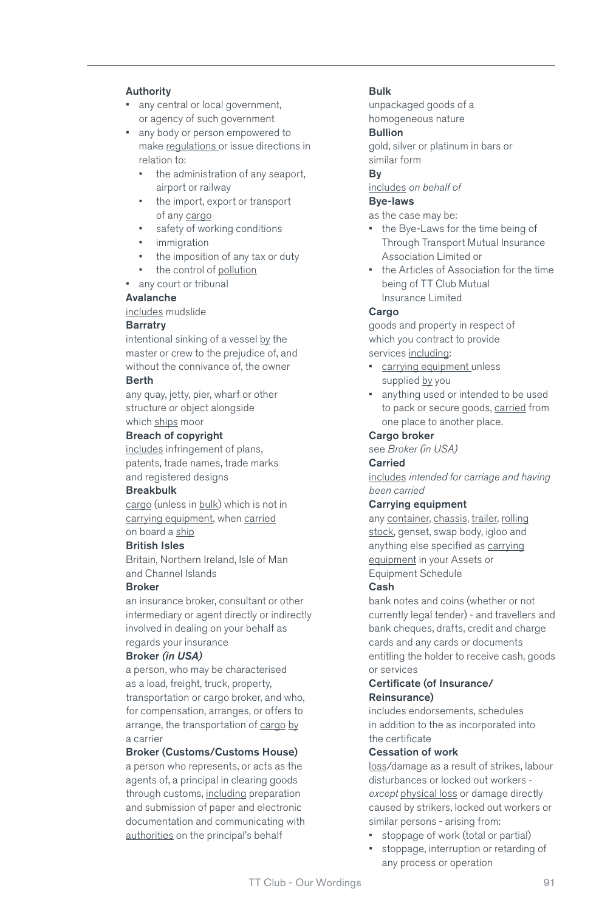**Authority**

- any central or local government, or agency of such government
- any body or person empowered to make regulations or issue directions in relation to:
  - the administration of any seaport, airport or railway
  - the import, export or transport of any cargo
  - safety of working conditions
  - immigration
  - the imposition of any tax or duty
  - the control of pollution
- any court or tribunal

**Avalanche**

includes mudslide

**Barratry**

intentional sinking of a vessel by the master or crew to the prejudice of, and without the connivance of, the owner

**Berth**

any quay, jetty, pier, wharf or other structure or object alongside which ships moor

**Breach of copyright**

includes infringement of plans, patents, trade names, trade marks and registered designs

**Breakbulk**

cargo (unless in bulk) which is not in carrying equipment, when carried on board a ship

**British Isles**

Britain, Northern Ireland, Isle of Man and Channel Islands

**Broker**

an insurance broker, consultant or other intermediary or agent directly or indirectly involved in dealing on your behalf as regards your insurance

**Broker *(in USA)***

a person, who may be characterised as a load, freight, truck, property, transportation or cargo broker, and who, for compensation, arranges, or offers to arrange, the transportation of cargo by a carrier

**Broker (Customs/Customs House)**

a person who represents, or acts as the agents of, a principal in clearing goods through customs, including preparation and submission of paper and electronic documentation and communicating with authorities on the principal's behalf

**Bulk**

unpackaged goods of a homogeneous nature

**Bullion**

gold, silver or platinum in bars or similar form

**By**

includes *on behalf of*

**Bye-laws**

as the case may be:

- the Bye-Laws for the time being of Through Transport Mutual Insurance Association Limited or
- the Articles of Association for the time being of TT Club Mutual Insurance Limited

**Cargo**

goods and property in respect of which you contract to provide services including:

- carrying equipment unless supplied by you
- anything used or intended to be used to pack or secure goods, carried from one place to another place.

**Cargo broker**

see *Broker (in USA)*

**Carried**

includes *intended for carriage and having been carried*

**Carrying equipment**

any container, chassis, trailer, rolling stock, genset, swap body, igloo and anything else specified as carrying equipment in your Assets or Equipment Schedule

**Cash**

bank notes and coins (whether or not currently legal tender) - and travellers and bank cheques, drafts, credit and charge cards and any cards or documents entitling the holder to receive cash, goods or services

**Certificate (of Insurance/ Reinsurance)**

includes endorsements, schedules in addition to the as incorporated into the certificate

**Cessation of work**

loss/damage as a result of strikes, labour disturbances or locked out workers - *except* physical loss or damage directly caused by strikers, locked out workers or similar persons - arising from:

- stoppage of work (total or partial)
- stoppage, interruption or retarding of any process or operation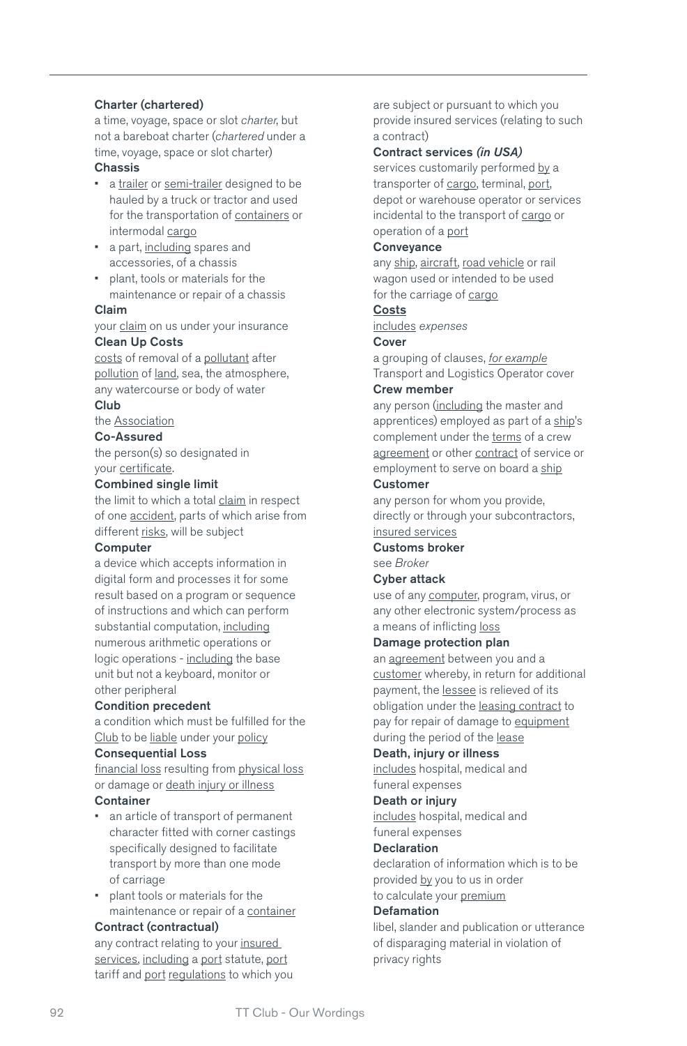**Charter (chartered)**
a time, voyage, space or slot *charter*, but not a bareboat charter (*chartered* under a time, voyage, space or slot charter)

**Chassis**

- a trailer or semi-trailer designed to be hauled by a truck or tractor and used for the transportation of containers or intermodal cargo
- a part, including spares and accessories, of a chassis
- plant, tools or materials for the maintenance or repair of a chassis

**Claim**
your claim on us under your insurance

**Clean Up Costs**
costs of removal of a pollutant after pollution of land, sea, the atmosphere, any watercourse or body of water

**Club**
the Association

**Co-Assured**
the person(s) so designated in your certificate.

**Combined single limit**
the limit to which a total claim in respect of one accident, parts of which arise from different risks, will be subject

**Computer**
a device which accepts information in digital form and processes it for some result based on a program or sequence of instructions and which can perform substantial computation, including numerous arithmetic operations or logic operations - including the base unit but not a keyboard, monitor or other peripheral

**Condition precedent**
a condition which must be fulfilled for the Club to be liable under your policy

**Consequential Loss**
financial loss resulting from physical loss or damage or death injury or illness

**Container**

- an article of transport of permanent character fitted with corner castings specifically designed to facilitate transport by more than one mode of carriage
- plant tools or materials for the maintenance or repair of a container

**Contract (contractual)**
any contract relating to your insured services, including a port statute, port tariff and port regulations to which you are subject or pursuant to which you provide insured services (relating to such a contract)

**Contract services *(in USA)***
services customarily performed by a transporter of cargo, terminal, port, depot or warehouse operator or services incidental to the transport of cargo or operation of a port

**Conveyance**
any ship, aircraft, road vehicle or rail wagon used or intended to be used for the carriage of cargo

**Costs**
includes *expenses*

**Cover**
a grouping of clauses, *for example* Transport and Logistics Operator cover

**Crew member**
any person (including the master and apprentices) employed as part of a ship's complement under the terms of a crew agreement or other contract of service or employment to serve on board a ship

**Customer**
any person for whom you provide, directly or through your subcontractors, insured services

**Customs broker**
see *Broker*

**Cyber attack**
use of any computer, program, virus, or any other electronic system/process as a means of inflicting loss

**Damage protection plan**
an agreement between you and a customer whereby, in return for additional payment, the lessee is relieved of its obligation under the leasing contract to pay for repair of damage to equipment during the period of the lease

**Death, injury or illness**
includes hospital, medical and funeral expenses

**Death or injury**
includes hospital, medical and funeral expenses

**Declaration**
declaration of information which is to be provided by you to us in order to calculate your premium

**Defamation**
libel, slander and publication or utterance of disparaging material in violation of privacy rights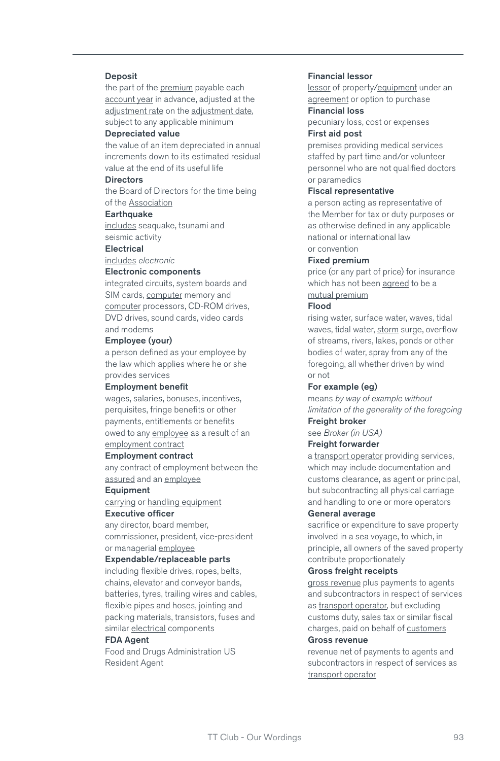**Deposit**

the part of the premium payable each account year in advance, adjusted at the adjustment rate on the adjustment date, subject to any applicable minimum

**Depreciated value**

the value of an item depreciated in annual increments down to its estimated residual value at the end of its useful life

**Directors**

the Board of Directors for the time being of the Association

**Earthquake**

includes seaquake, tsunami and seismic activity

**Electrical**

includes *electronic*

**Electronic components**

integrated circuits, system boards and SIM cards, computer memory and computer processors, CD-ROM drives, DVD drives, sound cards, video cards and modems

**Employee (your)**

a person defined as your employee by the law which applies where he or she provides services

**Employment benefit**

wages, salaries, bonuses, incentives, perquisites, fringe benefits or other payments, entitlements or benefits owed to any employee as a result of an employment contract

**Employment contract**

any contract of employment between the assured and an employee

**Equipment**

carrying or handling equipment

**Executive officer**

any director, board member, commissioner, president, vice-president or managerial employee

**Expendable/replaceable parts**

including flexible drives, ropes, belts, chains, elevator and conveyor bands, batteries, tyres, trailing wires and cables, flexible pipes and hoses, jointing and packing materials, transistors, fuses and similar electrical components

**FDA Agent**

Food and Drugs Administration US Resident Agent

**Financial lessor**

lessor of property/equipment under an agreement or option to purchase

**Financial loss**

pecuniary loss, cost or expenses

**First aid post**

premises providing medical services staffed by part time and/or volunteer personnel who are not qualified doctors or paramedics

**Fiscal representative**

a person acting as representative of the Member for tax or duty purposes or as otherwise defined in any applicable national or international law or convention

**Fixed premium**

price (or any part of price) for insurance which has not been agreed to be a mutual premium

**Flood**

rising water, surface water, waves, tidal waves, tidal water, storm surge, overflow of streams, rivers, lakes, ponds or other bodies of water, spray from any of the foregoing, all whether driven by wind or not

**For example (eg)**

means *by way of example without limitation of the generality of the foregoing*

**Freight broker**

see *Broker (in USA)*

**Freight forwarder**

a transport operator providing services, which may include documentation and customs clearance, as agent or principal, but subcontracting all physical carriage and handling to one or more operators

**General average**

sacrifice or expenditure to save property involved in a sea voyage, to which, in principle, all owners of the saved property contribute proportionately

**Gross freight receipts**

gross revenue plus payments to agents and subcontractors in respect of services as transport operator, but excluding customs duty, sales tax or similar fiscal charges, paid on behalf of customers

**Gross revenue**

revenue net of payments to agents and subcontractors in respect of services as transport operator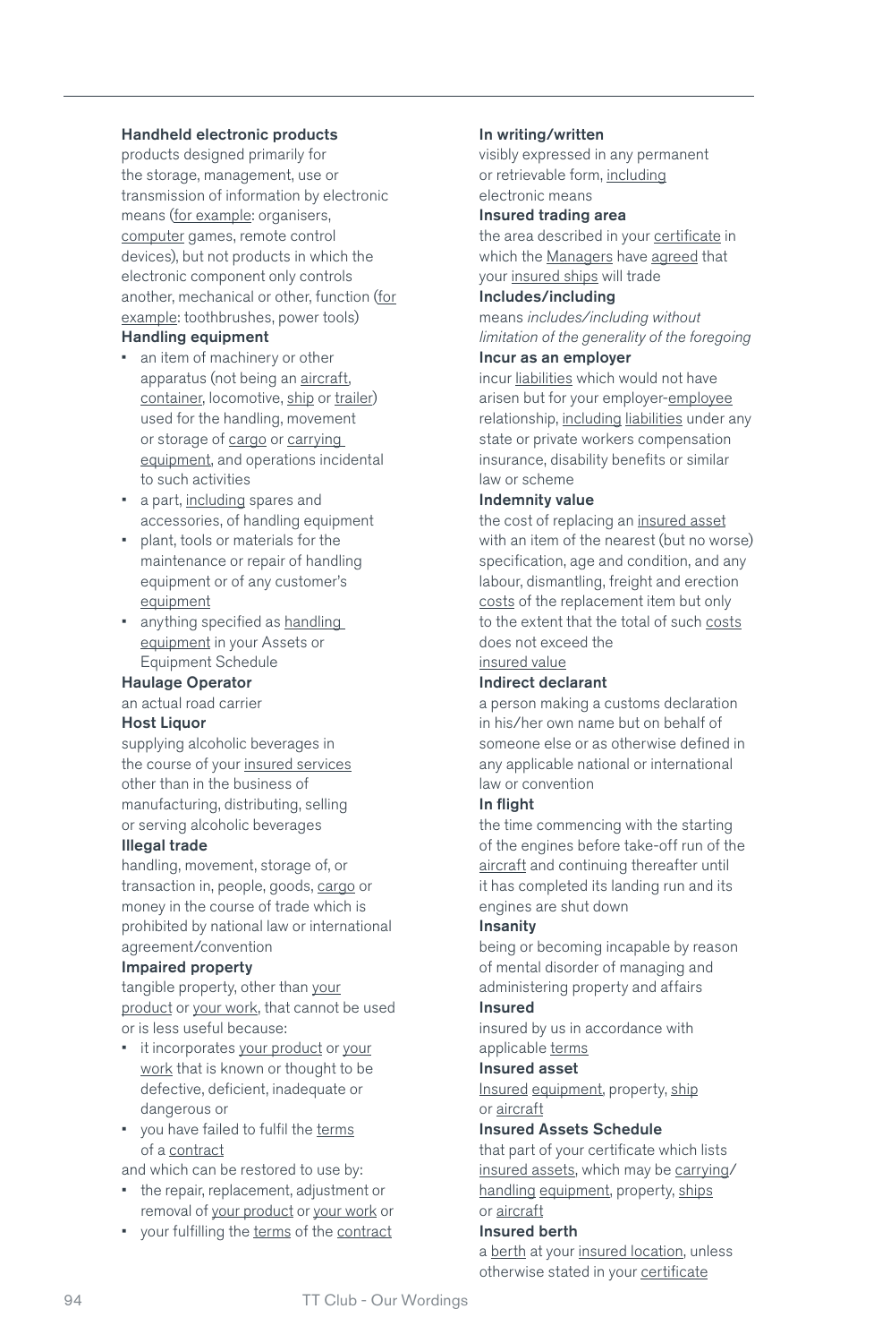**Handheld electronic products**
products designed primarily for the storage, management, use or transmission of information by electronic means (for example: organisers, computer games, remote control devices), but not products in which the electronic component only controls another, mechanical or other, function (for example: toothbrushes, power tools)

**Handling equipment**

- an item of machinery or other apparatus (not being an aircraft, container, locomotive, ship or trailer) used for the handling, movement or storage of cargo or carrying equipment, and operations incidental to such activities
- a part, including spares and accessories, of handling equipment
- plant, tools or materials for the maintenance or repair of handling equipment or of any customer's equipment
- anything specified as handling equipment in your Assets or Equipment Schedule

**Haulage Operator**
an actual road carrier

**Host Liquor**
supplying alcoholic beverages in the course of your insured services other than in the business of manufacturing, distributing, selling or serving alcoholic beverages

**Illegal trade**
handling, movement, storage of, or transaction in, people, goods, cargo or money in the course of trade which is prohibited by national law or international agreement/convention

**Impaired property**
tangible property, other than your product or your work, that cannot be used or is less useful because:

- it incorporates your product or your work that is known or thought to be defective, deficient, inadequate or dangerous or
- you have failed to fulfil the terms of a contract

and which can be restored to use by:

- the repair, replacement, adjustment or removal of your product or your work or
- your fulfilling the terms of the contract

**In writing/written**
visibly expressed in any permanent or retrievable form, including electronic means

**Insured trading area**
the area described in your certificate in which the Managers have agreed that your insured ships will trade

**Includes/including**
means *includes/including without limitation of the generality of the foregoing*

**Incur as an employer**
incur liabilities which would not have arisen but for your employer-employee relationship, including liabilities under any state or private workers compensation insurance, disability benefits or similar law or scheme

**Indemnity value**
the cost of replacing an insured asset with an item of the nearest (but no worse) specification, age and condition, and any labour, dismantling, freight and erection costs of the replacement item but only to the extent that the total of such costs does not exceed the insured value

**Indirect declarant**
a person making a customs declaration in his/her own name but on behalf of someone else or as otherwise defined in any applicable national or international law or convention

**In flight**
the time commencing with the starting of the engines before take-off run of the aircraft and continuing thereafter until it has completed its landing run and its engines are shut down

**Insanity**
being or becoming incapable by reason of mental disorder of managing and administering property and affairs

**Insured**
insured by us in accordance with applicable terms

**Insured asset**
Insured equipment, property, ship or aircraft

**Insured Assets Schedule**
that part of your certificate which lists insured assets, which may be carrying/handling equipment, property, ships or aircraft

**Insured berth**
a berth at your insured location, unless otherwise stated in your certificate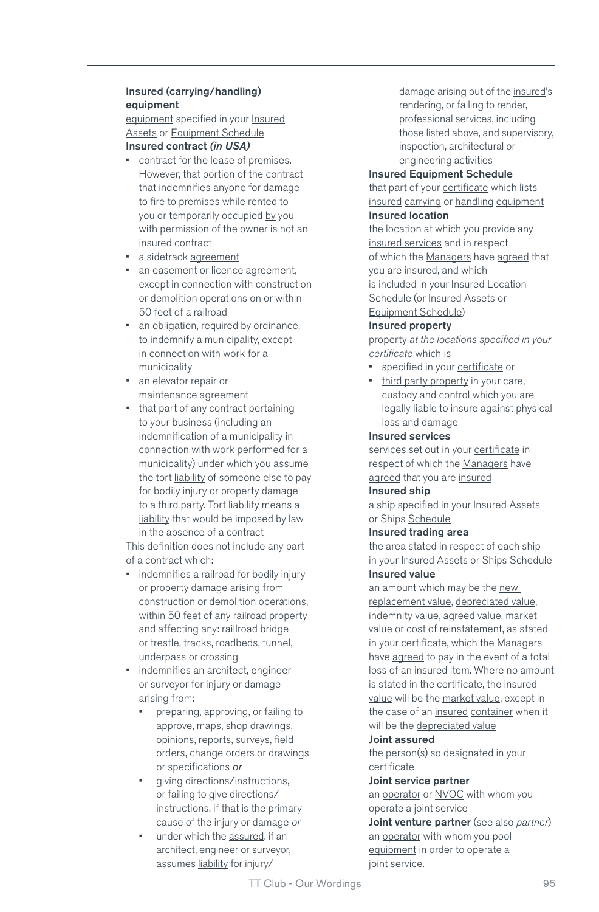**Insured (carrying/handling) equipment**
equipment specified in your Insured Assets or Equipment Schedule

**Insured contract** ***(in USA)***

- contract for the lease of premises. However, that portion of the contract that indemnifies anyone for damage to fire to premises while rented to you or temporarily occupied by you with permission of the owner is not an insured contract
- a sidetrack agreement
- an easement or licence agreement, except in connection with construction or demolition operations on or within 50 feet of a railroad
- an obligation, required by ordinance, to indemnify a municipality, except in connection with work for a municipality
- an elevator repair or maintenance agreement
- that part of any contract pertaining to your business (including an indemnification of a municipality in connection with work performed for a municipality) under which you assume the tort liability of someone else to pay for bodily injury or property damage to a third party. Tort liability means a liability that would be imposed by law in the absence of a contract

This definition does not include any part of a contract which:

- indemnifies a railroad for bodily injury or property damage arising from construction or demolition operations, within 50 feet of any railroad property and affecting any: railroad bridge or trestle, tracks, roadbeds, tunnel, underpass or crossing
- indemnifies an architect, engineer or surveyor for injury or damage arising from:
  - preparing, approving, or failing to approve, maps, shop drawings, opinions, reports, surveys, field orders, change orders or drawings or specifications *or*
  - giving directions/instructions, or failing to give directions/instructions, if that is the primary cause of the injury or damage *or*
  - under which the assured, if an architect, engineer or surveyor, assumes liability for injury/damage arising out of the insured's rendering, or failing to render, professional services, including those listed above, and supervisory, inspection, architectural or engineering activities

**Insured Equipment Schedule**
that part of your certificate which lists insured carrying or handling equipment

**Insured location**
the location at which you provide any insured services and in respect of which the Managers have agreed that you are insured, and which is included in your Insured Location Schedule (or Insured Assets or Equipment Schedule)

**Insured property**
property *at the locations specified in your certificate* which is

- specified in your certificate or
- third party property in your care, custody and control which you are legally liable to insure against physical loss and damage

**Insured services**
services set out in your certificate in respect of which the Managers have agreed that you are insured

**Insured ship**
a ship specified in your Insured Assets or Ships Schedule

**Insured trading area**
the area stated in respect of each ship in your Insured Assets or Ships Schedule

**Insured value**
an amount which may be the new replacement value, depreciated value, indemnity value, agreed value, market value or cost of reinstatement, as stated in your certificate, which the Managers have agreed to pay in the event of a total loss of an insured item. Where no amount is stated in the certificate, the insured value will be the market value, except in the case of an insured container when it will be the depreciated value

**Joint assured**
the person(s) so designated in your certificate

**Joint service partner**
an operator or NVOC with whom you operate a joint service

**Joint venture partner** (see also *partner*)
an operator with whom you pool equipment in order to operate a joint service.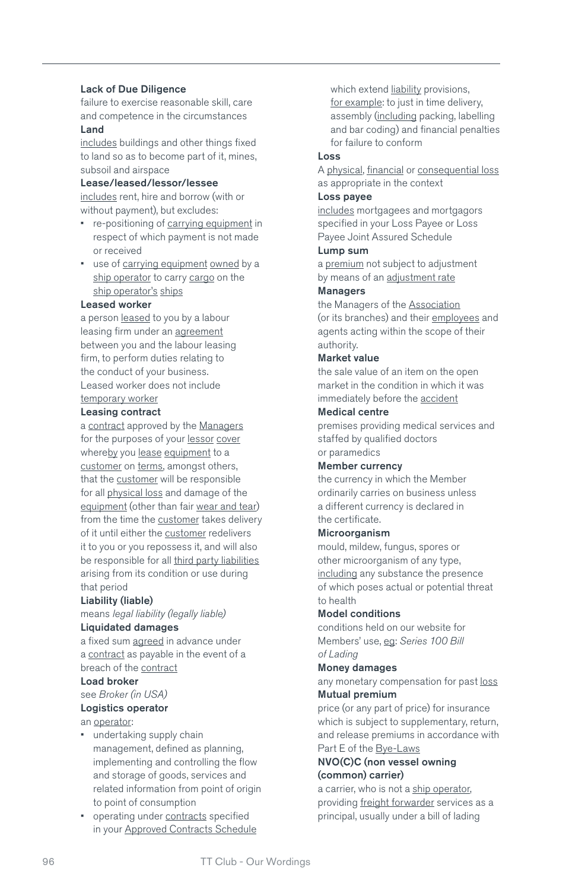**Lack of Due Diligence**
failure to exercise reasonable skill, care and competence in the circumstances

**Land**
includes buildings and other things fixed to land so as to become part of it, mines, subsoil and airspace

**Lease/leased/lessor/lessee**
includes rent, hire and borrow (with or without payment), but excludes:

- re-positioning of carrying equipment in respect of which payment is not made or received
- use of carrying equipment owned by a ship operator to carry cargo on the ship operator's ships

**Leased worker**
a person leased to you by a labour leasing firm under an agreement between you and the labour leasing firm, to perform duties relating to the conduct of your business. Leased worker does not include temporary worker

**Leasing contract**
a contract approved by the Managers for the purposes of your lessor cover whereby you lease equipment to a customer on terms, amongst others, that the customer will be responsible for all physical loss and damage of the equipment (other than fair wear and tear) from the time the customer takes delivery of it until either the customer redelivers it to you or you repossess it, and will also be responsible for all third party liabilities arising from its condition or use during that period

**Liability (liable)**
means *legal liability (legally liable)*

**Liquidated damages**
a fixed sum agreed in advance under a contract as payable in the event of a breach of the contract

**Load broker**
see *Broker (in USA)*

**Logistics operator**
an operator:

- undertaking supply chain management, defined as planning, implementing and controlling the flow and storage of goods, services and related information from point of origin to point of consumption
- operating under contracts specified in your Approved Contracts Schedule which extend liability provisions, for example: to just in time delivery, assembly (including packing, labelling and bar coding) and financial penalties for failure to conform

**Loss**
A physical, financial or consequential loss as appropriate in the context

**Loss payee**
includes mortgagees and mortgagors specified in your Loss Payee or Loss Payee Joint Assured Schedule

**Lump sum**
a premium not subject to adjustment by means of an adjustment rate

**Managers**
the Managers of the Association (or its branches) and their employees and agents acting within the scope of their authority.

**Market value**
the sale value of an item on the open market in the condition in which it was immediately before the accident

**Medical centre**
premises providing medical services and staffed by qualified doctors or paramedics

**Member currency**
the currency in which the Member ordinarily carries on business unless a different currency is declared in the certificate.

**Microorganism**
mould, mildew, fungus, spores or other microorganism of any type, including any substance the presence of which poses actual or potential threat to health

**Model conditions**
conditions held on our website for Members' use, eg: *Series 100 Bill of Lading*

**Money damages**
any monetary compensation for past loss

**Mutual premium**
price (or any part of price) for insurance which is subject to supplementary, return, and release premiums in accordance with Part E of the Bye-Laws

**NVO(C)C (non vessel owning (common) carrier)**
a carrier, who is not a ship operator, providing freight forwarder services as a principal, usually under a bill of lading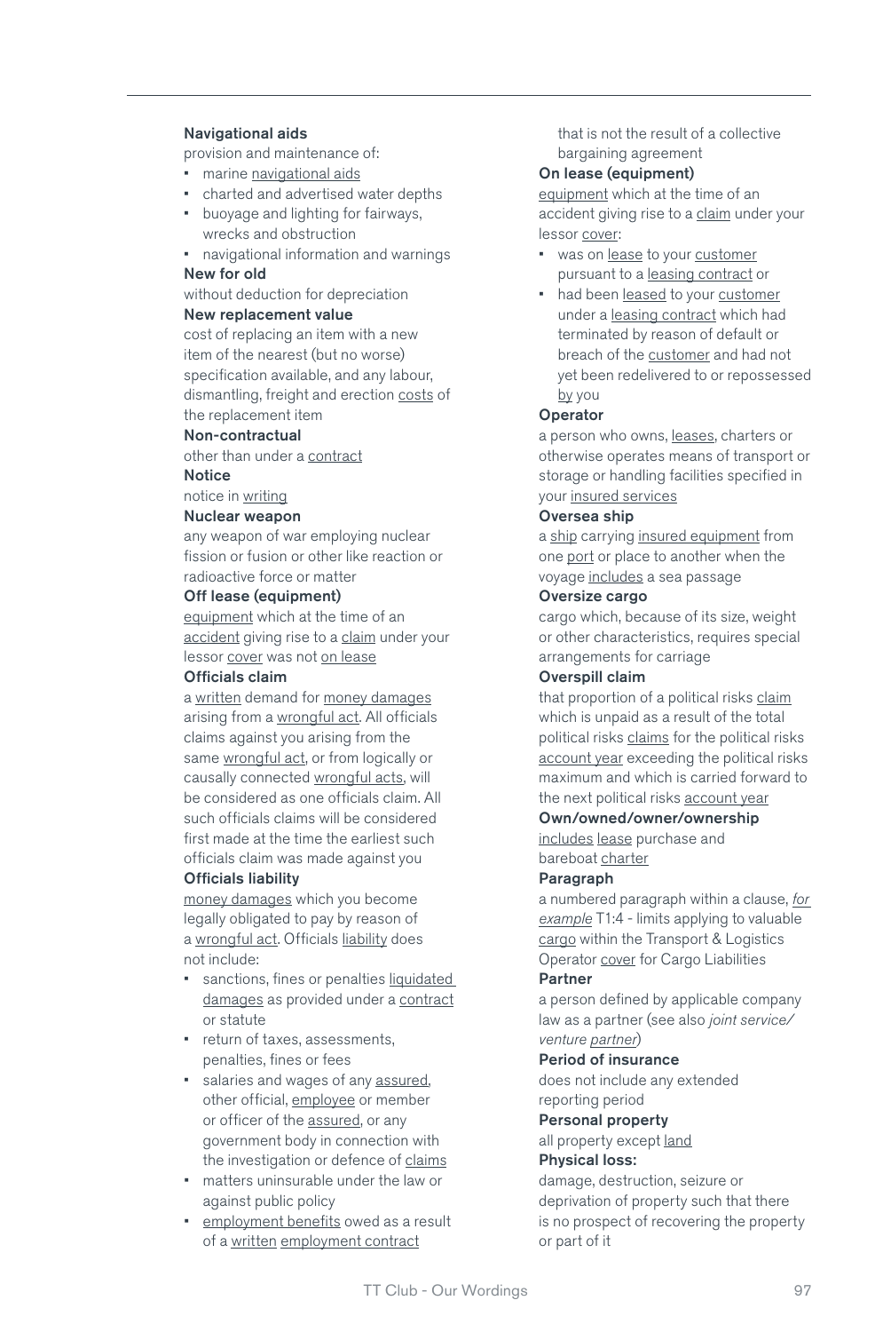**Navigational aids**

provision and maintenance of:

- marine navigational aids
- charted and advertised water depths
- buoyage and lighting for fairways, wrecks and obstruction
- navigational information and warnings

**New for old**

without deduction for depreciation

**New replacement value**

cost of replacing an item with a new item of the nearest (but no worse) specification available, and any labour, dismantling, freight and erection costs of the replacement item

**Non-contractual**

other than under a contract

**Notice**

notice in writing

**Nuclear weapon**

any weapon of war employing nuclear fission or fusion or other like reaction or radioactive force or matter

**Off lease (equipment)**

equipment which at the time of an accident giving rise to a claim under your lessor cover was not on lease

**Officials claim**

a written demand for money damages arising from a wrongful act. All officials claims against you arising from the same wrongful act, or from logically or causally connected wrongful acts, will be considered as one officials claim. All such officials claims will be considered first made at the time the earliest such officials claim was made against you

**Officials liability**

money damages which you become legally obligated to pay by reason of a wrongful act. Officials liability does not include:

- sanctions, fines or penalties liquidated damages as provided under a contract or statute
- return of taxes, assessments, penalties, fines or fees
- salaries and wages of any assured, other official, employee or member or officer of the assured, or any government body in connection with the investigation or defence of claims
- matters uninsurable under the law or against public policy
- employment benefits owed as a result of a written employment contract that is not the result of a collective bargaining agreement

**On lease (equipment)**

equipment which at the time of an accident giving rise to a claim under your lessor cover:

- was on lease to your customer pursuant to a leasing contract or
- had been leased to your customer under a leasing contract which had terminated by reason of default or breach of the customer and had not yet been redelivered to or repossessed by you

**Operator**

a person who owns, leases, charters or otherwise operates means of transport or storage or handling facilities specified in your insured services

**Oversea ship**

a ship carrying insured equipment from one port or place to another when the voyage includes a sea passage

**Oversize cargo**

cargo which, because of its size, weight or other characteristics, requires special arrangements for carriage

**Overspill claim**

that proportion of a political risks claim which is unpaid as a result of the total political risks claims for the political risks account year exceeding the political risks maximum and which is carried forward to the next political risks account year

**Own/owned/owner/ownership**

includes lease purchase and bareboat charter

**Paragraph**

a numbered paragraph within a clause, *for example* T1:4 - limits applying to valuable cargo within the Transport & Logistics Operator cover for Cargo Liabilities

**Partner**

a person defined by applicable company law as a partner (see also *joint service/ venture partner*)

**Period of insurance**

does not include any extended reporting period

**Personal property**

all property except land

**Physical loss:**

damage, destruction, seizure or deprivation of property such that there is no prospect of recovering the property or part of it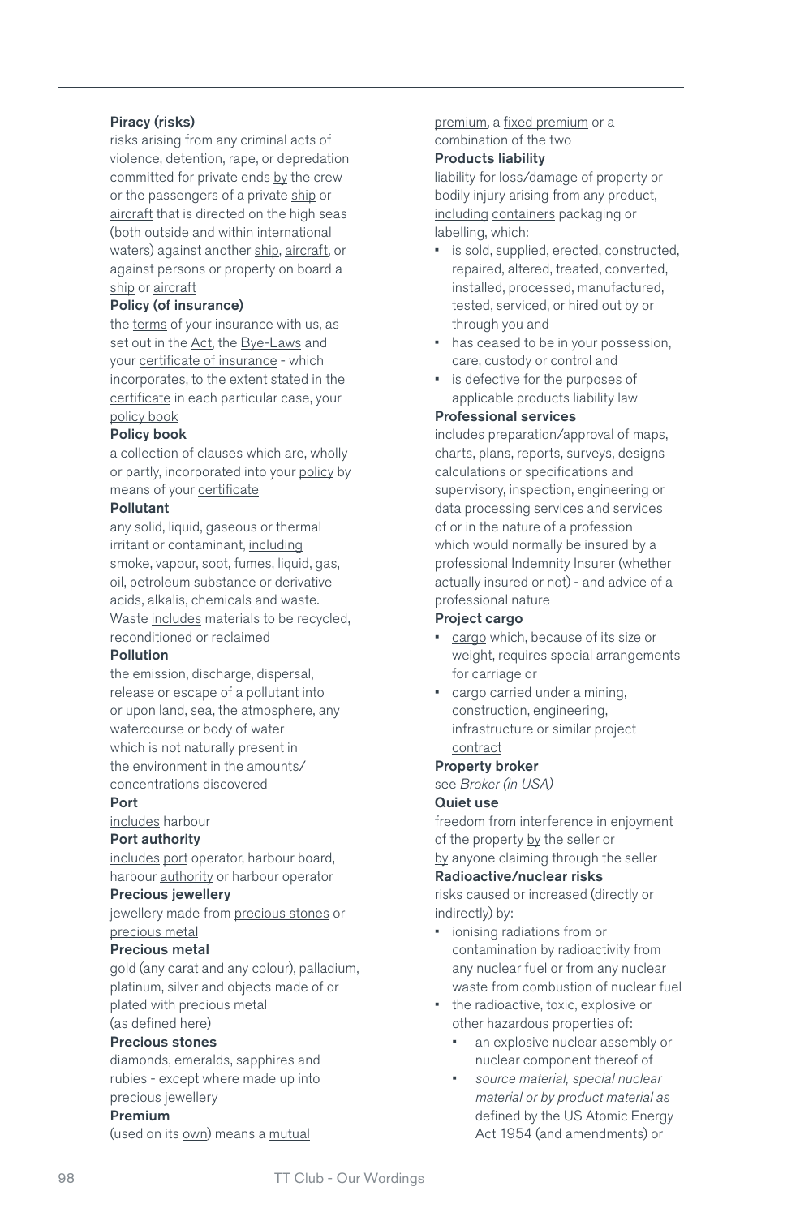**Piracy (risks)**
risks arising from any criminal acts of violence, detention, rape, or depredation committed for private ends by the crew or the passengers of a private ship or aircraft that is directed on the high seas (both outside and within international waters) against another ship, aircraft, or against persons or property on board a ship or aircraft

**Policy (of insurance)**
the terms of your insurance with us, as set out in the Act, the Bye-Laws and your certificate of insurance - which incorporates, to the extent stated in the certificate in each particular case, your policy book

**Policy book**
a collection of clauses which are, wholly or partly, incorporated into your policy by means of your certificate

**Pollutant**
any solid, liquid, gaseous or thermal irritant or contaminant, including smoke, vapour, soot, fumes, liquid, gas, oil, petroleum substance or derivative acids, alkalis, chemicals and waste. Waste includes materials to be recycled, reconditioned or reclaimed

**Pollution**
the emission, discharge, dispersal, release or escape of a pollutant into or upon land, sea, the atmosphere, any watercourse or body of water which is not naturally present in the environment in the amounts/concentrations discovered

**Port**
includes harbour

**Port authority**
includes port operator, harbour board, harbour authority or harbour operator

**Precious jewellery**
jewellery made from precious stones or precious metal

**Precious metal**
gold (any carat and any colour), palladium, platinum, silver and objects made of or plated with precious metal (as defined here)

**Precious stones**
diamonds, emeralds, sapphires and rubies - except where made up into precious jewellery

**Premium**
(used on its own) means a mutual premium, a fixed premium or a combination of the two

**Products liability**
liability for loss/damage of property or bodily injury arising from any product, including containers packaging or labelling, which:

- is sold, supplied, erected, constructed, repaired, altered, treated, converted, installed, processed, manufactured, tested, serviced, or hired out by or through you and
- has ceased to be in your possession, care, custody or control and
- is defective for the purposes of applicable products liability law

**Professional services**
includes preparation/approval of maps, charts, plans, reports, surveys, designs calculations or specifications and supervisory, inspection, engineering or data processing services and services of or in the nature of a profession which would normally be insured by a professional Indemnity Insurer (whether actually insured or not) - and advice of a professional nature

**Project cargo**

- cargo which, because of its size or weight, requires special arrangements for carriage or
- cargo carried under a mining, construction, engineering, infrastructure or similar project contract

**Property broker**
see *Broker (in USA)*

**Quiet use**
freedom from interference in enjoyment of the property by the seller or by anyone claiming through the seller

**Radioactive/nuclear risks**
risks caused or increased (directly or indirectly) by:

- ionising radiations from or contamination by radioactivity from any nuclear fuel or from any nuclear waste from combustion of nuclear fuel
- the radioactive, toxic, explosive or other hazardous properties of:
  - an explosive nuclear assembly or nuclear component thereof of
  - *source material, special nuclear material or by product material as* defined by the US Atomic Energy Act 1954 (and amendments) or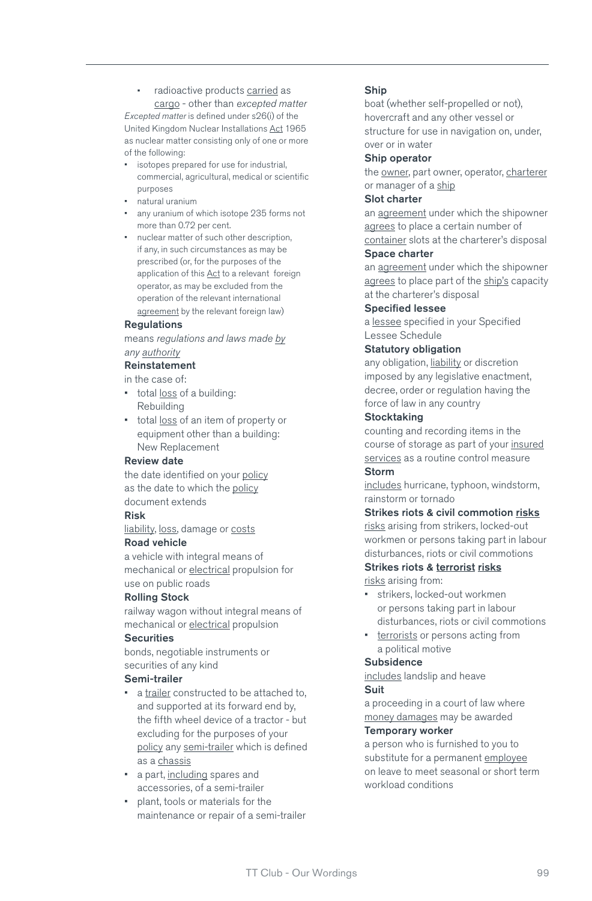- radioactive products carried as cargo - other than *excepted matter*

*Excepted matter* is defined under s26(i) of the United Kingdom Nuclear Installations Act 1965 as nuclear matter consisting only of one or more of the following:

- isotopes prepared for use for industrial, commercial, agricultural, medical or scientific purposes
- natural uranium
- any uranium of which isotope 235 forms not more than 0.72 per cent.
- nuclear matter of such other description, if any, in such circumstances as may be prescribed (or, for the purposes of the application of this Act to a relevant foreign operator, as may be excluded from the operation of the relevant international agreement by the relevant foreign law)

**Regulations**

means *regulations and laws made by any authority*

**Reinstatement**

in the case of:

- total loss of a building: Rebuilding
- total loss of an item of property or equipment other than a building: New Replacement

**Review date**

the date identified on your policy as the date to which the policy document extends

**Risk**

liability, loss, damage or costs

**Road vehicle**

a vehicle with integral means of mechanical or electrical propulsion for use on public roads

**Rolling Stock**

railway wagon without integral means of mechanical or electrical propulsion

**Securities**

bonds, negotiable instruments or securities of any kind

**Semi-trailer**

- a trailer constructed to be attached to, and supported at its forward end by, the fifth wheel device of a tractor - but excluding for the purposes of your policy any semi-trailer which is defined as a chassis
- a part, including spares and accessories, of a semi-trailer
- plant, tools or materials for the maintenance or repair of a semi-trailer

**Ship**

boat (whether self-propelled or not), hovercraft and any other vessel or structure for use in navigation on, under, over or in water

**Ship operator**

the owner, part owner, operator, charterer or manager of a ship

**Slot charter**

an agreement under which the shipowner agrees to place a certain number of container slots at the charterer's disposal

**Space charter**

an agreement under which the shipowner agrees to place part of the ship's capacity at the charterer's disposal

**Specified lessee**

a lessee specified in your Specified Lessee Schedule

**Statutory obligation**

any obligation, liability or discretion imposed by any legislative enactment, decree, order or regulation having the force of law in any country

**Stocktaking**

counting and recording items in the course of storage as part of your insured services as a routine control measure

**Storm**

includes hurricane, typhoon, windstorm, rainstorm or tornado

**Strikes riots & civil commotion risks**

risks arising from strikers, locked-out workmen or persons taking part in labour disturbances, riots or civil commotions

**Strikes riots & terrorist risks**

risks arising from:

- strikers, locked-out workmen or persons taking part in labour disturbances, riots or civil commotions
- terrorists or persons acting from a political motive

**Subsidence**

includes landslip and heave

**Suit**

a proceeding in a court of law where money damages may be awarded

**Temporary worker**

a person who is furnished to you to substitute for a permanent employee on leave to meet seasonal or short term workload conditions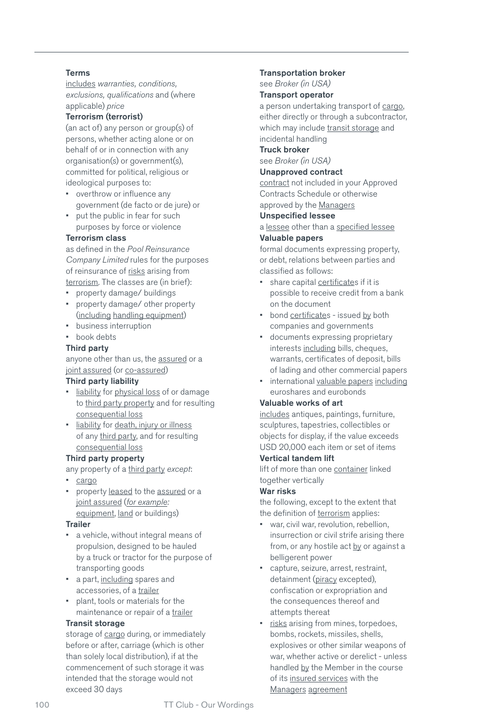**Terms**

includes *warranties, conditions, exclusions, qualifications* and (where applicable) *price*

**Terrorism (terrorist)**

(an act of) any person or group(s) of persons, whether acting alone or on behalf of or in connection with any organisation(s) or government(s), committed for political, religious or ideological purposes to:

- overthrow or influence any government (de facto or de jure) or
- put the public in fear for such purposes by force or violence

**Terrorism class**

as defined in the *Pool Reinsurance Company Limited* rules for the purposes of reinsurance of risks arising from terrorism. The classes are (in brief):

- property damage/ buildings
- property damage/ other property (including handling equipment)
- business interruption
- book debts

**Third party**

anyone other than us, the assured or a joint assured (or co-assured)

**Third party liability**

- liability for physical loss of or damage to third party property and for resulting consequential loss
- liability for death, injury or illness of any third party, and for resulting consequential loss

**Third party property**

any property of a third party *except*:

- cargo
- property leased to the assured or a joint assured (*for example:* equipment, land or buildings)

**Trailer**

- a vehicle, without integral means of propulsion, designed to be hauled by a truck or tractor for the purpose of transporting goods
- a part, including spares and accessories, of a trailer
- plant, tools or materials for the maintenance or repair of a trailer

**Transit storage**

storage of cargo during, or immediately before or after, carriage (which is other than solely local distribution), if at the commencement of such storage it was intended that the storage would not exceed 30 days

**Transportation broker**

see *Broker (in USA)*

**Transport operator**

a person undertaking transport of cargo, either directly or through a subcontractor, which may include transit storage and incidental handling

**Truck broker**

see *Broker (in USA)*

**Unapproved contract**

contract not included in your Approved Contracts Schedule or otherwise approved by the Managers

**Unspecified lessee**

a lessee other than a specified lessee

**Valuable papers**

formal documents expressing property, or debt, relations between parties and classified as follows:

- share capital certificates if it is possible to receive credit from a bank on the document
- bond certificates - issued by both companies and governments
- documents expressing proprietary interests including bills, cheques, warrants, certificates of deposit, bills of lading and other commercial papers
- international valuable papers including euroshares and eurobonds

**Valuable works of art**

includes antiques, paintings, furniture, sculptures, tapestries, collectibles or objects for display, if the value exceeds USD 20,000 each item or set of items

**Vertical tandem lift**

lift of more than one container linked together vertically

**War risks**

the following, except to the extent that the definition of terrorism applies:

- war, civil war, revolution, rebellion, insurrection or civil strife arising there from, or any hostile act by or against a belligerent power
- capture, seizure, arrest, restraint, detainment (piracy excepted), confiscation or expropriation and the consequences thereof and attempts thereat
- risks arising from mines, torpedoes, bombs, rockets, missiles, shells, explosives or other similar weapons of war, whether active or derelict - unless handled by the Member in the course of its insured services with the Managers agreement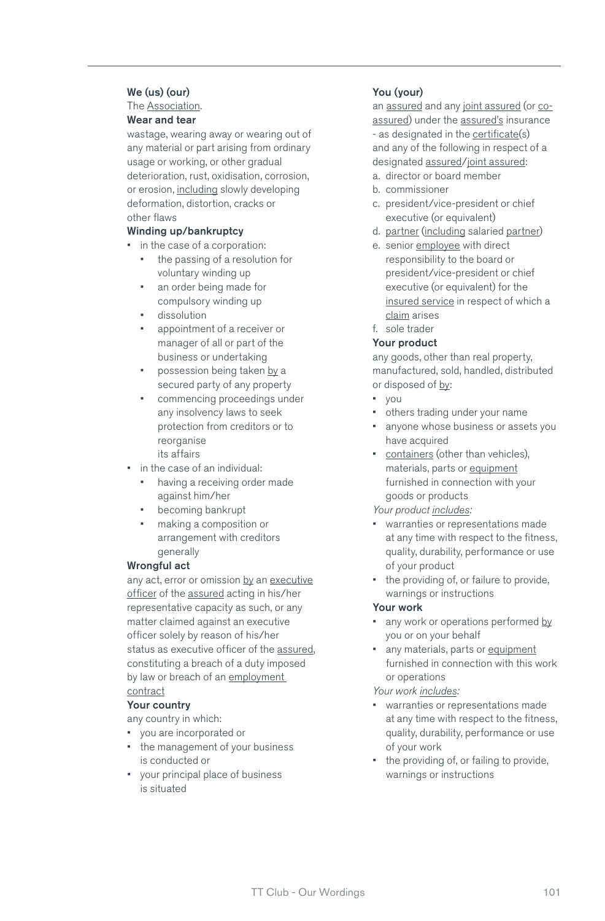**We (us) (our)**

The Association.

**Wear and tear**

wastage, wearing away or wearing out of any material or part arising from ordinary usage or working, or other gradual deterioration, rust, oxidisation, corrosion, or erosion, including slowly developing deformation, distortion, cracks or other flaws

**Winding up/bankruptcy**

- in the case of a corporation:
  - the passing of a resolution for voluntary winding up
  - an order being made for compulsory winding up
  - dissolution
  - appointment of a receiver or manager of all or part of the business or undertaking
  - possession being taken by a secured party of any property
  - commencing proceedings under any insolvency laws to seek protection from creditors or to reorganise its affairs
- in the case of an individual:
  - having a receiving order made against him/her
  - becoming bankrupt
  - making a composition or arrangement with creditors generally

**Wrongful act**

any act, error or omission by an executive officer of the assured acting in his/her representative capacity as such, or any matter claimed against an executive officer solely by reason of his/her status as executive officer of the assured, constituting a breach of a duty imposed by law or breach of an employment contract

**Your country**

any country in which:

- you are incorporated or
- the management of your business is conducted or
- your principal place of business is situated

**You (your)**

an assured and any joint assured (or co-assured) under the assured's insurance - as designated in the certificate(s) and any of the following in respect of a designated assured/joint assured:

a. director or board member
b. commissioner
c. president/vice-president or chief executive (or equivalent)
d. partner (including salaried partner)
e. senior employee with direct responsibility to the board or president/vice-president or chief executive (or equivalent) for the insured service in respect of which a claim arises
f. sole trader

**Your product**

any goods, other than real property, manufactured, sold, handled, distributed or disposed of by:

- you
- others trading under your name
- anyone whose business or assets you have acquired
- containers (other than vehicles), materials, parts or equipment furnished in connection with your goods or products

*Your product includes:*

- warranties or representations made at any time with respect to the fitness, quality, durability, performance or use of your product
- the providing of, or failure to provide, warnings or instructions

**Your work**

- any work or operations performed by you or on your behalf
- any materials, parts or equipment furnished in connection with this work or operations

*Your work includes:*

- warranties or representations made at any time with respect to the fitness, quality, durability, performance or use of your work
- the providing of, or failing to provide, warnings or instructions